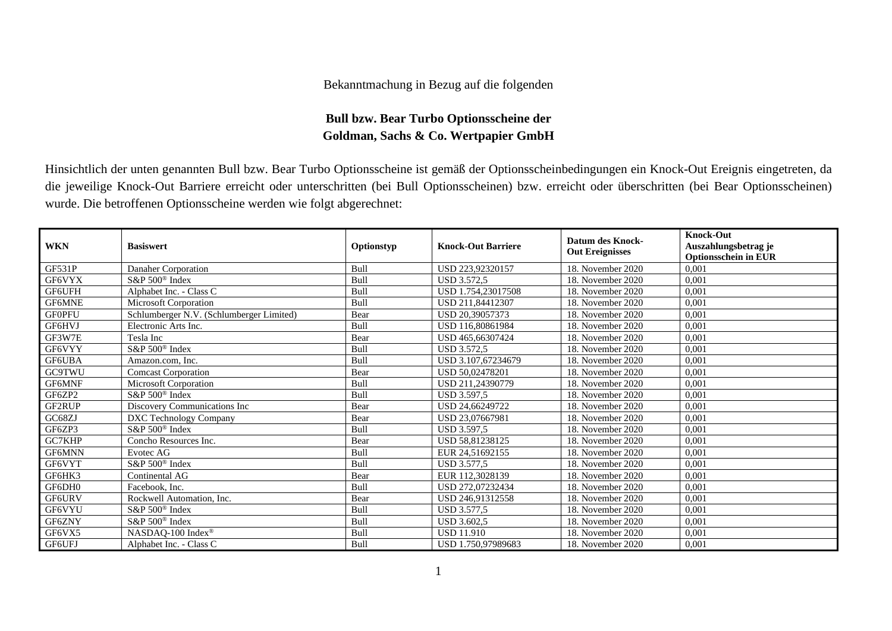Bekanntmachung in Bezug auf die folgenden

**Bull bzw. Bear Turbo Optionsscheine der**
**Goldman, Sachs & Co. Wertpapier GmbH**

Hinsichtlich der unten genannten Bull bzw. Bear Turbo Optionsscheine ist gemäß der Optionsscheinbedingungen ein Knock-Out Ereignis eingetreten, da die jeweilige Knock-Out Barriere erreicht oder unterschritten (bei Bull Optionsscheinen) bzw. erreicht oder überschritten (bei Bear Optionsscheinen) wurde. Die betroffenen Optionsscheine werden wie folgt abgerechnet:

| WKN | Basiswert | Optionstyp | Knock-Out Barriere | Datum des Knock-Out Ereignisses | Knock-Out Auszahlungsbetrag je Optionsschein in EUR |
|---|---|---|---|---|---|
| GF531P | Danaher Corporation | Bull | USD 223,92320157 | 18. November 2020 | 0,001 |
| GF6VYX | S&P 500® Index | Bull | USD 3.572,5 | 18. November 2020 | 0,001 |
| GF6UFH | Alphabet Inc. - Class C | Bull | USD 1.754,23017508 | 18. November 2020 | 0,001 |
| GF6MNE | Microsoft Corporation | Bull | USD 211,84412307 | 18. November 2020 | 0,001 |
| GF0PFU | Schlumberger N.V. (Schlumberger Limited) | Bear | USD 20,39057373 | 18. November 2020 | 0,001 |
| GF6HVJ | Electronic Arts Inc. | Bull | USD 116,80861984 | 18. November 2020 | 0,001 |
| GF3W7E | Tesla Inc | Bear | USD 465,66307424 | 18. November 2020 | 0,001 |
| GF6VYY | S&P 500® Index | Bull | USD 3.572,5 | 18. November 2020 | 0,001 |
| GF6UBA | Amazon.com, Inc. | Bull | USD 3.107,67234679 | 18. November 2020 | 0,001 |
| GC9TWU | Comcast Corporation | Bear | USD 50,02478201 | 18. November 2020 | 0,001 |
| GF6MNF | Microsoft Corporation | Bull | USD 211,24390779 | 18. November 2020 | 0,001 |
| GF6ZP2 | S&P 500® Index | Bull | USD 3.597,5 | 18. November 2020 | 0,001 |
| GF2RUP | Discovery Communications Inc | Bear | USD 24,66249722 | 18. November 2020 | 0,001 |
| GC68ZJ | DXC Technology Company | Bear | USD 23,07667981 | 18. November 2020 | 0,001 |
| GF6ZP3 | S&P 500® Index | Bull | USD 3.597,5 | 18. November 2020 | 0,001 |
| GC7KHP | Concho Resources Inc. | Bear | USD 58,81238125 | 18. November 2020 | 0,001 |
| GF6MNN | Evotec AG | Bull | EUR 24,51692155 | 18. November 2020 | 0,001 |
| GF6VYT | S&P 500® Index | Bull | USD 3.577,5 | 18. November 2020 | 0,001 |
| GF6HK3 | Continental AG | Bear | EUR 112,3028139 | 18. November 2020 | 0,001 |
| GF6DH0 | Facebook, Inc. | Bull | USD 272,07232434 | 18. November 2020 | 0,001 |
| GF6URV | Rockwell Automation, Inc. | Bear | USD 246,91312558 | 18. November 2020 | 0,001 |
| GF6VYU | S&P 500® Index | Bull | USD 3.577,5 | 18. November 2020 | 0,001 |
| GF6ZNY | S&P 500® Index | Bull | USD 3.602,5 | 18. November 2020 | 0,001 |
| GF6VX5 | NASDAQ-100 Index® | Bull | USD 11.910 | 18. November 2020 | 0,001 |
| GF6UFJ | Alphabet Inc. - Class C | Bull | USD 1.750,97989683 | 18. November 2020 | 0,001 |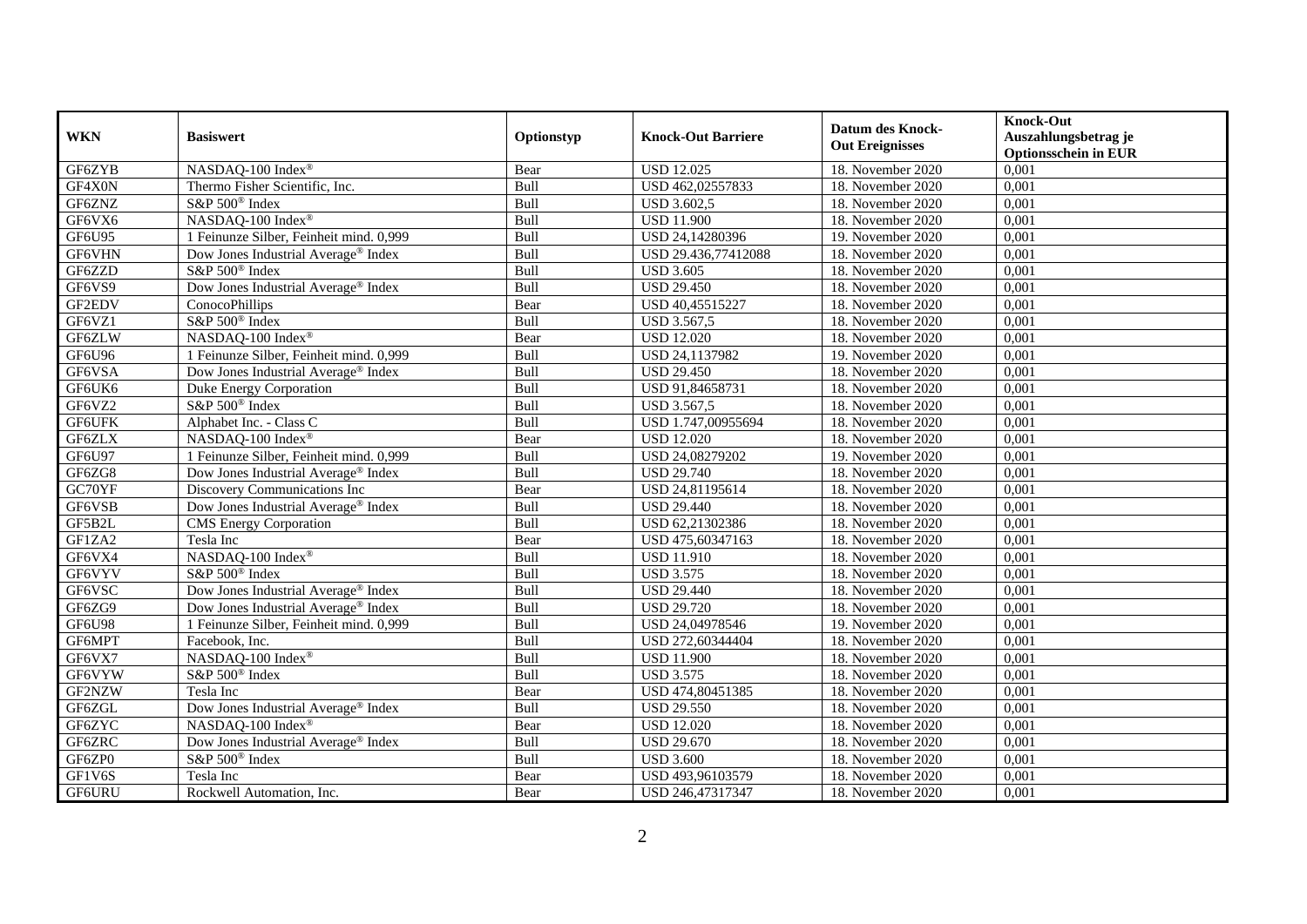| WKN | Basiswert | Optionstyp | Knock-Out Barriere | Datum des Knock-Out Ereignisses | Knock-Out Auszahlungsbetrag je Optionsschein in EUR |
|---|---|---|---|---|---|
| GF6ZYB | NASDAQ-100 Index® | Bear | USD 12.025 | 18. November 2020 | 0,001 |
| GF4X0N | Thermo Fisher Scientific, Inc. | Bull | USD 462,02557833 | 18. November 2020 | 0,001 |
| GF6ZNZ | S&P 500® Index | Bull | USD 3.602,5 | 18. November 2020 | 0,001 |
| GF6VX6 | NASDAQ-100 Index® | Bull | USD 11.900 | 18. November 2020 | 0,001 |
| GF6U95 | 1 Feinunze Silber, Feinheit mind. 0,999 | Bull | USD 24,14280396 | 19. November 2020 | 0,001 |
| GF6VHN | Dow Jones Industrial Average® Index | Bull | USD 29.436,77412088 | 18. November 2020 | 0,001 |
| GF6ZZD | S&P 500® Index | Bull | USD 3.605 | 18. November 2020 | 0,001 |
| GF6VS9 | Dow Jones Industrial Average® Index | Bull | USD 29.450 | 18. November 2020 | 0,001 |
| GF2EDV | ConocoPhillips | Bear | USD 40,45515227 | 18. November 2020 | 0,001 |
| GF6VZ1 | S&P 500® Index | Bull | USD 3.567,5 | 18. November 2020 | 0,001 |
| GF6ZLW | NASDAQ-100 Index® | Bear | USD 12.020 | 18. November 2020 | 0,001 |
| GF6U96 | 1 Feinunze Silber, Feinheit mind. 0,999 | Bull | USD 24,1137982 | 19. November 2020 | 0,001 |
| GF6VSA | Dow Jones Industrial Average® Index | Bull | USD 29.450 | 18. November 2020 | 0,001 |
| GF6UK6 | Duke Energy Corporation | Bull | USD 91,84658731 | 18. November 2020 | 0,001 |
| GF6VZ2 | S&P 500® Index | Bull | USD 3.567,5 | 18. November 2020 | 0,001 |
| GF6UFK | Alphabet Inc. - Class C | Bull | USD 1.747,00955694 | 18. November 2020 | 0,001 |
| GF6ZLX | NASDAQ-100 Index® | Bear | USD 12.020 | 18. November 2020 | 0,001 |
| GF6U97 | 1 Feinunze Silber, Feinheit mind. 0,999 | Bull | USD 24,08279202 | 19. November 2020 | 0,001 |
| GF6ZG8 | Dow Jones Industrial Average® Index | Bull | USD 29.740 | 18. November 2020 | 0,001 |
| GC70YF | Discovery Communications Inc | Bear | USD 24,81195614 | 18. November 2020 | 0,001 |
| GF6VSB | Dow Jones Industrial Average® Index | Bull | USD 29.440 | 18. November 2020 | 0,001 |
| GF5B2L | CMS Energy Corporation | Bull | USD 62,21302386 | 18. November 2020 | 0,001 |
| GF1ZA2 | Tesla Inc | Bear | USD 475,60347163 | 18. November 2020 | 0,001 |
| GF6VX4 | NASDAQ-100 Index® | Bull | USD 11.910 | 18. November 2020 | 0,001 |
| GF6VYV | S&P 500® Index | Bull | USD 3.575 | 18. November 2020 | 0,001 |
| GF6VSC | Dow Jones Industrial Average® Index | Bull | USD 29.440 | 18. November 2020 | 0,001 |
| GF6ZG9 | Dow Jones Industrial Average® Index | Bull | USD 29.720 | 18. November 2020 | 0,001 |
| GF6U98 | 1 Feinunze Silber, Feinheit mind. 0,999 | Bull | USD 24,04978546 | 19. November 2020 | 0,001 |
| GF6MPT | Facebook, Inc. | Bull | USD 272,60344404 | 18. November 2020 | 0,001 |
| GF6VX7 | NASDAQ-100 Index® | Bull | USD 11.900 | 18. November 2020 | 0,001 |
| GF6VYW | S&P 500® Index | Bull | USD 3.575 | 18. November 2020 | 0,001 |
| GF2NZW | Tesla Inc | Bear | USD 474,80451385 | 18. November 2020 | 0,001 |
| GF6ZGL | Dow Jones Industrial Average® Index | Bull | USD 29.550 | 18. November 2020 | 0,001 |
| GF6ZYC | NASDAQ-100 Index® | Bear | USD 12.020 | 18. November 2020 | 0,001 |
| GF6ZRC | Dow Jones Industrial Average® Index | Bull | USD 29.670 | 18. November 2020 | 0,001 |
| GF6ZP0 | S&P 500® Index | Bull | USD 3.600 | 18. November 2020 | 0,001 |
| GF1V6S | Tesla Inc | Bear | USD 493,96103579 | 18. November 2020 | 0,001 |
| GF6URU | Rockwell Automation, Inc. | Bear | USD 246,47317347 | 18. November 2020 | 0,001 |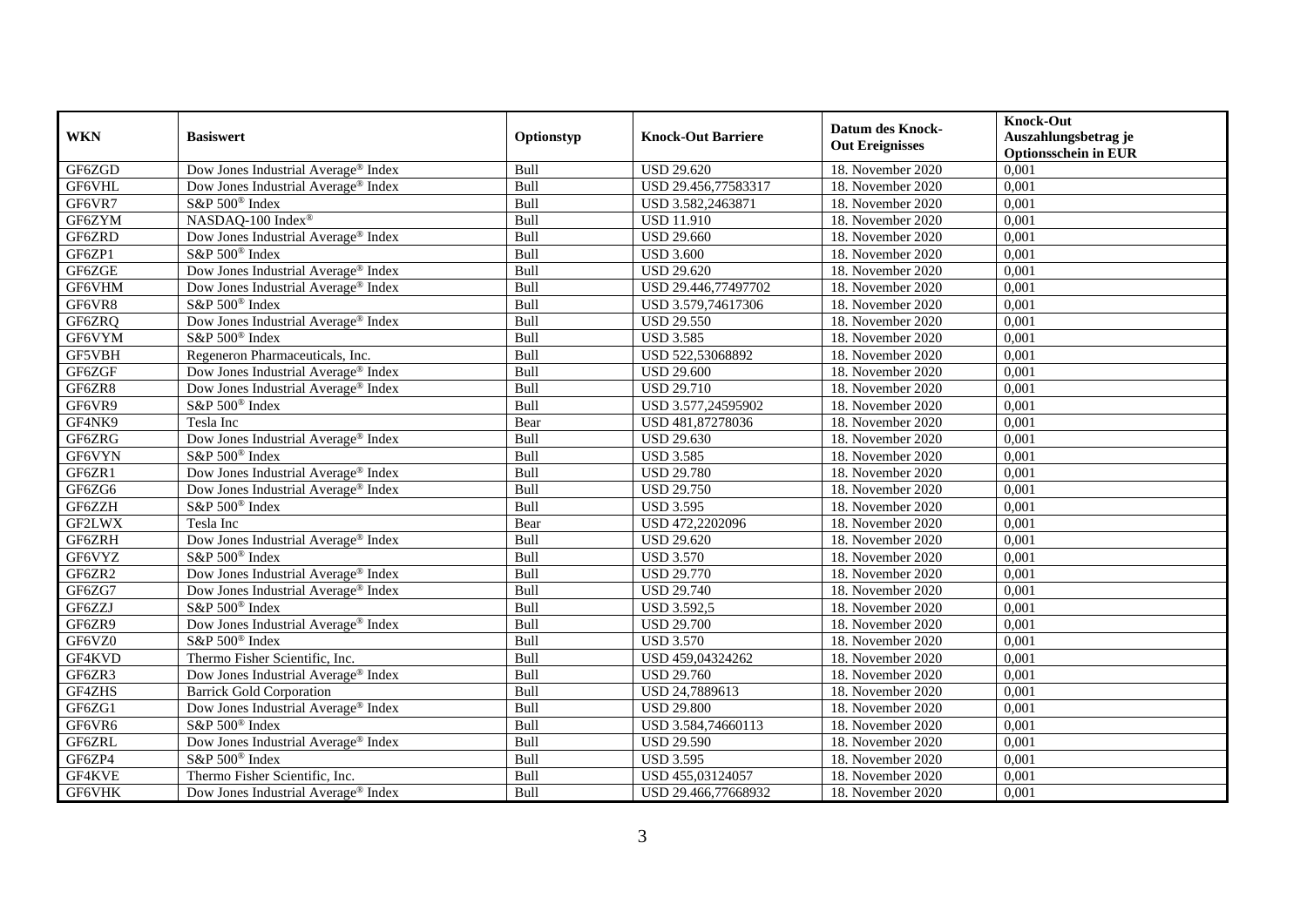| WKN | Basiswert | Optionstyp | Knock-Out Barriere | Datum des Knock-Out Ereignisses | Knock-Out Auszahlungsbetrag je Optionsschein in EUR |
|---|---|---|---|---|---|
| GF6ZGD | Dow Jones Industrial Average® Index | Bull | USD 29.620 | 18. November 2020 | 0,001 |
| GF6VHL | Dow Jones Industrial Average® Index | Bull | USD 29.456,77583317 | 18. November 2020 | 0,001 |
| GF6VR7 | S&P 500® Index | Bull | USD 3.582,2463871 | 18. November 2020 | 0,001 |
| GF6ZYM | NASDAQ-100 Index® | Bull | USD 11.910 | 18. November 2020 | 0,001 |
| GF6ZRD | Dow Jones Industrial Average® Index | Bull | USD 29.660 | 18. November 2020 | 0,001 |
| GF6ZP1 | S&P 500® Index | Bull | USD 3.600 | 18. November 2020 | 0,001 |
| GF6ZGE | Dow Jones Industrial Average® Index | Bull | USD 29.620 | 18. November 2020 | 0,001 |
| GF6VHM | Dow Jones Industrial Average® Index | Bull | USD 29.446,77497702 | 18. November 2020 | 0,001 |
| GF6VR8 | S&P 500® Index | Bull | USD 3.579,74617306 | 18. November 2020 | 0,001 |
| GF6ZRQ | Dow Jones Industrial Average® Index | Bull | USD 29.550 | 18. November 2020 | 0,001 |
| GF6VYM | S&P 500® Index | Bull | USD 3.585 | 18. November 2020 | 0,001 |
| GF5VBH | Regeneron Pharmaceuticals, Inc. | Bull | USD 522,53068892 | 18. November 2020 | 0,001 |
| GF6ZGF | Dow Jones Industrial Average® Index | Bull | USD 29.600 | 18. November 2020 | 0,001 |
| GF6ZR8 | Dow Jones Industrial Average® Index | Bull | USD 29.710 | 18. November 2020 | 0,001 |
| GF6VR9 | S&P 500® Index | Bull | USD 3.577,24595902 | 18. November 2020 | 0,001 |
| GF4NK9 | Tesla Inc | Bear | USD 481,87278036 | 18. November 2020 | 0,001 |
| GF6ZRG | Dow Jones Industrial Average® Index | Bull | USD 29.630 | 18. November 2020 | 0,001 |
| GF6VYN | S&P 500® Index | Bull | USD 3.585 | 18. November 2020 | 0,001 |
| GF6ZR1 | Dow Jones Industrial Average® Index | Bull | USD 29.780 | 18. November 2020 | 0,001 |
| GF6ZG6 | Dow Jones Industrial Average® Index | Bull | USD 29.750 | 18. November 2020 | 0,001 |
| GF6ZZH | S&P 500® Index | Bull | USD 3.595 | 18. November 2020 | 0,001 |
| GF2LWX | Tesla Inc | Bear | USD 472,2202096 | 18. November 2020 | 0,001 |
| GF6ZRH | Dow Jones Industrial Average® Index | Bull | USD 29.620 | 18. November 2020 | 0,001 |
| GF6VYZ | S&P 500® Index | Bull | USD 3.570 | 18. November 2020 | 0,001 |
| GF6ZR2 | Dow Jones Industrial Average® Index | Bull | USD 29.770 | 18. November 2020 | 0,001 |
| GF6ZG7 | Dow Jones Industrial Average® Index | Bull | USD 29.740 | 18. November 2020 | 0,001 |
| GF6ZZJ | S&P 500® Index | Bull | USD 3.592,5 | 18. November 2020 | 0,001 |
| GF6ZR9 | Dow Jones Industrial Average® Index | Bull | USD 29.700 | 18. November 2020 | 0,001 |
| GF6VZ0 | S&P 500® Index | Bull | USD 3.570 | 18. November 2020 | 0,001 |
| GF4KVD | Thermo Fisher Scientific, Inc. | Bull | USD 459,04324262 | 18. November 2020 | 0,001 |
| GF6ZR3 | Dow Jones Industrial Average® Index | Bull | USD 29.760 | 18. November 2020 | 0,001 |
| GF4ZHS | Barrick Gold Corporation | Bull | USD 24,7889613 | 18. November 2020 | 0,001 |
| GF6ZG1 | Dow Jones Industrial Average® Index | Bull | USD 29.800 | 18. November 2020 | 0,001 |
| GF6VR6 | S&P 500® Index | Bull | USD 3.584,74660113 | 18. November 2020 | 0,001 |
| GF6ZRL | Dow Jones Industrial Average® Index | Bull | USD 29.590 | 18. November 2020 | 0,001 |
| GF6ZP4 | S&P 500® Index | Bull | USD 3.595 | 18. November 2020 | 0,001 |
| GF4KVE | Thermo Fisher Scientific, Inc. | Bull | USD 455,03124057 | 18. November 2020 | 0,001 |
| GF6VHK | Dow Jones Industrial Average® Index | Bull | USD 29.466,77668932 | 18. November 2020 | 0,001 |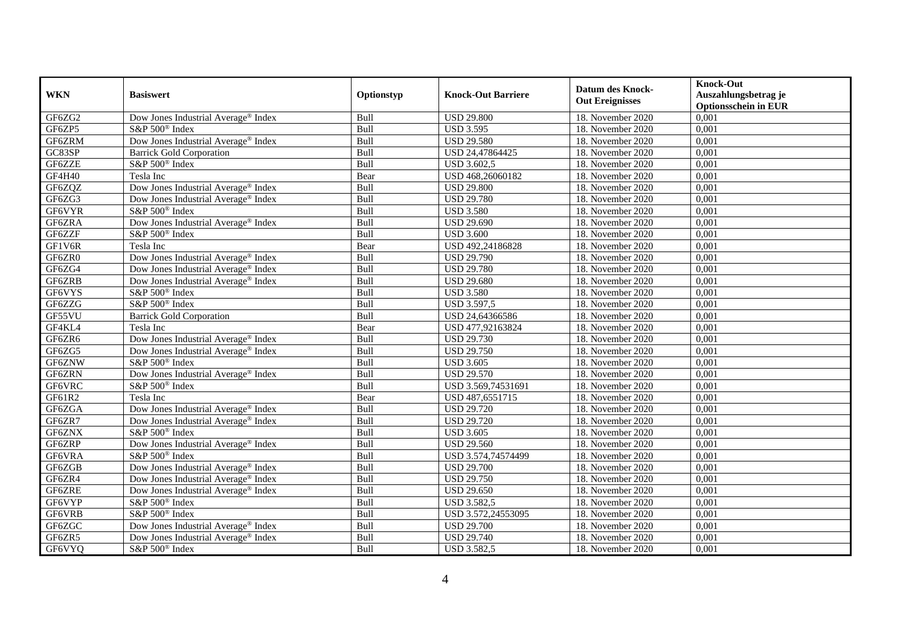| WKN | Basiswert | Optionstyp | Knock-Out Barriere | Datum des Knock-Out Ereignisses | Knock-Out Auszahlungsbetrag je Optionsschein in EUR |
|---|---|---|---|---|---|
| GF6ZG2 | Dow Jones Industrial Average® Index | Bull | USD 29.800 | 18. November 2020 | 0,001 |
| GF6ZP5 | S&P 500® Index | Bull | USD 3.595 | 18. November 2020 | 0,001 |
| GF6ZRM | Dow Jones Industrial Average® Index | Bull | USD 29.580 | 18. November 2020 | 0,001 |
| GC83SP | Barrick Gold Corporation | Bull | USD 24,47864425 | 18. November 2020 | 0,001 |
| GF6ZZE | S&P 500® Index | Bull | USD 3.602,5 | 18. November 2020 | 0,001 |
| GF4H40 | Tesla Inc | Bear | USD 468,26060182 | 18. November 2020 | 0,001 |
| GF6ZQZ | Dow Jones Industrial Average® Index | Bull | USD 29.800 | 18. November 2020 | 0,001 |
| GF6ZG3 | Dow Jones Industrial Average® Index | Bull | USD 29.780 | 18. November 2020 | 0,001 |
| GF6VYR | S&P 500® Index | Bull | USD 3.580 | 18. November 2020 | 0,001 |
| GF6ZRA | Dow Jones Industrial Average® Index | Bull | USD 29.690 | 18. November 2020 | 0,001 |
| GF6ZZF | S&P 500® Index | Bull | USD 3.600 | 18. November 2020 | 0,001 |
| GF1V6R | Tesla Inc | Bear | USD 492,24186828 | 18. November 2020 | 0,001 |
| GF6ZR0 | Dow Jones Industrial Average® Index | Bull | USD 29.790 | 18. November 2020 | 0,001 |
| GF6ZG4 | Dow Jones Industrial Average® Index | Bull | USD 29.780 | 18. November 2020 | 0,001 |
| GF6ZRB | Dow Jones Industrial Average® Index | Bull | USD 29.680 | 18. November 2020 | 0,001 |
| GF6VYS | S&P 500® Index | Bull | USD 3.580 | 18. November 2020 | 0,001 |
| GF6ZZG | S&P 500® Index | Bull | USD 3.597,5 | 18. November 2020 | 0,001 |
| GF55VU | Barrick Gold Corporation | Bull | USD 24,64366586 | 18. November 2020 | 0,001 |
| GF4KL4 | Tesla Inc | Bear | USD 477,92163824 | 18. November 2020 | 0,001 |
| GF6ZR6 | Dow Jones Industrial Average® Index | Bull | USD 29.730 | 18. November 2020 | 0,001 |
| GF6ZG5 | Dow Jones Industrial Average® Index | Bull | USD 29.750 | 18. November 2020 | 0,001 |
| GF6ZNW | S&P 500® Index | Bull | USD 3.605 | 18. November 2020 | 0,001 |
| GF6ZRN | Dow Jones Industrial Average® Index | Bull | USD 29.570 | 18. November 2020 | 0,001 |
| GF6VRC | S&P 500® Index | Bull | USD 3.569,74531691 | 18. November 2020 | 0,001 |
| GF61R2 | Tesla Inc | Bear | USD 487,6551715 | 18. November 2020 | 0,001 |
| GF6ZGA | Dow Jones Industrial Average® Index | Bull | USD 29.720 | 18. November 2020 | 0,001 |
| GF6ZR7 | Dow Jones Industrial Average® Index | Bull | USD 29.720 | 18. November 2020 | 0,001 |
| GF6ZNX | S&P 500® Index | Bull | USD 3.605 | 18. November 2020 | 0,001 |
| GF6ZRP | Dow Jones Industrial Average® Index | Bull | USD 29.560 | 18. November 2020 | 0,001 |
| GF6VRA | S&P 500® Index | Bull | USD 3.574,74574499 | 18. November 2020 | 0,001 |
| GF6ZGB | Dow Jones Industrial Average® Index | Bull | USD 29.700 | 18. November 2020 | 0,001 |
| GF6ZR4 | Dow Jones Industrial Average® Index | Bull | USD 29.750 | 18. November 2020 | 0,001 |
| GF6ZRE | Dow Jones Industrial Average® Index | Bull | USD 29.650 | 18. November 2020 | 0,001 |
| GF6VYP | S&P 500® Index | Bull | USD 3.582,5 | 18. November 2020 | 0,001 |
| GF6VRB | S&P 500® Index | Bull | USD 3.572,24553095 | 18. November 2020 | 0,001 |
| GF6ZGC | Dow Jones Industrial Average® Index | Bull | USD 29.700 | 18. November 2020 | 0,001 |
| GF6ZR5 | Dow Jones Industrial Average® Index | Bull | USD 29.740 | 18. November 2020 | 0,001 |
| GF6VYQ | S&P 500® Index | Bull | USD 3.582,5 | 18. November 2020 | 0,001 |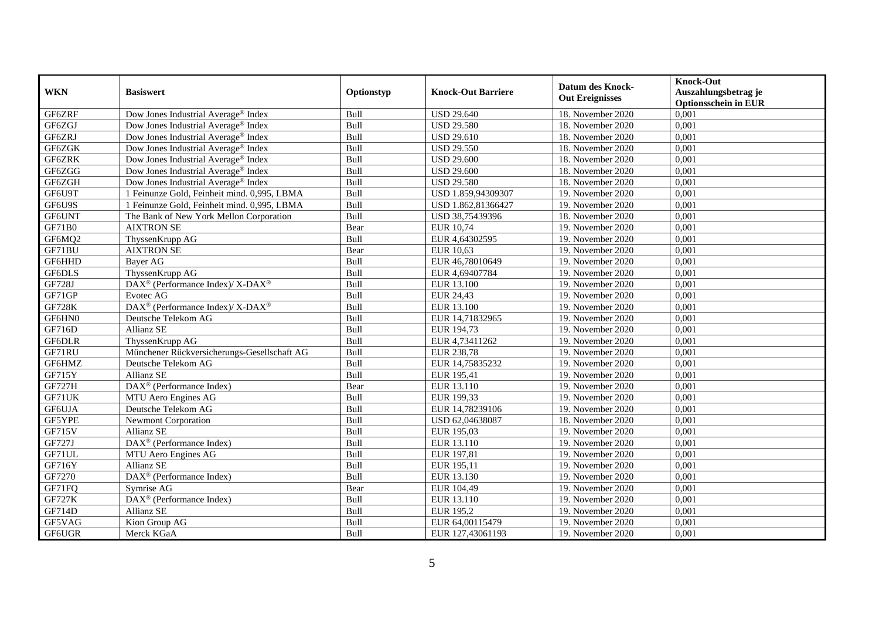| WKN | Basiswert | Optionstyp | Knock-Out Barriere | Datum des Knock-Out Ereignisses | Knock-Out Auszahlungsbetrag je Optionsschein in EUR |
|---|---|---|---|---|---|
| GF6ZRF | Dow Jones Industrial Average® Index | Bull | USD 29.640 | 18. November 2020 | 0,001 |
| GF6ZGJ | Dow Jones Industrial Average® Index | Bull | USD 29.580 | 18. November 2020 | 0,001 |
| GF6ZRJ | Dow Jones Industrial Average® Index | Bull | USD 29.610 | 18. November 2020 | 0,001 |
| GF6ZGK | Dow Jones Industrial Average® Index | Bull | USD 29.550 | 18. November 2020 | 0,001 |
| GF6ZRK | Dow Jones Industrial Average® Index | Bull | USD 29.600 | 18. November 2020 | 0,001 |
| GF6ZGG | Dow Jones Industrial Average® Index | Bull | USD 29.600 | 18. November 2020 | 0,001 |
| GF6ZGH | Dow Jones Industrial Average® Index | Bull | USD 29.580 | 18. November 2020 | 0,001 |
| GF6U9T | 1 Feinunze Gold, Feinheit mind. 0,995, LBMA | Bull | USD 1.859,94309307 | 19. November 2020 | 0,001 |
| GF6U9S | 1 Feinunze Gold, Feinheit mind. 0,995, LBMA | Bull | USD 1.862,81366427 | 19. November 2020 | 0,001 |
| GF6UNT | The Bank of New York Mellon Corporation | Bull | USD 38,75439396 | 18. November 2020 | 0,001 |
| GF71B0 | AIXTRON SE | Bear | EUR 10,74 | 19. November 2020 | 0,001 |
| GF6MQ2 | ThyssenKrupp AG | Bull | EUR 4,64302595 | 19. November 2020 | 0,001 |
| GF71BU | AIXTRON SE | Bear | EUR 10,63 | 19. November 2020 | 0,001 |
| GF6HHD | Bayer AG | Bull | EUR 46,78010649 | 19. November 2020 | 0,001 |
| GF6DLS | ThyssenKrupp AG | Bull | EUR 4,69407784 | 19. November 2020 | 0,001 |
| GF728J | DAX® (Performance Index)/ X-DAX® | Bull | EUR 13.100 | 19. November 2020 | 0,001 |
| GF71GP | Evotec AG | Bull | EUR 24,43 | 19. November 2020 | 0,001 |
| GF728K | DAX® (Performance Index)/ X-DAX® | Bull | EUR 13.100 | 19. November 2020 | 0,001 |
| GF6HN0 | Deutsche Telekom AG | Bull | EUR 14,71832965 | 19. November 2020 | 0,001 |
| GF716D | Allianz SE | Bull | EUR 194,73 | 19. November 2020 | 0,001 |
| GF6DLR | ThyssenKrupp AG | Bull | EUR 4,73411262 | 19. November 2020 | 0,001 |
| GF71RU | Münchener Rückversicherungs-Gesellschaft AG | Bull | EUR 238,78 | 19. November 2020 | 0,001 |
| GF6HMZ | Deutsche Telekom AG | Bull | EUR 14,75835232 | 19. November 2020 | 0,001 |
| GF715Y | Allianz SE | Bull | EUR 195,41 | 19. November 2020 | 0,001 |
| GF727H | DAX® (Performance Index) | Bear | EUR 13.110 | 19. November 2020 | 0,001 |
| GF71UK | MTU Aero Engines AG | Bull | EUR 199,33 | 19. November 2020 | 0,001 |
| GF6UJA | Deutsche Telekom AG | Bull | EUR 14,78239106 | 19. November 2020 | 0,001 |
| GF5YPE | Newmont Corporation | Bull | USD 62,04638087 | 18. November 2020 | 0,001 |
| GF715V | Allianz SE | Bull | EUR 195,03 | 19. November 2020 | 0,001 |
| GF727J | DAX® (Performance Index) | Bull | EUR 13.110 | 19. November 2020 | 0,001 |
| GF71UL | MTU Aero Engines AG | Bull | EUR 197,81 | 19. November 2020 | 0,001 |
| GF716Y | Allianz SE | Bull | EUR 195,11 | 19. November 2020 | 0,001 |
| GF7270 | DAX® (Performance Index) | Bull | EUR 13.130 | 19. November 2020 | 0,001 |
| GF71FQ | Symrise AG | Bear | EUR 104,49 | 19. November 2020 | 0,001 |
| GF727K | DAX® (Performance Index) | Bull | EUR 13.110 | 19. November 2020 | 0,001 |
| GF714D | Allianz SE | Bull | EUR 195,2 | 19. November 2020 | 0,001 |
| GF5VAG | Kion Group AG | Bull | EUR 64,00115479 | 19. November 2020 | 0,001 |
| GF6UGR | Merck KGaA | Bull | EUR 127,43061193 | 19. November 2020 | 0,001 |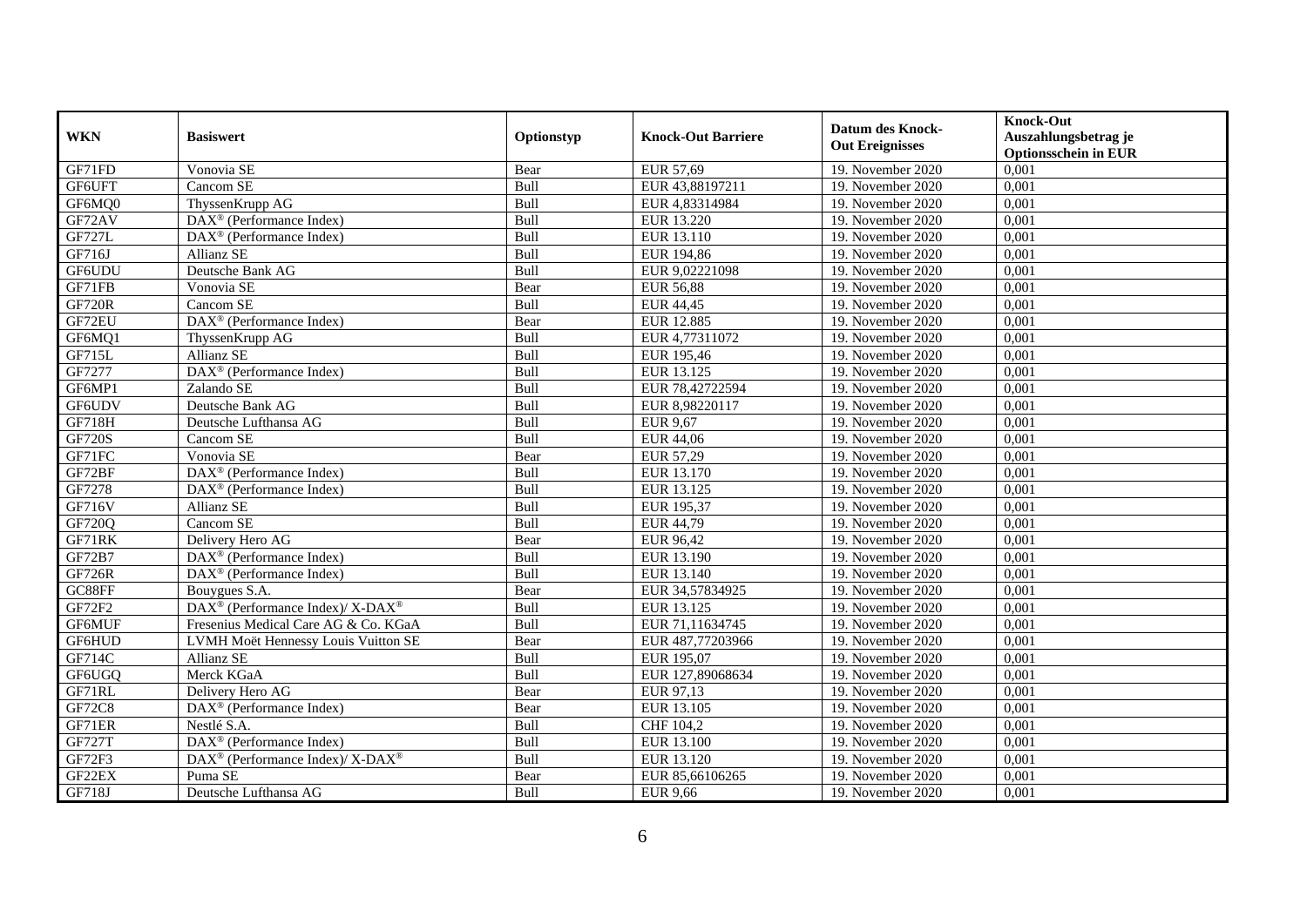| WKN | Basiswert | Optionstyp | Knock-Out Barriere | Datum des Knock-Out Ereignisses | Knock-Out Auszahlungsbetrag je Optionsschein in EUR |
|---|---|---|---|---|---|
| GF71FD | Vonovia SE | Bear | EUR 57,69 | 19. November 2020 | 0,001 |
| GF6UFT | Cancom SE | Bull | EUR 43,88197211 | 19. November 2020 | 0,001 |
| GF6MQ0 | ThyssenKrupp AG | Bull | EUR 4,83314984 | 19. November 2020 | 0,001 |
| GF72AV | DAX® (Performance Index) | Bull | EUR 13.220 | 19. November 2020 | 0,001 |
| GF727L | DAX® (Performance Index) | Bull | EUR 13.110 | 19. November 2020 | 0,001 |
| GF716J | Allianz SE | Bull | EUR 194,86 | 19. November 2020 | 0,001 |
| GF6UDU | Deutsche Bank AG | Bull | EUR 9,02221098 | 19. November 2020 | 0,001 |
| GF71FB | Vonovia SE | Bear | EUR 56,88 | 19. November 2020 | 0,001 |
| GF720R | Cancom SE | Bull | EUR 44,45 | 19. November 2020 | 0,001 |
| GF72EU | DAX® (Performance Index) | Bear | EUR 12.885 | 19. November 2020 | 0,001 |
| GF6MQ1 | ThyssenKrupp AG | Bull | EUR 4,77311072 | 19. November 2020 | 0,001 |
| GF715L | Allianz SE | Bull | EUR 195,46 | 19. November 2020 | 0,001 |
| GF7277 | DAX® (Performance Index) | Bull | EUR 13.125 | 19. November 2020 | 0,001 |
| GF6MP1 | Zalando SE | Bull | EUR 78,42722594 | 19. November 2020 | 0,001 |
| GF6UDV | Deutsche Bank AG | Bull | EUR 8,98220117 | 19. November 2020 | 0,001 |
| GF718H | Deutsche Lufthansa AG | Bull | EUR 9,67 | 19. November 2020 | 0,001 |
| GF720S | Cancom SE | Bull | EUR 44,06 | 19. November 2020 | 0,001 |
| GF71FC | Vonovia SE | Bear | EUR 57,29 | 19. November 2020 | 0,001 |
| GF72BF | DAX® (Performance Index) | Bull | EUR 13.170 | 19. November 2020 | 0,001 |
| GF7278 | DAX® (Performance Index) | Bull | EUR 13.125 | 19. November 2020 | 0,001 |
| GF716V | Allianz SE | Bull | EUR 195,37 | 19. November 2020 | 0,001 |
| GF720Q | Cancom SE | Bull | EUR 44,79 | 19. November 2020 | 0,001 |
| GF71RK | Delivery Hero AG | Bear | EUR 96,42 | 19. November 2020 | 0,001 |
| GF72B7 | DAX® (Performance Index) | Bull | EUR 13.190 | 19. November 2020 | 0,001 |
| GF726R | DAX® (Performance Index) | Bull | EUR 13.140 | 19. November 2020 | 0,001 |
| GC88FF | Bouygues S.A. | Bear | EUR 34,57834925 | 19. November 2020 | 0,001 |
| GF72F2 | DAX® (Performance Index)/ X-DAX® | Bull | EUR 13.125 | 19. November 2020 | 0,001 |
| GF6MUF | Fresenius Medical Care AG & Co. KGaA | Bull | EUR 71,11634745 | 19. November 2020 | 0,001 |
| GF6HUD | LVMH Moët Hennessy Louis Vuitton SE | Bear | EUR 487,77203966 | 19. November 2020 | 0,001 |
| GF714C | Allianz SE | Bull | EUR 195,07 | 19. November 2020 | 0,001 |
| GF6UGQ | Merck KGaA | Bull | EUR 127,89068634 | 19. November 2020 | 0,001 |
| GF71RL | Delivery Hero AG | Bear | EUR 97,13 | 19. November 2020 | 0,001 |
| GF72C8 | DAX® (Performance Index) | Bear | EUR 13.105 | 19. November 2020 | 0,001 |
| GF71ER | Nestlé S.A. | Bull | CHF 104,2 | 19. November 2020 | 0,001 |
| GF727T | DAX® (Performance Index) | Bull | EUR 13.100 | 19. November 2020 | 0,001 |
| GF72F3 | DAX® (Performance Index)/ X-DAX® | Bull | EUR 13.120 | 19. November 2020 | 0,001 |
| GF22EX | Puma SE | Bear | EUR 85,66106265 | 19. November 2020 | 0,001 |
| GF718J | Deutsche Lufthansa AG | Bull | EUR 9,66 | 19. November 2020 | 0,001 |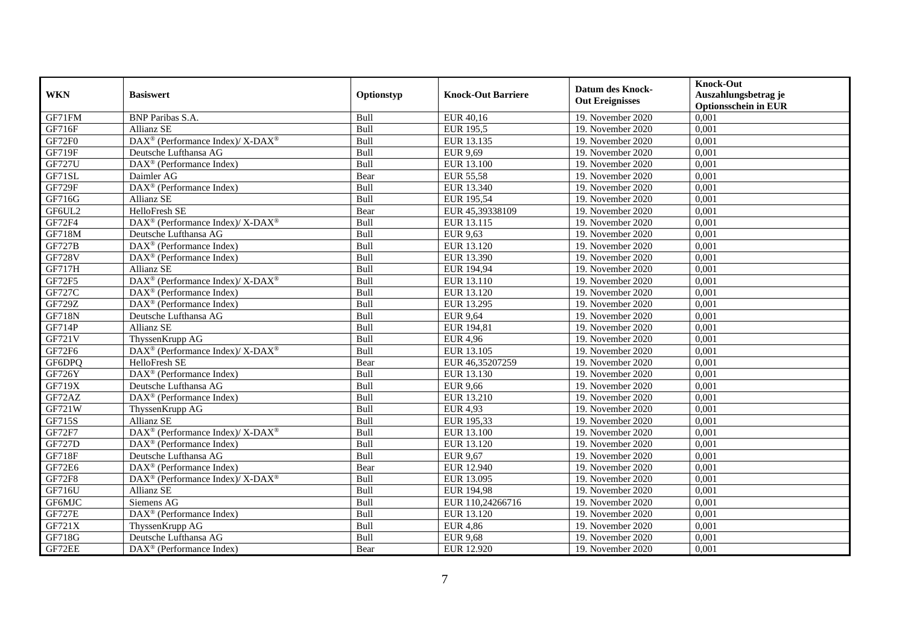| WKN | Basiswert | Optionstyp | Knock-Out Barriere | Datum des Knock-Out Ereignisses | Knock-Out Auszahlungsbetrag je Optionsschein in EUR |
|---|---|---|---|---|---|
| GF71FM | BNP Paribas S.A. | Bull | EUR 40,16 | 19. November 2020 | 0,001 |
| GF716F | Allianz SE | Bull | EUR 195,5 | 19. November 2020 | 0,001 |
| GF72F0 | DAX® (Performance Index)/ X-DAX® | Bull | EUR 13.135 | 19. November 2020 | 0,001 |
| GF719F | Deutsche Lufthansa AG | Bull | EUR 9,69 | 19. November 2020 | 0,001 |
| GF727U | DAX® (Performance Index) | Bull | EUR 13.100 | 19. November 2020 | 0,001 |
| GF71SL | Daimler AG | Bear | EUR 55,58 | 19. November 2020 | 0,001 |
| GF729F | DAX® (Performance Index) | Bull | EUR 13.340 | 19. November 2020 | 0,001 |
| GF716G | Allianz SE | Bull | EUR 195,54 | 19. November 2020 | 0,001 |
| GF6UL2 | HelloFresh SE | Bear | EUR 45,39338109 | 19. November 2020 | 0,001 |
| GF72F4 | DAX® (Performance Index)/ X-DAX® | Bull | EUR 13.115 | 19. November 2020 | 0,001 |
| GF718M | Deutsche Lufthansa AG | Bull | EUR 9,63 | 19. November 2020 | 0,001 |
| GF727B | DAX® (Performance Index) | Bull | EUR 13.120 | 19. November 2020 | 0,001 |
| GF728V | DAX® (Performance Index) | Bull | EUR 13.390 | 19. November 2020 | 0,001 |
| GF717H | Allianz SE | Bull | EUR 194,94 | 19. November 2020 | 0,001 |
| GF72F5 | DAX® (Performance Index)/ X-DAX® | Bull | EUR 13.110 | 19. November 2020 | 0,001 |
| GF727C | DAX® (Performance Index) | Bull | EUR 13.120 | 19. November 2020 | 0,001 |
| GF729Z | DAX® (Performance Index) | Bull | EUR 13.295 | 19. November 2020 | 0,001 |
| GF718N | Deutsche Lufthansa AG | Bull | EUR 9,64 | 19. November 2020 | 0,001 |
| GF714P | Allianz SE | Bull | EUR 194,81 | 19. November 2020 | 0,001 |
| GF721V | ThyssenKrupp AG | Bull | EUR 4,96 | 19. November 2020 | 0,001 |
| GF72F6 | DAX® (Performance Index)/ X-DAX® | Bull | EUR 13.105 | 19. November 2020 | 0,001 |
| GF6DPQ | HelloFresh SE | Bear | EUR 46,35207259 | 19. November 2020 | 0,001 |
| GF726Y | DAX® (Performance Index) | Bull | EUR 13.130 | 19. November 2020 | 0,001 |
| GF719X | Deutsche Lufthansa AG | Bull | EUR 9,66 | 19. November 2020 | 0,001 |
| GF72AZ | DAX® (Performance Index) | Bull | EUR 13.210 | 19. November 2020 | 0,001 |
| GF721W | ThyssenKrupp AG | Bull | EUR 4,93 | 19. November 2020 | 0,001 |
| GF715S | Allianz SE | Bull | EUR 195,33 | 19. November 2020 | 0,001 |
| GF72F7 | DAX® (Performance Index)/ X-DAX® | Bull | EUR 13.100 | 19. November 2020 | 0,001 |
| GF727D | DAX® (Performance Index) | Bull | EUR 13.120 | 19. November 2020 | 0,001 |
| GF718F | Deutsche Lufthansa AG | Bull | EUR 9,67 | 19. November 2020 | 0,001 |
| GF72E6 | DAX® (Performance Index) | Bear | EUR 12.940 | 19. November 2020 | 0,001 |
| GF72F8 | DAX® (Performance Index)/ X-DAX® | Bull | EUR 13.095 | 19. November 2020 | 0,001 |
| GF716U | Allianz SE | Bull | EUR 194,98 | 19. November 2020 | 0,001 |
| GF6MJC | Siemens AG | Bull | EUR 110,24266716 | 19. November 2020 | 0,001 |
| GF727E | DAX® (Performance Index) | Bull | EUR 13.120 | 19. November 2020 | 0,001 |
| GF721X | ThyssenKrupp AG | Bull | EUR 4,86 | 19. November 2020 | 0,001 |
| GF718G | Deutsche Lufthansa AG | Bull | EUR 9,68 | 19. November 2020 | 0,001 |
| GF72EE | DAX® (Performance Index) | Bear | EUR 12.920 | 19. November 2020 | 0,001 |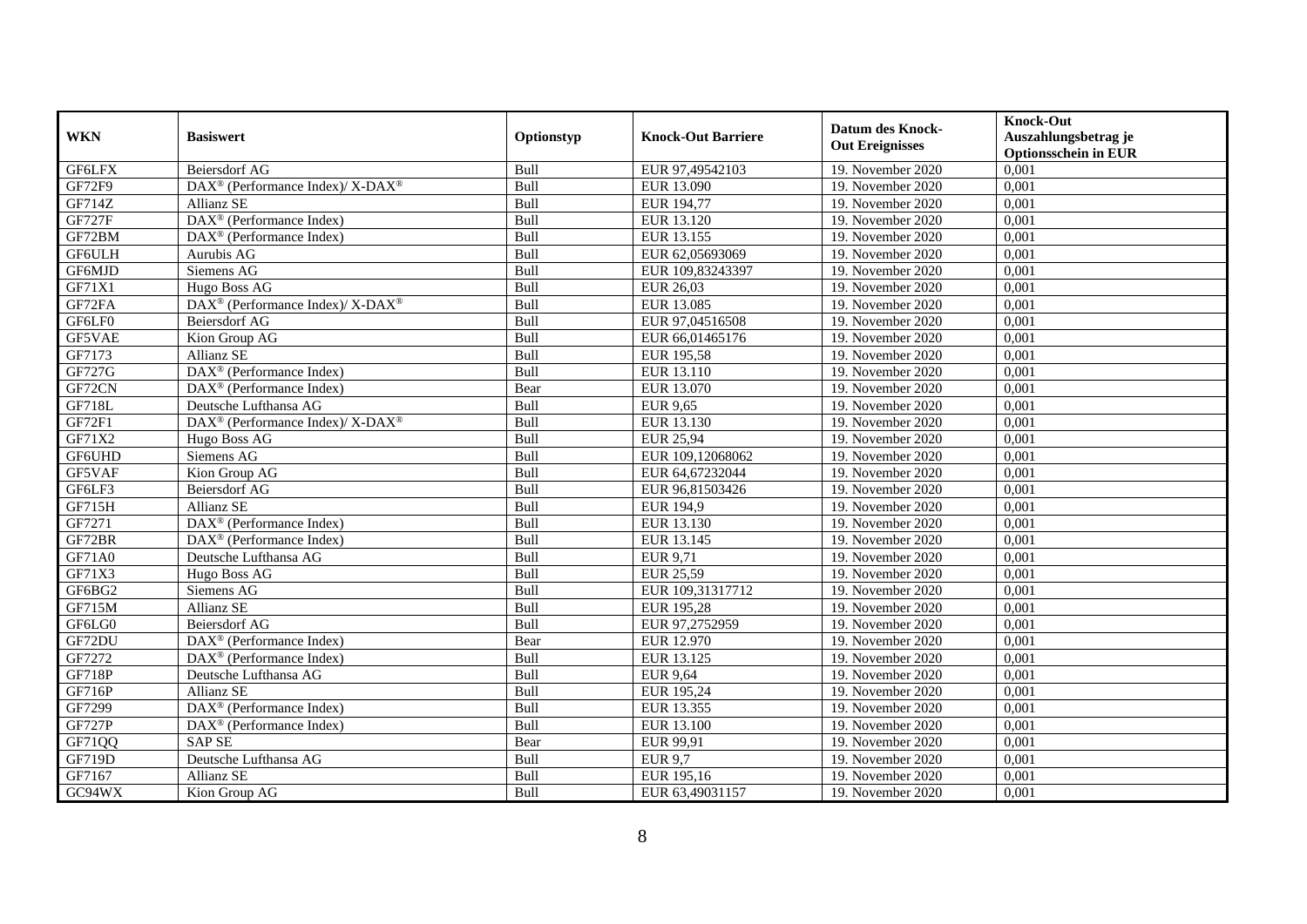| WKN | Basiswert | Optionstyp | Knock-Out Barriere | Datum des Knock-Out Ereignisses | Knock-Out Auszahlungsbetrag je Optionsschein in EUR |
|---|---|---|---|---|---|
| GF6LFX | Beiersdorf AG | Bull | EUR 97,49542103 | 19. November 2020 | 0,001 |
| GF72F9 | DAX® (Performance Index)/ X-DAX® | Bull | EUR 13.090 | 19. November 2020 | 0,001 |
| GF714Z | Allianz SE | Bull | EUR 194,77 | 19. November 2020 | 0,001 |
| GF727F | DAX® (Performance Index) | Bull | EUR 13.120 | 19. November 2020 | 0,001 |
| GF72BM | DAX® (Performance Index) | Bull | EUR 13.155 | 19. November 2020 | 0,001 |
| GF6ULH | Aurubis AG | Bull | EUR 62,05693069 | 19. November 2020 | 0,001 |
| GF6MJD | Siemens AG | Bull | EUR 109,83243397 | 19. November 2020 | 0,001 |
| GF71X1 | Hugo Boss AG | Bull | EUR 26,03 | 19. November 2020 | 0,001 |
| GF72FA | DAX® (Performance Index)/ X-DAX® | Bull | EUR 13.085 | 19. November 2020 | 0,001 |
| GF6LF0 | Beiersdorf AG | Bull | EUR 97,04516508 | 19. November 2020 | 0,001 |
| GF5VAE | Kion Group AG | Bull | EUR 66,01465176 | 19. November 2020 | 0,001 |
| GF7173 | Allianz SE | Bull | EUR 195,58 | 19. November 2020 | 0,001 |
| GF727G | DAX® (Performance Index) | Bull | EUR 13.110 | 19. November 2020 | 0,001 |
| GF72CN | DAX® (Performance Index) | Bear | EUR 13.070 | 19. November 2020 | 0,001 |
| GF718L | Deutsche Lufthansa AG | Bull | EUR 9,65 | 19. November 2020 | 0,001 |
| GF72F1 | DAX® (Performance Index)/ X-DAX® | Bull | EUR 13.130 | 19. November 2020 | 0,001 |
| GF71X2 | Hugo Boss AG | Bull | EUR 25,94 | 19. November 2020 | 0,001 |
| GF6UHD | Siemens AG | Bull | EUR 109,12068062 | 19. November 2020 | 0,001 |
| GF5VAF | Kion Group AG | Bull | EUR 64,67232044 | 19. November 2020 | 0,001 |
| GF6LF3 | Beiersdorf AG | Bull | EUR 96,81503426 | 19. November 2020 | 0,001 |
| GF715H | Allianz SE | Bull | EUR 194,9 | 19. November 2020 | 0,001 |
| GF7271 | DAX® (Performance Index) | Bull | EUR 13.130 | 19. November 2020 | 0,001 |
| GF72BR | DAX® (Performance Index) | Bull | EUR 13.145 | 19. November 2020 | 0,001 |
| GF71A0 | Deutsche Lufthansa AG | Bull | EUR 9,71 | 19. November 2020 | 0,001 |
| GF71X3 | Hugo Boss AG | Bull | EUR 25,59 | 19. November 2020 | 0,001 |
| GF6BG2 | Siemens AG | Bull | EUR 109,31317712 | 19. November 2020 | 0,001 |
| GF715M | Allianz SE | Bull | EUR 195,28 | 19. November 2020 | 0,001 |
| GF6LG0 | Beiersdorf AG | Bull | EUR 97,2752959 | 19. November 2020 | 0,001 |
| GF72DU | DAX® (Performance Index) | Bear | EUR 12.970 | 19. November 2020 | 0,001 |
| GF7272 | DAX® (Performance Index) | Bull | EUR 13.125 | 19. November 2020 | 0,001 |
| GF718P | Deutsche Lufthansa AG | Bull | EUR 9,64 | 19. November 2020 | 0,001 |
| GF716P | Allianz SE | Bull | EUR 195,24 | 19. November 2020 | 0,001 |
| GF7299 | DAX® (Performance Index) | Bull | EUR 13.355 | 19. November 2020 | 0,001 |
| GF727P | DAX® (Performance Index) | Bull | EUR 13.100 | 19. November 2020 | 0,001 |
| GF71QQ | SAP SE | Bear | EUR 99,91 | 19. November 2020 | 0,001 |
| GF719D | Deutsche Lufthansa AG | Bull | EUR 9,7 | 19. November 2020 | 0,001 |
| GF7167 | Allianz SE | Bull | EUR 195,16 | 19. November 2020 | 0,001 |
| GC94WX | Kion Group AG | Bull | EUR 63,49031157 | 19. November 2020 | 0,001 |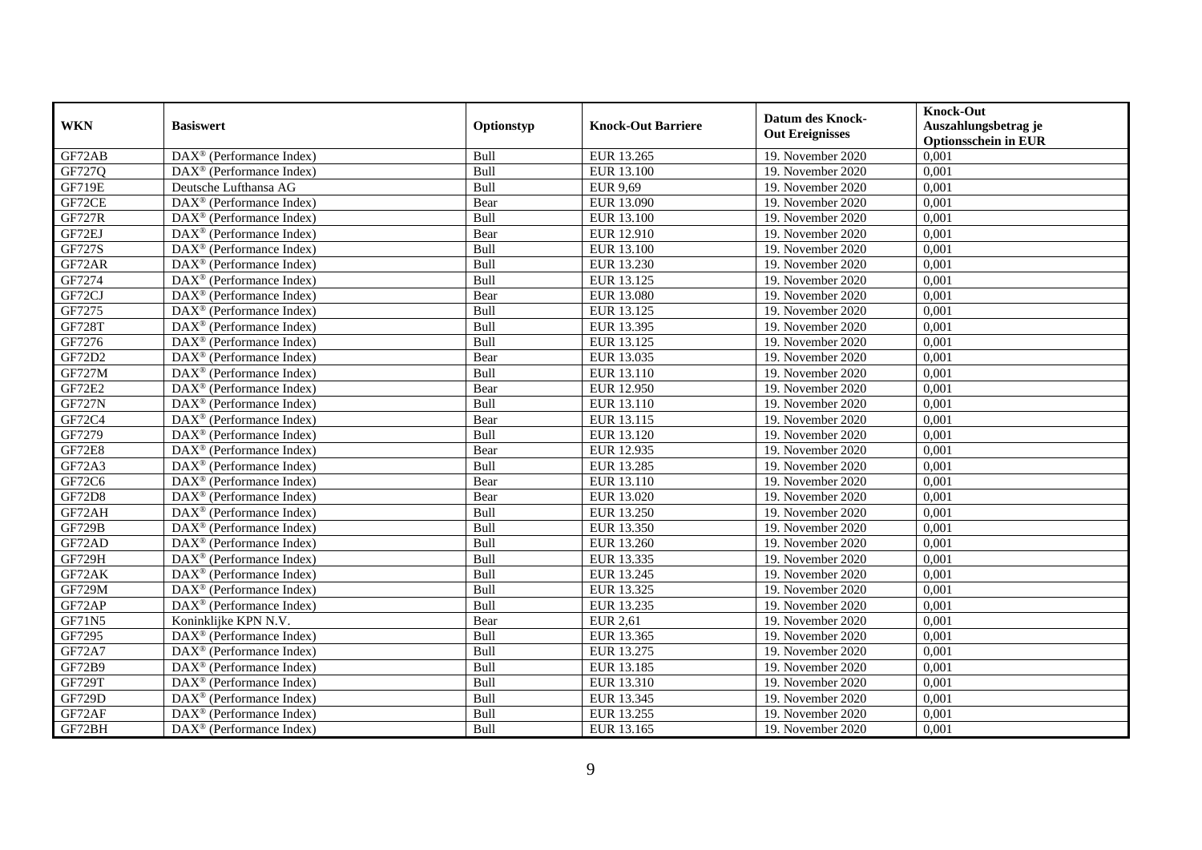| WKN | Basiswert | Optionstyp | Knock-Out Barriere | Datum des Knock-Out Ereignisses | Knock-Out Auszahlungsbetrag je Optionsschein in EUR |
|---|---|---|---|---|---|
| GF72AB | DAX® (Performance Index) | Bull | EUR 13.265 | 19. November 2020 | 0,001 |
| GF727Q | DAX® (Performance Index) | Bull | EUR 13.100 | 19. November 2020 | 0,001 |
| GF719E | Deutsche Lufthansa AG | Bull | EUR 9,69 | 19. November 2020 | 0,001 |
| GF72CE | DAX® (Performance Index) | Bear | EUR 13.090 | 19. November 2020 | 0,001 |
| GF727R | DAX® (Performance Index) | Bull | EUR 13.100 | 19. November 2020 | 0,001 |
| GF72EJ | DAX® (Performance Index) | Bear | EUR 12.910 | 19. November 2020 | 0,001 |
| GF727S | DAX® (Performance Index) | Bull | EUR 13.100 | 19. November 2020 | 0,001 |
| GF72AR | DAX® (Performance Index) | Bull | EUR 13.230 | 19. November 2020 | 0,001 |
| GF7274 | DAX® (Performance Index) | Bull | EUR 13.125 | 19. November 2020 | 0,001 |
| GF72CJ | DAX® (Performance Index) | Bear | EUR 13.080 | 19. November 2020 | 0,001 |
| GF7275 | DAX® (Performance Index) | Bull | EUR 13.125 | 19. November 2020 | 0,001 |
| GF728T | DAX® (Performance Index) | Bull | EUR 13.395 | 19. November 2020 | 0,001 |
| GF7276 | DAX® (Performance Index) | Bull | EUR 13.125 | 19. November 2020 | 0,001 |
| GF72D2 | DAX® (Performance Index) | Bear | EUR 13.035 | 19. November 2020 | 0,001 |
| GF727M | DAX® (Performance Index) | Bull | EUR 13.110 | 19. November 2020 | 0,001 |
| GF72E2 | DAX® (Performance Index) | Bear | EUR 12.950 | 19. November 2020 | 0,001 |
| GF727N | DAX® (Performance Index) | Bull | EUR 13.110 | 19. November 2020 | 0,001 |
| GF72C4 | DAX® (Performance Index) | Bear | EUR 13.115 | 19. November 2020 | 0,001 |
| GF7279 | DAX® (Performance Index) | Bull | EUR 13.120 | 19. November 2020 | 0,001 |
| GF72E8 | DAX® (Performance Index) | Bear | EUR 12.935 | 19. November 2020 | 0,001 |
| GF72A3 | DAX® (Performance Index) | Bull | EUR 13.285 | 19. November 2020 | 0,001 |
| GF72C6 | DAX® (Performance Index) | Bear | EUR 13.110 | 19. November 2020 | 0,001 |
| GF72D8 | DAX® (Performance Index) | Bear | EUR 13.020 | 19. November 2020 | 0,001 |
| GF72AH | DAX® (Performance Index) | Bull | EUR 13.250 | 19. November 2020 | 0,001 |
| GF729B | DAX® (Performance Index) | Bull | EUR 13.350 | 19. November 2020 | 0,001 |
| GF72AD | DAX® (Performance Index) | Bull | EUR 13.260 | 19. November 2020 | 0,001 |
| GF729H | DAX® (Performance Index) | Bull | EUR 13.335 | 19. November 2020 | 0,001 |
| GF72AK | DAX® (Performance Index) | Bull | EUR 13.245 | 19. November 2020 | 0,001 |
| GF729M | DAX® (Performance Index) | Bull | EUR 13.325 | 19. November 2020 | 0,001 |
| GF72AP | DAX® (Performance Index) | Bull | EUR 13.235 | 19. November 2020 | 0,001 |
| GF71N5 | Koninklijke KPN N.V. | Bear | EUR 2,61 | 19. November 2020 | 0,001 |
| GF7295 | DAX® (Performance Index) | Bull | EUR 13.365 | 19. November 2020 | 0,001 |
| GF72A7 | DAX® (Performance Index) | Bull | EUR 13.275 | 19. November 2020 | 0,001 |
| GF72B9 | DAX® (Performance Index) | Bull | EUR 13.185 | 19. November 2020 | 0,001 |
| GF729T | DAX® (Performance Index) | Bull | EUR 13.310 | 19. November 2020 | 0,001 |
| GF729D | DAX® (Performance Index) | Bull | EUR 13.345 | 19. November 2020 | 0,001 |
| GF72AF | DAX® (Performance Index) | Bull | EUR 13.255 | 19. November 2020 | 0,001 |
| GF72BH | DAX® (Performance Index) | Bull | EUR 13.165 | 19. November 2020 | 0,001 |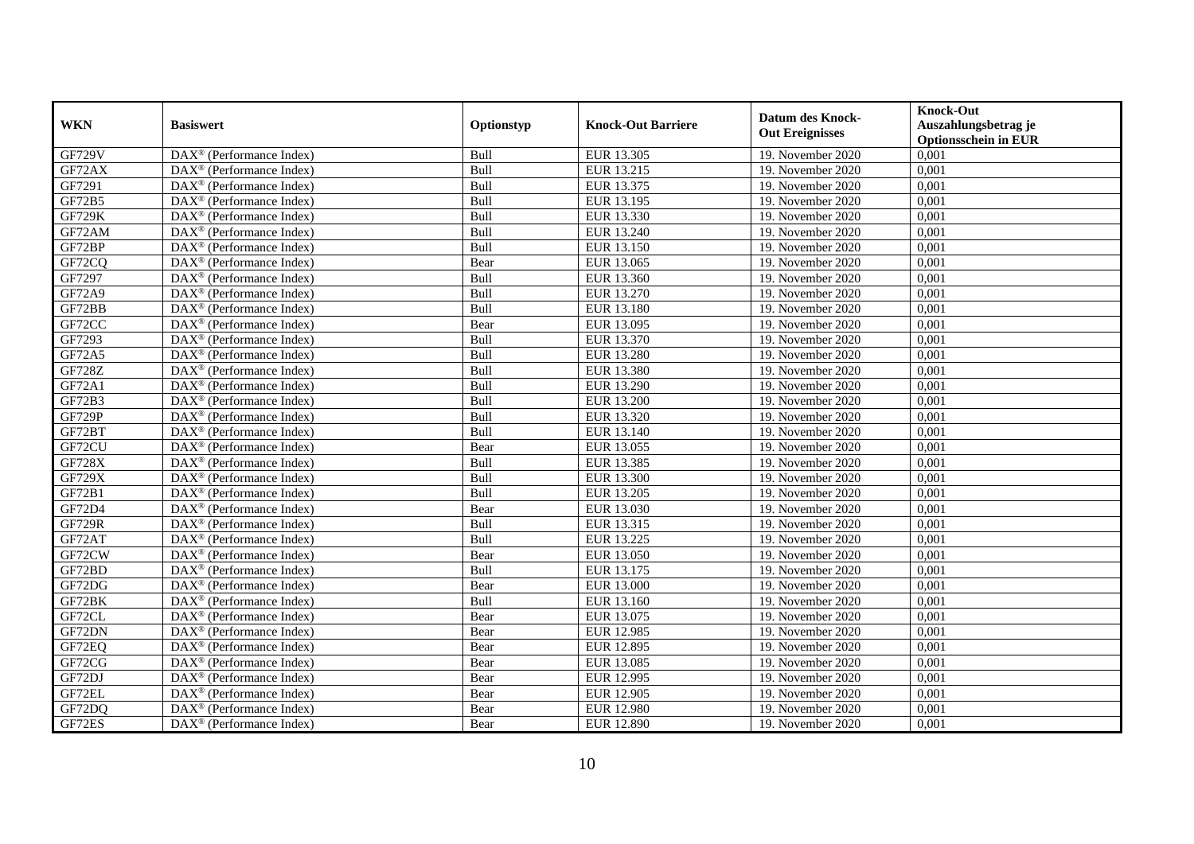| WKN | Basiswert | Optionstyp | Knock-Out Barriere | Datum des Knock-Out Ereignisses | Knock-Out Auszahlungsbetrag je Optionsschein in EUR |
|---|---|---|---|---|---|
| GF729V | DAX® (Performance Index) | Bull | EUR 13.305 | 19. November 2020 | 0,001 |
| GF72AX | DAX® (Performance Index) | Bull | EUR 13.215 | 19. November 2020 | 0,001 |
| GF7291 | DAX® (Performance Index) | Bull | EUR 13.375 | 19. November 2020 | 0,001 |
| GF72B5 | DAX® (Performance Index) | Bull | EUR 13.195 | 19. November 2020 | 0,001 |
| GF729K | DAX® (Performance Index) | Bull | EUR 13.330 | 19. November 2020 | 0,001 |
| GF72AM | DAX® (Performance Index) | Bull | EUR 13.240 | 19. November 2020 | 0,001 |
| GF72BP | DAX® (Performance Index) | Bull | EUR 13.150 | 19. November 2020 | 0,001 |
| GF72CQ | DAX® (Performance Index) | Bear | EUR 13.065 | 19. November 2020 | 0,001 |
| GF7297 | DAX® (Performance Index) | Bull | EUR 13.360 | 19. November 2020 | 0,001 |
| GF72A9 | DAX® (Performance Index) | Bull | EUR 13.270 | 19. November 2020 | 0,001 |
| GF72BB | DAX® (Performance Index) | Bull | EUR 13.180 | 19. November 2020 | 0,001 |
| GF72CC | DAX® (Performance Index) | Bear | EUR 13.095 | 19. November 2020 | 0,001 |
| GF7293 | DAX® (Performance Index) | Bull | EUR 13.370 | 19. November 2020 | 0,001 |
| GF72A5 | DAX® (Performance Index) | Bull | EUR 13.280 | 19. November 2020 | 0,001 |
| GF728Z | DAX® (Performance Index) | Bull | EUR 13.380 | 19. November 2020 | 0,001 |
| GF72A1 | DAX® (Performance Index) | Bull | EUR 13.290 | 19. November 2020 | 0,001 |
| GF72B3 | DAX® (Performance Index) | Bull | EUR 13.200 | 19. November 2020 | 0,001 |
| GF729P | DAX® (Performance Index) | Bull | EUR 13.320 | 19. November 2020 | 0,001 |
| GF72BT | DAX® (Performance Index) | Bull | EUR 13.140 | 19. November 2020 | 0,001 |
| GF72CU | DAX® (Performance Index) | Bear | EUR 13.055 | 19. November 2020 | 0,001 |
| GF728X | DAX® (Performance Index) | Bull | EUR 13.385 | 19. November 2020 | 0,001 |
| GF729X | DAX® (Performance Index) | Bull | EUR 13.300 | 19. November 2020 | 0,001 |
| GF72B1 | DAX® (Performance Index) | Bull | EUR 13.205 | 19. November 2020 | 0,001 |
| GF72D4 | DAX® (Performance Index) | Bear | EUR 13.030 | 19. November 2020 | 0,001 |
| GF729R | DAX® (Performance Index) | Bull | EUR 13.315 | 19. November 2020 | 0,001 |
| GF72AT | DAX® (Performance Index) | Bull | EUR 13.225 | 19. November 2020 | 0,001 |
| GF72CW | DAX® (Performance Index) | Bear | EUR 13.050 | 19. November 2020 | 0,001 |
| GF72BD | DAX® (Performance Index) | Bull | EUR 13.175 | 19. November 2020 | 0,001 |
| GF72DG | DAX® (Performance Index) | Bear | EUR 13.000 | 19. November 2020 | 0,001 |
| GF72BK | DAX® (Performance Index) | Bull | EUR 13.160 | 19. November 2020 | 0,001 |
| GF72CL | DAX® (Performance Index) | Bear | EUR 13.075 | 19. November 2020 | 0,001 |
| GF72DN | DAX® (Performance Index) | Bear | EUR 12.985 | 19. November 2020 | 0,001 |
| GF72EQ | DAX® (Performance Index) | Bear | EUR 12.895 | 19. November 2020 | 0,001 |
| GF72CG | DAX® (Performance Index) | Bear | EUR 13.085 | 19. November 2020 | 0,001 |
| GF72DJ | DAX® (Performance Index) | Bear | EUR 12.995 | 19. November 2020 | 0,001 |
| GF72EL | DAX® (Performance Index) | Bear | EUR 12.905 | 19. November 2020 | 0,001 |
| GF72DQ | DAX® (Performance Index) | Bear | EUR 12.980 | 19. November 2020 | 0,001 |
| GF72ES | DAX® (Performance Index) | Bear | EUR 12.890 | 19. November 2020 | 0,001 |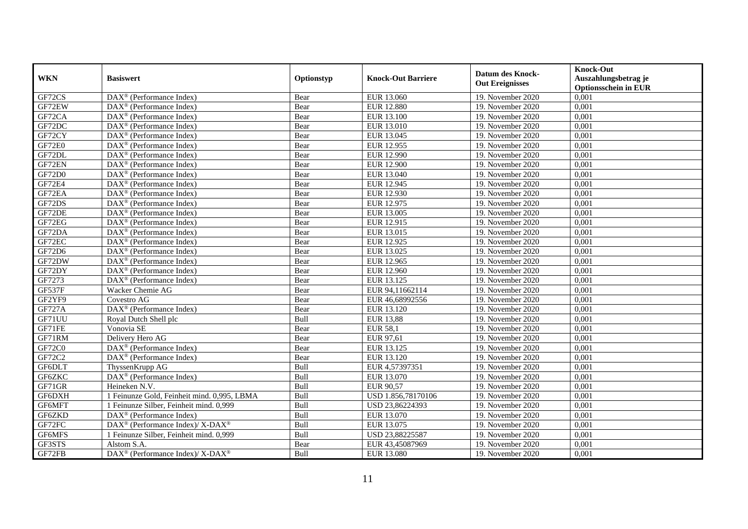| WKN | Basiswert | Optionstyp | Knock-Out Barriere | Datum des Knock-Out Ereignisses | Knock-Out Auszahlungsbetrag je Optionsschein in EUR |
|---|---|---|---|---|---|
| GF72CS | DAX® (Performance Index) | Bear | EUR 13.060 | 19. November 2020 | 0,001 |
| GF72EW | DAX® (Performance Index) | Bear | EUR 12.880 | 19. November 2020 | 0,001 |
| GF72CA | DAX® (Performance Index) | Bear | EUR 13.100 | 19. November 2020 | 0,001 |
| GF72DC | DAX® (Performance Index) | Bear | EUR 13.010 | 19. November 2020 | 0,001 |
| GF72CY | DAX® (Performance Index) | Bear | EUR 13.045 | 19. November 2020 | 0,001 |
| GF72E0 | DAX® (Performance Index) | Bear | EUR 12.955 | 19. November 2020 | 0,001 |
| GF72DL | DAX® (Performance Index) | Bear | EUR 12.990 | 19. November 2020 | 0,001 |
| GF72EN | DAX® (Performance Index) | Bear | EUR 12.900 | 19. November 2020 | 0,001 |
| GF72D0 | DAX® (Performance Index) | Bear | EUR 13.040 | 19. November 2020 | 0,001 |
| GF72E4 | DAX® (Performance Index) | Bear | EUR 12.945 | 19. November 2020 | 0,001 |
| GF72EA | DAX® (Performance Index) | Bear | EUR 12.930 | 19. November 2020 | 0,001 |
| GF72DS | DAX® (Performance Index) | Bear | EUR 12.975 | 19. November 2020 | 0,001 |
| GF72DE | DAX® (Performance Index) | Bear | EUR 13.005 | 19. November 2020 | 0,001 |
| GF72EG | DAX® (Performance Index) | Bear | EUR 12.915 | 19. November 2020 | 0,001 |
| GF72DA | DAX® (Performance Index) | Bear | EUR 13.015 | 19. November 2020 | 0,001 |
| GF72EC | DAX® (Performance Index) | Bear | EUR 12.925 | 19. November 2020 | 0,001 |
| GF72D6 | DAX® (Performance Index) | Bear | EUR 13.025 | 19. November 2020 | 0,001 |
| GF72DW | DAX® (Performance Index) | Bear | EUR 12.965 | 19. November 2020 | 0,001 |
| GF72DY | DAX® (Performance Index) | Bear | EUR 12.960 | 19. November 2020 | 0,001 |
| GF7273 | DAX® (Performance Index) | Bear | EUR 13.125 | 19. November 2020 | 0,001 |
| GF537F | Wacker Chemie AG | Bear | EUR 94,11662114 | 19. November 2020 | 0,001 |
| GF2YF9 | Covestro AG | Bear | EUR 46,68992556 | 19. November 2020 | 0,001 |
| GF727A | DAX® (Performance Index) | Bear | EUR 13.120 | 19. November 2020 | 0,001 |
| GF71UU | Royal Dutch Shell plc | Bull | EUR 13,88 | 19. November 2020 | 0,001 |
| GF71FE | Vonovia SE | Bear | EUR 58,1 | 19. November 2020 | 0,001 |
| GF71RM | Delivery Hero AG | Bear | EUR 97,61 | 19. November 2020 | 0,001 |
| GF72C0 | DAX® (Performance Index) | Bear | EUR 13.125 | 19. November 2020 | 0,001 |
| GF72C2 | DAX® (Performance Index) | Bear | EUR 13.120 | 19. November 2020 | 0,001 |
| GF6DLT | ThyssenKrupp AG | Bull | EUR 4,57397351 | 19. November 2020 | 0,001 |
| GF6ZKC | DAX® (Performance Index) | Bull | EUR 13.070 | 19. November 2020 | 0,001 |
| GF71GR | Heineken N.V. | Bull | EUR 90,57 | 19. November 2020 | 0,001 |
| GF6DXH | 1 Feinunze Gold, Feinheit mind. 0,995, LBMA | Bull | USD 1.856,78170106 | 19. November 2020 | 0,001 |
| GF6MFT | 1 Feinunze Silber, Feinheit mind. 0,999 | Bull | USD 23,86224393 | 19. November 2020 | 0,001 |
| GF6ZKD | DAX® (Performance Index) | Bull | EUR 13.070 | 19. November 2020 | 0,001 |
| GF72FC | DAX® (Performance Index)/ X-DAX® | Bull | EUR 13.075 | 19. November 2020 | 0,001 |
| GF6MFS | 1 Feinunze Silber, Feinheit mind. 0,999 | Bull | USD 23,88225587 | 19. November 2020 | 0,001 |
| GF3STS | Alstom S.A. | Bear | EUR 43,45087969 | 19. November 2020 | 0,001 |
| GF72FB | DAX® (Performance Index)/ X-DAX® | Bull | EUR 13.080 | 19. November 2020 | 0,001 |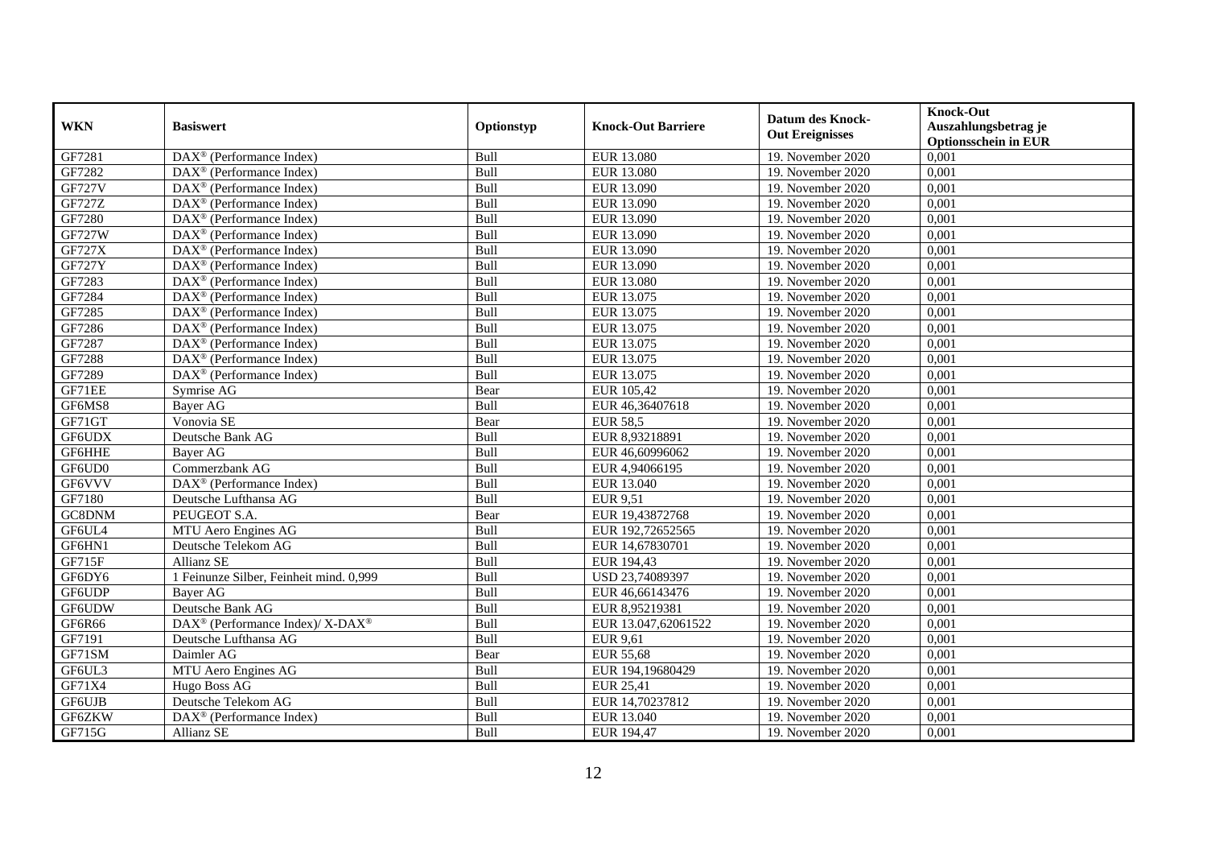| WKN | Basiswert | Optionstyp | Knock-Out Barriere | Datum des Knock-Out Ereignisses | Knock-Out Auszahlungsbetrag je Optionsschein in EUR |
|---|---|---|---|---|---|
| GF7281 | DAX® (Performance Index) | Bull | EUR 13.080 | 19. November 2020 | 0,001 |
| GF7282 | DAX® (Performance Index) | Bull | EUR 13.080 | 19. November 2020 | 0,001 |
| GF727V | DAX® (Performance Index) | Bull | EUR 13.090 | 19. November 2020 | 0,001 |
| GF727Z | DAX® (Performance Index) | Bull | EUR 13.090 | 19. November 2020 | 0,001 |
| GF7280 | DAX® (Performance Index) | Bull | EUR 13.090 | 19. November 2020 | 0,001 |
| GF727W | DAX® (Performance Index) | Bull | EUR 13.090 | 19. November 2020 | 0,001 |
| GF727X | DAX® (Performance Index) | Bull | EUR 13.090 | 19. November 2020 | 0,001 |
| GF727Y | DAX® (Performance Index) | Bull | EUR 13.090 | 19. November 2020 | 0,001 |
| GF7283 | DAX® (Performance Index) | Bull | EUR 13.080 | 19. November 2020 | 0,001 |
| GF7284 | DAX® (Performance Index) | Bull | EUR 13.075 | 19. November 2020 | 0,001 |
| GF7285 | DAX® (Performance Index) | Bull | EUR 13.075 | 19. November 2020 | 0,001 |
| GF7286 | DAX® (Performance Index) | Bull | EUR 13.075 | 19. November 2020 | 0,001 |
| GF7287 | DAX® (Performance Index) | Bull | EUR 13.075 | 19. November 2020 | 0,001 |
| GF7288 | DAX® (Performance Index) | Bull | EUR 13.075 | 19. November 2020 | 0,001 |
| GF7289 | DAX® (Performance Index) | Bull | EUR 13.075 | 19. November 2020 | 0,001 |
| GF71EE | Symrise AG | Bear | EUR 105,42 | 19. November 2020 | 0,001 |
| GF6MS8 | Bayer AG | Bull | EUR 46,36407618 | 19. November 2020 | 0,001 |
| GF71GT | Vonovia SE | Bear | EUR 58,5 | 19. November 2020 | 0,001 |
| GF6UDX | Deutsche Bank AG | Bull | EUR 8,93218891 | 19. November 2020 | 0,001 |
| GF6HHE | Bayer AG | Bull | EUR 46,60996062 | 19. November 2020 | 0,001 |
| GF6UD0 | Commerzbank AG | Bull | EUR 4,94066195 | 19. November 2020 | 0,001 |
| GF6VVV | DAX® (Performance Index) | Bull | EUR 13.040 | 19. November 2020 | 0,001 |
| GF7180 | Deutsche Lufthansa AG | Bull | EUR 9,51 | 19. November 2020 | 0,001 |
| GC8DNM | PEUGEOT S.A. | Bear | EUR 19,43872768 | 19. November 2020 | 0,001 |
| GF6UL4 | MTU Aero Engines AG | Bull | EUR 192,72652565 | 19. November 2020 | 0,001 |
| GF6HN1 | Deutsche Telekom AG | Bull | EUR 14,67830701 | 19. November 2020 | 0,001 |
| GF715F | Allianz SE | Bull | EUR 194,43 | 19. November 2020 | 0,001 |
| GF6DY6 | 1 Feinunze Silber, Feinheit mind. 0,999 | Bull | USD 23,74089397 | 19. November 2020 | 0,001 |
| GF6UDP | Bayer AG | Bull | EUR 46,66143476 | 19. November 2020 | 0,001 |
| GF6UDW | Deutsche Bank AG | Bull | EUR 8,95219381 | 19. November 2020 | 0,001 |
| GF6R66 | DAX® (Performance Index)/ X-DAX® | Bull | EUR 13.047,62061522 | 19. November 2020 | 0,001 |
| GF7191 | Deutsche Lufthansa AG | Bull | EUR 9,61 | 19. November 2020 | 0,001 |
| GF71SM | Daimler AG | Bear | EUR 55,68 | 19. November 2020 | 0,001 |
| GF6UL3 | MTU Aero Engines AG | Bull | EUR 194,19680429 | 19. November 2020 | 0,001 |
| GF71X4 | Hugo Boss AG | Bull | EUR 25,41 | 19. November 2020 | 0,001 |
| GF6UJB | Deutsche Telekom AG | Bull | EUR 14,70237812 | 19. November 2020 | 0,001 |
| GF6ZKW | DAX® (Performance Index) | Bull | EUR 13.040 | 19. November 2020 | 0,001 |
| GF715G | Allianz SE | Bull | EUR 194,47 | 19. November 2020 | 0,001 |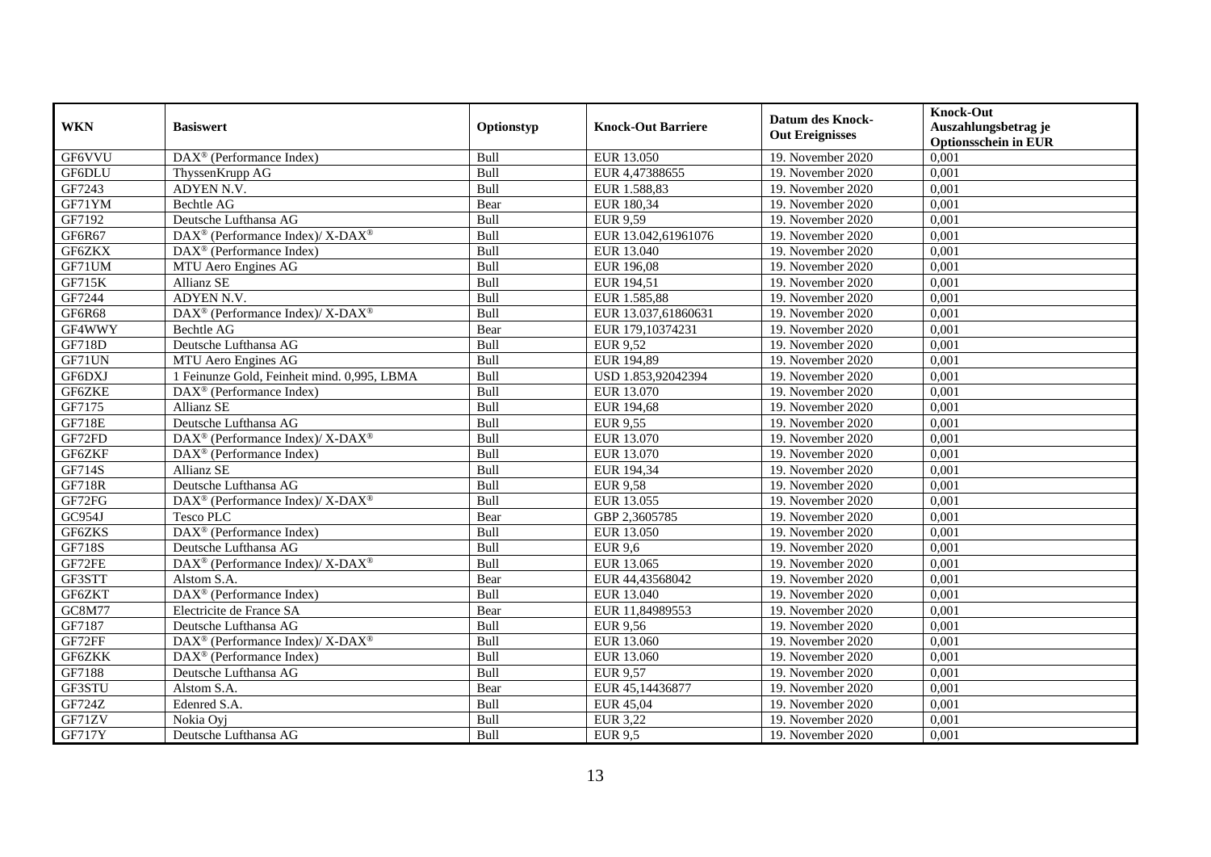| WKN | Basiswert | Optionstyp | Knock-Out Barriere | Datum des Knock-Out Ereignisses | Knock-Out Auszahlungsbetrag je Optionsschein in EUR |
|---|---|---|---|---|---|
| GF6VVU | DAX® (Performance Index) | Bull | EUR 13.050 | 19. November 2020 | 0,001 |
| GF6DLU | ThyssenKrupp AG | Bull | EUR 4,47388655 | 19. November 2020 | 0,001 |
| GF7243 | ADYEN N.V. | Bull | EUR 1.588,83 | 19. November 2020 | 0,001 |
| GF71YM | Bechtle AG | Bear | EUR 180,34 | 19. November 2020 | 0,001 |
| GF7192 | Deutsche Lufthansa AG | Bull | EUR 9,59 | 19. November 2020 | 0,001 |
| GF6R67 | DAX® (Performance Index)/ X-DAX® | Bull | EUR 13.042,61961076 | 19. November 2020 | 0,001 |
| GF6ZKX | DAX® (Performance Index) | Bull | EUR 13.040 | 19. November 2020 | 0,001 |
| GF71UM | MTU Aero Engines AG | Bull | EUR 196,08 | 19. November 2020 | 0,001 |
| GF715K | Allianz SE | Bull | EUR 194,51 | 19. November 2020 | 0,001 |
| GF7244 | ADYEN N.V. | Bull | EUR 1.585,88 | 19. November 2020 | 0,001 |
| GF6R68 | DAX® (Performance Index)/ X-DAX® | Bull | EUR 13.037,61860631 | 19. November 2020 | 0,001 |
| GF4WWY | Bechtle AG | Bear | EUR 179,10374231 | 19. November 2020 | 0,001 |
| GF718D | Deutsche Lufthansa AG | Bull | EUR 9,52 | 19. November 2020 | 0,001 |
| GF71UN | MTU Aero Engines AG | Bull | EUR 194,89 | 19. November 2020 | 0,001 |
| GF6DXJ | 1 Feinunze Gold, Feinheit mind. 0,995, LBMA | Bull | USD 1.853,92042394 | 19. November 2020 | 0,001 |
| GF6ZKE | DAX® (Performance Index) | Bull | EUR 13.070 | 19. November 2020 | 0,001 |
| GF7175 | Allianz SE | Bull | EUR 194,68 | 19. November 2020 | 0,001 |
| GF718E | Deutsche Lufthansa AG | Bull | EUR 9,55 | 19. November 2020 | 0,001 |
| GF72FD | DAX® (Performance Index)/ X-DAX® | Bull | EUR 13.070 | 19. November 2020 | 0,001 |
| GF6ZKF | DAX® (Performance Index) | Bull | EUR 13.070 | 19. November 2020 | 0,001 |
| GF714S | Allianz SE | Bull | EUR 194,34 | 19. November 2020 | 0,001 |
| GF718R | Deutsche Lufthansa AG | Bull | EUR 9,58 | 19. November 2020 | 0,001 |
| GF72FG | DAX® (Performance Index)/ X-DAX® | Bull | EUR 13.055 | 19. November 2020 | 0,001 |
| GC954J | Tesco PLC | Bear | GBP 2,3605785 | 19. November 2020 | 0,001 |
| GF6ZKS | DAX® (Performance Index) | Bull | EUR 13.050 | 19. November 2020 | 0,001 |
| GF718S | Deutsche Lufthansa AG | Bull | EUR 9,6 | 19. November 2020 | 0,001 |
| GF72FE | DAX® (Performance Index)/ X-DAX® | Bull | EUR 13.065 | 19. November 2020 | 0,001 |
| GF3STT | Alstom S.A. | Bear | EUR 44,43568042 | 19. November 2020 | 0,001 |
| GF6ZKT | DAX® (Performance Index) | Bull | EUR 13.040 | 19. November 2020 | 0,001 |
| GC8M77 | Electricite de France SA | Bear | EUR 11,84989553 | 19. November 2020 | 0,001 |
| GF7187 | Deutsche Lufthansa AG | Bull | EUR 9,56 | 19. November 2020 | 0,001 |
| GF72FF | DAX® (Performance Index)/ X-DAX® | Bull | EUR 13.060 | 19. November 2020 | 0,001 |
| GF6ZKK | DAX® (Performance Index) | Bull | EUR 13.060 | 19. November 2020 | 0,001 |
| GF7188 | Deutsche Lufthansa AG | Bull | EUR 9,57 | 19. November 2020 | 0,001 |
| GF3STU | Alstom S.A. | Bear | EUR 45,14436877 | 19. November 2020 | 0,001 |
| GF724Z | Edenred S.A. | Bull | EUR 45,04 | 19. November 2020 | 0,001 |
| GF71ZV | Nokia Oyj | Bull | EUR 3,22 | 19. November 2020 | 0,001 |
| GF717Y | Deutsche Lufthansa AG | Bull | EUR 9,5 | 19. November 2020 | 0,001 |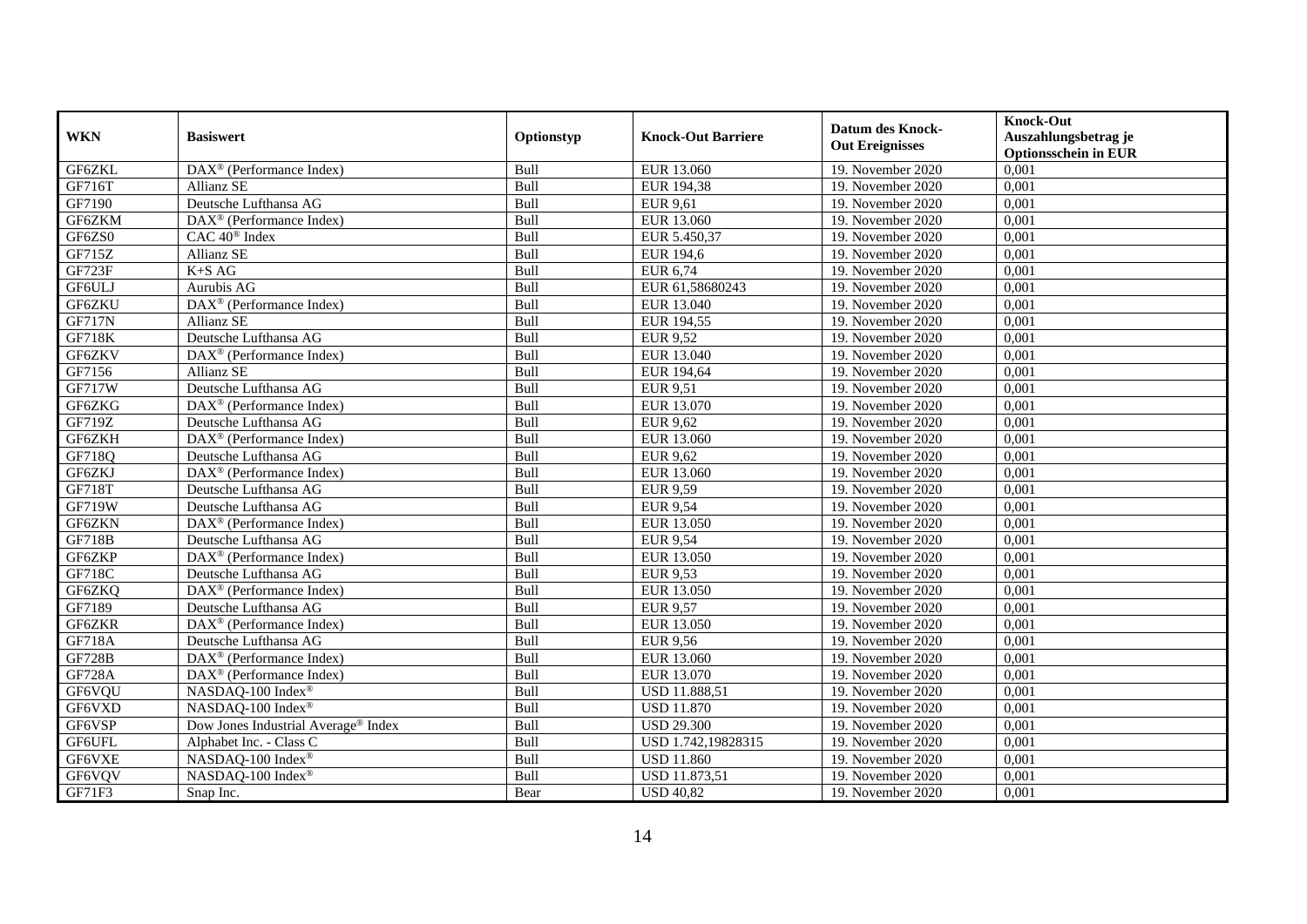| WKN | Basiswert | Optionstyp | Knock-Out Barriere | Datum des Knock-Out Ereignisses | Knock-Out Auszahlungsbetrag je Optionsschein in EUR |
|---|---|---|---|---|---|
| GF6ZKL | DAX® (Performance Index) | Bull | EUR 13.060 | 19. November 2020 | 0,001 |
| GF716T | Allianz SE | Bull | EUR 194,38 | 19. November 2020 | 0,001 |
| GF7190 | Deutsche Lufthansa AG | Bull | EUR 9,61 | 19. November 2020 | 0,001 |
| GF6ZKM | DAX® (Performance Index) | Bull | EUR 13.060 | 19. November 2020 | 0,001 |
| GF6ZS0 | CAC 40® Index | Bull | EUR 5.450,37 | 19. November 2020 | 0,001 |
| GF715Z | Allianz SE | Bull | EUR 194,6 | 19. November 2020 | 0,001 |
| GF723F | K+S AG | Bull | EUR 6,74 | 19. November 2020 | 0,001 |
| GF6ULJ | Aurubis AG | Bull | EUR 61,58680243 | 19. November 2020 | 0,001 |
| GF6ZKU | DAX® (Performance Index) | Bull | EUR 13.040 | 19. November 2020 | 0,001 |
| GF717N | Allianz SE | Bull | EUR 194,55 | 19. November 2020 | 0,001 |
| GF718K | Deutsche Lufthansa AG | Bull | EUR 9,52 | 19. November 2020 | 0,001 |
| GF6ZKV | DAX® (Performance Index) | Bull | EUR 13.040 | 19. November 2020 | 0,001 |
| GF7156 | Allianz SE | Bull | EUR 194,64 | 19. November 2020 | 0,001 |
| GF717W | Deutsche Lufthansa AG | Bull | EUR 9,51 | 19. November 2020 | 0,001 |
| GF6ZKG | DAX® (Performance Index) | Bull | EUR 13.070 | 19. November 2020 | 0,001 |
| GF719Z | Deutsche Lufthansa AG | Bull | EUR 9,62 | 19. November 2020 | 0,001 |
| GF6ZKH | DAX® (Performance Index) | Bull | EUR 13.060 | 19. November 2020 | 0,001 |
| GF718Q | Deutsche Lufthansa AG | Bull | EUR 9,62 | 19. November 2020 | 0,001 |
| GF6ZKJ | DAX® (Performance Index) | Bull | EUR 13.060 | 19. November 2020 | 0,001 |
| GF718T | Deutsche Lufthansa AG | Bull | EUR 9,59 | 19. November 2020 | 0,001 |
| GF719W | Deutsche Lufthansa AG | Bull | EUR 9,54 | 19. November 2020 | 0,001 |
| GF6ZKN | DAX® (Performance Index) | Bull | EUR 13.050 | 19. November 2020 | 0,001 |
| GF718B | Deutsche Lufthansa AG | Bull | EUR 9,54 | 19. November 2020 | 0,001 |
| GF6ZKP | DAX® (Performance Index) | Bull | EUR 13.050 | 19. November 2020 | 0,001 |
| GF718C | Deutsche Lufthansa AG | Bull | EUR 9,53 | 19. November 2020 | 0,001 |
| GF6ZKQ | DAX® (Performance Index) | Bull | EUR 13.050 | 19. November 2020 | 0,001 |
| GF7189 | Deutsche Lufthansa AG | Bull | EUR 9,57 | 19. November 2020 | 0,001 |
| GF6ZKR | DAX® (Performance Index) | Bull | EUR 13.050 | 19. November 2020 | 0,001 |
| GF718A | Deutsche Lufthansa AG | Bull | EUR 9,56 | 19. November 2020 | 0,001 |
| GF728B | DAX® (Performance Index) | Bull | EUR 13.060 | 19. November 2020 | 0,001 |
| GF728A | DAX® (Performance Index) | Bull | EUR 13.070 | 19. November 2020 | 0,001 |
| GF6VQU | NASDAQ-100 Index® | Bull | USD 11.888,51 | 19. November 2020 | 0,001 |
| GF6VXD | NASDAQ-100 Index® | Bull | USD 11.870 | 19. November 2020 | 0,001 |
| GF6VSP | Dow Jones Industrial Average® Index | Bull | USD 29.300 | 19. November 2020 | 0,001 |
| GF6UFL | Alphabet Inc. - Class C | Bull | USD 1.742,19828315 | 19. November 2020 | 0,001 |
| GF6VXE | NASDAQ-100 Index® | Bull | USD 11.860 | 19. November 2020 | 0,001 |
| GF6VQV | NASDAQ-100 Index® | Bull | USD 11.873,51 | 19. November 2020 | 0,001 |
| GF71F3 | Snap Inc. | Bear | USD 40,82 | 19. November 2020 | 0,001 |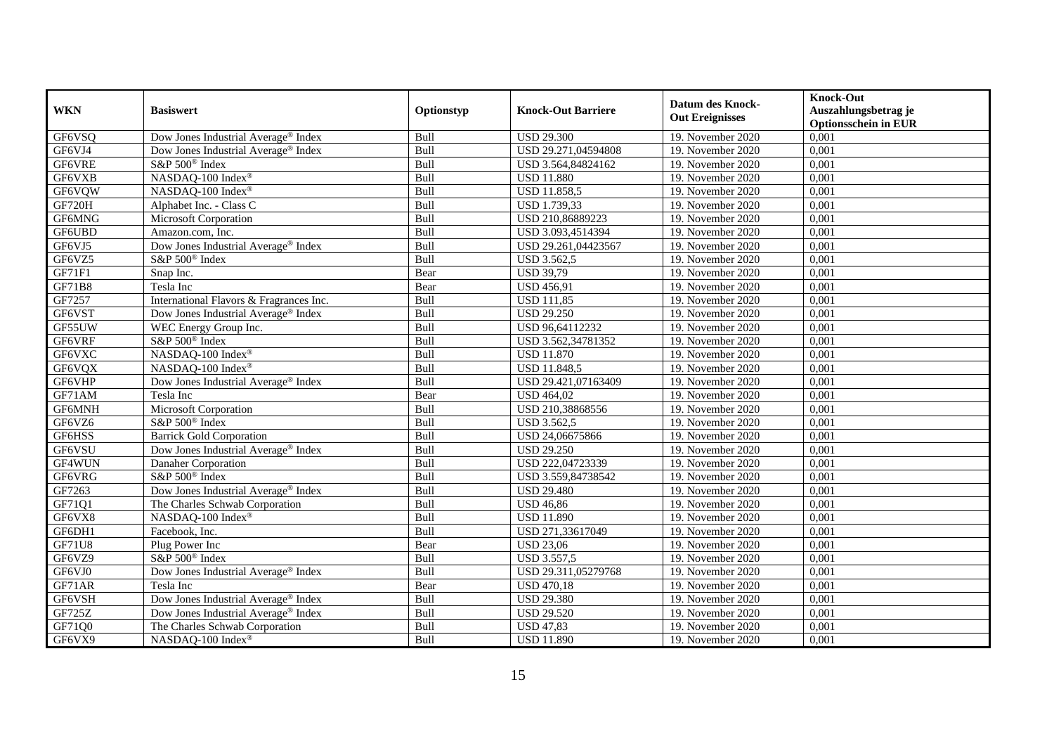| WKN | Basiswert | Optionstyp | Knock-Out Barriere | Datum des Knock-Out Ereignisses | Knock-Out Auszahlungsbetrag je Optionsschein in EUR |
|---|---|---|---|---|---|
| GF6VSQ | Dow Jones Industrial Average® Index | Bull | USD 29.300 | 19. November 2020 | 0,001 |
| GF6VJ4 | Dow Jones Industrial Average® Index | Bull | USD 29.271,04594808 | 19. November 2020 | 0,001 |
| GF6VRE | S&P 500® Index | Bull | USD 3.564,84824162 | 19. November 2020 | 0,001 |
| GF6VXB | NASDAQ-100 Index® | Bull | USD 11.880 | 19. November 2020 | 0,001 |
| GF6VQW | NASDAQ-100 Index® | Bull | USD 11.858,5 | 19. November 2020 | 0,001 |
| GF720H | Alphabet Inc. - Class C | Bull | USD 1.739,33 | 19. November 2020 | 0,001 |
| GF6MNG | Microsoft Corporation | Bull | USD 210,86889223 | 19. November 2020 | 0,001 |
| GF6UBD | Amazon.com, Inc. | Bull | USD 3.093,4514394 | 19. November 2020 | 0,001 |
| GF6VJ5 | Dow Jones Industrial Average® Index | Bull | USD 29.261,04423567 | 19. November 2020 | 0,001 |
| GF6VZ5 | S&P 500® Index | Bull | USD 3.562,5 | 19. November 2020 | 0,001 |
| GF71F1 | Snap Inc. | Bear | USD 39,79 | 19. November 2020 | 0,001 |
| GF71B8 | Tesla Inc | Bear | USD 456,91 | 19. November 2020 | 0,001 |
| GF7257 | International Flavors & Fragrances Inc. | Bull | USD 111,85 | 19. November 2020 | 0,001 |
| GF6VST | Dow Jones Industrial Average® Index | Bull | USD 29.250 | 19. November 2020 | 0,001 |
| GF55UW | WEC Energy Group Inc. | Bull | USD 96,64112232 | 19. November 2020 | 0,001 |
| GF6VRF | S&P 500® Index | Bull | USD 3.562,34781352 | 19. November 2020 | 0,001 |
| GF6VXC | NASDAQ-100 Index® | Bull | USD 11.870 | 19. November 2020 | 0,001 |
| GF6VQX | NASDAQ-100 Index® | Bull | USD 11.848,5 | 19. November 2020 | 0,001 |
| GF6VHP | Dow Jones Industrial Average® Index | Bull | USD 29.421,07163409 | 19. November 2020 | 0,001 |
| GF71AM | Tesla Inc | Bear | USD 464,02 | 19. November 2020 | 0,001 |
| GF6MNH | Microsoft Corporation | Bull | USD 210,38868556 | 19. November 2020 | 0,001 |
| GF6VZ6 | S&P 500® Index | Bull | USD 3.562,5 | 19. November 2020 | 0,001 |
| GF6HSS | Barrick Gold Corporation | Bull | USD 24,06675866 | 19. November 2020 | 0,001 |
| GF6VSU | Dow Jones Industrial Average® Index | Bull | USD 29.250 | 19. November 2020 | 0,001 |
| GF4WUN | Danaher Corporation | Bull | USD 222,04723339 | 19. November 2020 | 0,001 |
| GF6VRG | S&P 500® Index | Bull | USD 3.559,84738542 | 19. November 2020 | 0,001 |
| GF7263 | Dow Jones Industrial Average® Index | Bull | USD 29.480 | 19. November 2020 | 0,001 |
| GF71Q1 | The Charles Schwab Corporation | Bull | USD 46,86 | 19. November 2020 | 0,001 |
| GF6VX8 | NASDAQ-100 Index® | Bull | USD 11.890 | 19. November 2020 | 0,001 |
| GF6DH1 | Facebook, Inc. | Bull | USD 271,33617049 | 19. November 2020 | 0,001 |
| GF71U8 | Plug Power Inc | Bear | USD 23,06 | 19. November 2020 | 0,001 |
| GF6VZ9 | S&P 500® Index | Bull | USD 3.557,5 | 19. November 2020 | 0,001 |
| GF6VJ0 | Dow Jones Industrial Average® Index | Bull | USD 29.311,05279768 | 19. November 2020 | 0,001 |
| GF71AR | Tesla Inc | Bear | USD 470,18 | 19. November 2020 | 0,001 |
| GF6VSH | Dow Jones Industrial Average® Index | Bull | USD 29.380 | 19. November 2020 | 0,001 |
| GF725Z | Dow Jones Industrial Average® Index | Bull | USD 29.520 | 19. November 2020 | 0,001 |
| GF71Q0 | The Charles Schwab Corporation | Bull | USD 47,83 | 19. November 2020 | 0,001 |
| GF6VX9 | NASDAQ-100 Index® | Bull | USD 11.890 | 19. November 2020 | 0,001 |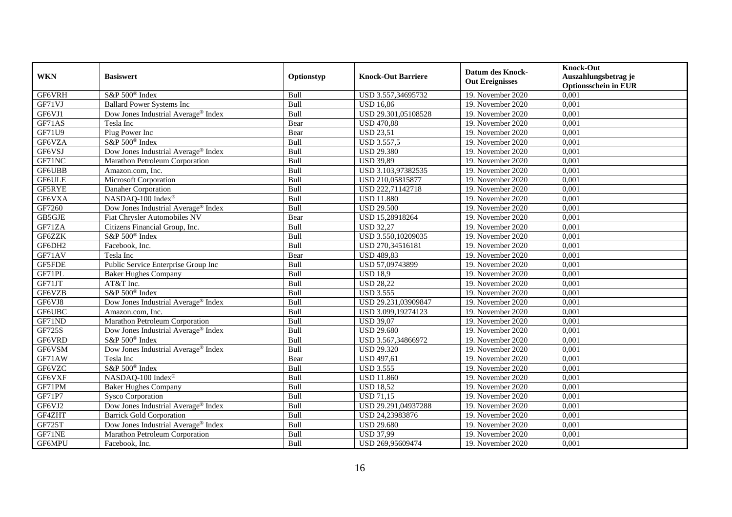| WKN | Basiswert | Optionstyp | Knock-Out Barriere | Datum des Knock-Out Ereignisses | Knock-Out Auszahlungsbetrag je Optionsschein in EUR |
|---|---|---|---|---|---|
| GF6VRH | S&P 500® Index | Bull | USD 3.557,34695732 | 19. November 2020 | 0,001 |
| GF71VJ | Ballard Power Systems Inc | Bull | USD 16,86 | 19. November 2020 | 0,001 |
| GF6VJ1 | Dow Jones Industrial Average® Index | Bull | USD 29.301,05108528 | 19. November 2020 | 0,001 |
| GF71AS | Tesla Inc | Bear | USD 470,88 | 19. November 2020 | 0,001 |
| GF71U9 | Plug Power Inc | Bear | USD 23,51 | 19. November 2020 | 0,001 |
| GF6VZA | S&P 500® Index | Bull | USD 3.557,5 | 19. November 2020 | 0,001 |
| GF6VSJ | Dow Jones Industrial Average® Index | Bull | USD 29.380 | 19. November 2020 | 0,001 |
| GF71NC | Marathon Petroleum Corporation | Bull | USD 39,89 | 19. November 2020 | 0,001 |
| GF6UBB | Amazon.com, Inc. | Bull | USD 3.103,97382535 | 19. November 2020 | 0,001 |
| GF6ULE | Microsoft Corporation | Bull | USD 210,05815877 | 19. November 2020 | 0,001 |
| GF5RYE | Danaher Corporation | Bull | USD 222,71142718 | 19. November 2020 | 0,001 |
| GF6VXA | NASDAQ-100 Index® | Bull | USD 11.880 | 19. November 2020 | 0,001 |
| GF7260 | Dow Jones Industrial Average® Index | Bull | USD 29.500 | 19. November 2020 | 0,001 |
| GB5GJE | Fiat Chrysler Automobiles NV | Bear | USD 15,28918264 | 19. November 2020 | 0,001 |
| GF71ZA | Citizens Financial Group, Inc. | Bull | USD 32,27 | 19. November 2020 | 0,001 |
| GF6ZZK | S&P 500® Index | Bull | USD 3.550,10209035 | 19. November 2020 | 0,001 |
| GF6DH2 | Facebook, Inc. | Bull | USD 270,34516181 | 19. November 2020 | 0,001 |
| GF71AV | Tesla Inc | Bear | USD 489,83 | 19. November 2020 | 0,001 |
| GF5FDE | Public Service Enterprise Group Inc | Bull | USD 57,09743899 | 19. November 2020 | 0,001 |
| GF71PL | Baker Hughes Company | Bull | USD 18,9 | 19. November 2020 | 0,001 |
| GF71JT | AT&T Inc. | Bull | USD 28,22 | 19. November 2020 | 0,001 |
| GF6VZB | S&P 500® Index | Bull | USD 3.555 | 19. November 2020 | 0,001 |
| GF6VJ8 | Dow Jones Industrial Average® Index | Bull | USD 29.231,03909847 | 19. November 2020 | 0,001 |
| GF6UBC | Amazon.com, Inc. | Bull | USD 3.099,19274123 | 19. November 2020 | 0,001 |
| GF71ND | Marathon Petroleum Corporation | Bull | USD 39,07 | 19. November 2020 | 0,001 |
| GF725S | Dow Jones Industrial Average® Index | Bull | USD 29.680 | 19. November 2020 | 0,001 |
| GF6VRD | S&P 500® Index | Bull | USD 3.567,34866972 | 19. November 2020 | 0,001 |
| GF6VSM | Dow Jones Industrial Average® Index | Bull | USD 29.320 | 19. November 2020 | 0,001 |
| GF71AW | Tesla Inc | Bear | USD 497,61 | 19. November 2020 | 0,001 |
| GF6VZC | S&P 500® Index | Bull | USD 3.555 | 19. November 2020 | 0,001 |
| GF6VXF | NASDAQ-100 Index® | Bull | USD 11.860 | 19. November 2020 | 0,001 |
| GF71PM | Baker Hughes Company | Bull | USD 18,52 | 19. November 2020 | 0,001 |
| GF71P7 | Sysco Corporation | Bull | USD 71,15 | 19. November 2020 | 0,001 |
| GF6VJ2 | Dow Jones Industrial Average® Index | Bull | USD 29.291,04937288 | 19. November 2020 | 0,001 |
| GF4ZHT | Barrick Gold Corporation | Bull | USD 24,23983876 | 19. November 2020 | 0,001 |
| GF725T | Dow Jones Industrial Average® Index | Bull | USD 29.680 | 19. November 2020 | 0,001 |
| GF71NE | Marathon Petroleum Corporation | Bull | USD 37,99 | 19. November 2020 | 0,001 |
| GF6MPU | Facebook, Inc. | Bull | USD 269,95609474 | 19. November 2020 | 0,001 |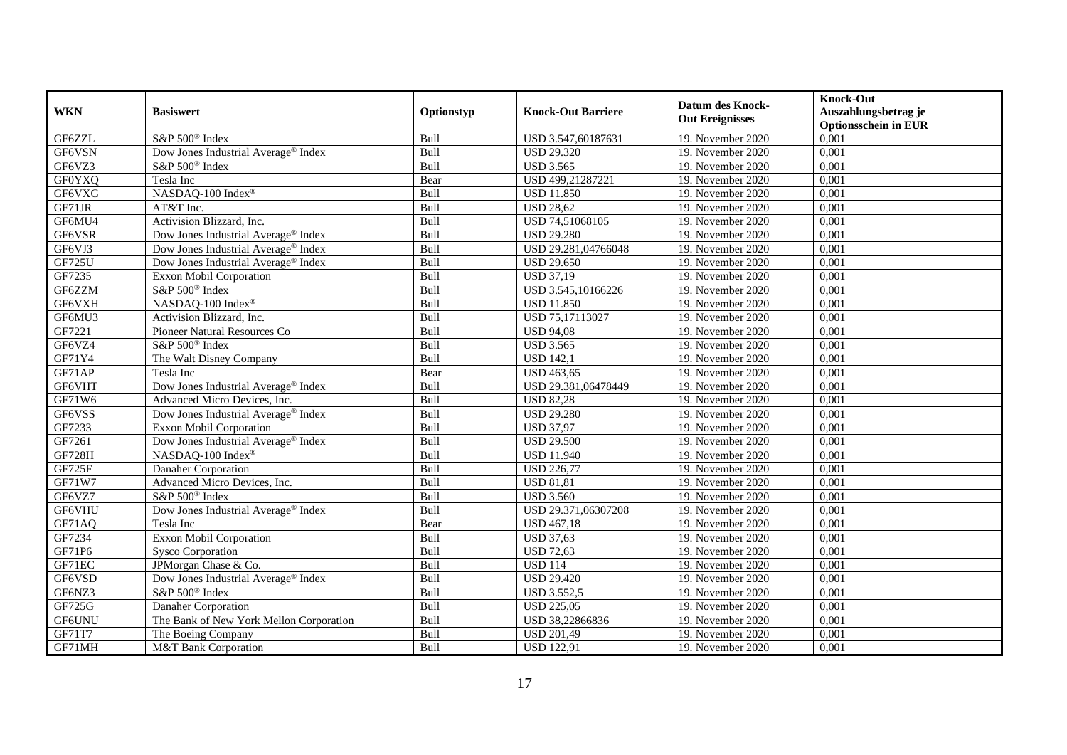| WKN | Basiswert | Optionstyp | Knock-Out Barriere | Datum des Knock-Out Ereignisses | Knock-Out Auszahlungsbetrag je Optionsschein in EUR |
|---|---|---|---|---|---|
| GF6ZZL | S&P 500® Index | Bull | USD 3.547,60187631 | 19. November 2020 | 0,001 |
| GF6VSN | Dow Jones Industrial Average® Index | Bull | USD 29.320 | 19. November 2020 | 0,001 |
| GF6VZ3 | S&P 500® Index | Bull | USD 3.565 | 19. November 2020 | 0,001 |
| GF0YXQ | Tesla Inc | Bear | USD 499,21287221 | 19. November 2020 | 0,001 |
| GF6VXG | NASDAQ-100 Index® | Bull | USD 11.850 | 19. November 2020 | 0,001 |
| GF71JR | AT&T Inc. | Bull | USD 28,62 | 19. November 2020 | 0,001 |
| GF6MU4 | Activision Blizzard, Inc. | Bull | USD 74,51068105 | 19. November 2020 | 0,001 |
| GF6VSR | Dow Jones Industrial Average® Index | Bull | USD 29.280 | 19. November 2020 | 0,001 |
| GF6VJ3 | Dow Jones Industrial Average® Index | Bull | USD 29.281,04766048 | 19. November 2020 | 0,001 |
| GF725U | Dow Jones Industrial Average® Index | Bull | USD 29.650 | 19. November 2020 | 0,001 |
| GF7235 | Exxon Mobil Corporation | Bull | USD 37,19 | 19. November 2020 | 0,001 |
| GF6ZZM | S&P 500® Index | Bull | USD 3.545,10166226 | 19. November 2020 | 0,001 |
| GF6VXH | NASDAQ-100 Index® | Bull | USD 11.850 | 19. November 2020 | 0,001 |
| GF6MU3 | Activision Blizzard, Inc. | Bull | USD 75,17113027 | 19. November 2020 | 0,001 |
| GF7221 | Pioneer Natural Resources Co | Bull | USD 94,08 | 19. November 2020 | 0,001 |
| GF6VZ4 | S&P 500® Index | Bull | USD 3.565 | 19. November 2020 | 0,001 |
| GF71Y4 | The Walt Disney Company | Bull | USD 142,1 | 19. November 2020 | 0,001 |
| GF71AP | Tesla Inc | Bear | USD 463,65 | 19. November 2020 | 0,001 |
| GF6VHT | Dow Jones Industrial Average® Index | Bull | USD 29.381,06478449 | 19. November 2020 | 0,001 |
| GF71W6 | Advanced Micro Devices, Inc. | Bull | USD 82,28 | 19. November 2020 | 0,001 |
| GF6VSS | Dow Jones Industrial Average® Index | Bull | USD 29.280 | 19. November 2020 | 0,001 |
| GF7233 | Exxon Mobil Corporation | Bull | USD 37,97 | 19. November 2020 | 0,001 |
| GF7261 | Dow Jones Industrial Average® Index | Bull | USD 29.500 | 19. November 2020 | 0,001 |
| GF728H | NASDAQ-100 Index® | Bull | USD 11.940 | 19. November 2020 | 0,001 |
| GF725F | Danaher Corporation | Bull | USD 226,77 | 19. November 2020 | 0,001 |
| GF71W7 | Advanced Micro Devices, Inc. | Bull | USD 81,81 | 19. November 2020 | 0,001 |
| GF6VZ7 | S&P 500® Index | Bull | USD 3.560 | 19. November 2020 | 0,001 |
| GF6VHU | Dow Jones Industrial Average® Index | Bull | USD 29.371,06307208 | 19. November 2020 | 0,001 |
| GF71AQ | Tesla Inc | Bear | USD 467,18 | 19. November 2020 | 0,001 |
| GF7234 | Exxon Mobil Corporation | Bull | USD 37,63 | 19. November 2020 | 0,001 |
| GF71P6 | Sysco Corporation | Bull | USD 72,63 | 19. November 2020 | 0,001 |
| GF71EC | JPMorgan Chase & Co. | Bull | USD 114 | 19. November 2020 | 0,001 |
| GF6VSD | Dow Jones Industrial Average® Index | Bull | USD 29.420 | 19. November 2020 | 0,001 |
| GF6NZ3 | S&P 500® Index | Bull | USD 3.552,5 | 19. November 2020 | 0,001 |
| GF725G | Danaher Corporation | Bull | USD 225,05 | 19. November 2020 | 0,001 |
| GF6UNU | The Bank of New York Mellon Corporation | Bull | USD 38,22866836 | 19. November 2020 | 0,001 |
| GF71T7 | The Boeing Company | Bull | USD 201,49 | 19. November 2020 | 0,001 |
| GF71MH | M&T Bank Corporation | Bull | USD 122,91 | 19. November 2020 | 0,001 |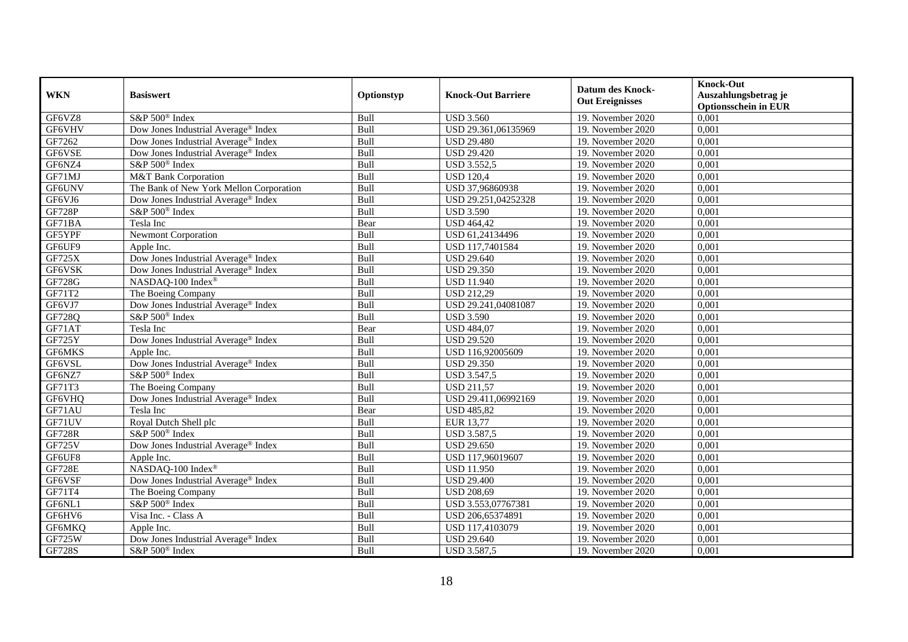| WKN | Basiswert | Optionstyp | Knock-Out Barriere | Datum des Knock-Out Ereignisses | Knock-Out Auszahlungsbetrag je Optionsschein in EUR |
|---|---|---|---|---|---|
| GF6VZ8 | S&P 500® Index | Bull | USD 3.560 | 19. November 2020 | 0,001 |
| GF6VHV | Dow Jones Industrial Average® Index | Bull | USD 29.361,06135969 | 19. November 2020 | 0,001 |
| GF7262 | Dow Jones Industrial Average® Index | Bull | USD 29.480 | 19. November 2020 | 0,001 |
| GF6VSE | Dow Jones Industrial Average® Index | Bull | USD 29.420 | 19. November 2020 | 0,001 |
| GF6NZ4 | S&P 500® Index | Bull | USD 3.552,5 | 19. November 2020 | 0,001 |
| GF71MJ | M&T Bank Corporation | Bull | USD 120,4 | 19. November 2020 | 0,001 |
| GF6UNV | The Bank of New York Mellon Corporation | Bull | USD 37,96860938 | 19. November 2020 | 0,001 |
| GF6VJ6 | Dow Jones Industrial Average® Index | Bull | USD 29.251,04252328 | 19. November 2020 | 0,001 |
| GF728P | S&P 500® Index | Bull | USD 3.590 | 19. November 2020 | 0,001 |
| GF71BA | Tesla Inc | Bear | USD 464,42 | 19. November 2020 | 0,001 |
| GF5YPF | Newmont Corporation | Bull | USD 61,24134496 | 19. November 2020 | 0,001 |
| GF6UF9 | Apple Inc. | Bull | USD 117,7401584 | 19. November 2020 | 0,001 |
| GF725X | Dow Jones Industrial Average® Index | Bull | USD 29.640 | 19. November 2020 | 0,001 |
| GF6VSK | Dow Jones Industrial Average® Index | Bull | USD 29.350 | 19. November 2020 | 0,001 |
| GF728G | NASDAQ-100 Index® | Bull | USD 11.940 | 19. November 2020 | 0,001 |
| GF71T2 | The Boeing Company | Bull | USD 212,29 | 19. November 2020 | 0,001 |
| GF6VJ7 | Dow Jones Industrial Average® Index | Bull | USD 29.241,04081087 | 19. November 2020 | 0,001 |
| GF728Q | S&P 500® Index | Bull | USD 3.590 | 19. November 2020 | 0,001 |
| GF71AT | Tesla Inc | Bear | USD 484,07 | 19. November 2020 | 0,001 |
| GF725Y | Dow Jones Industrial Average® Index | Bull | USD 29.520 | 19. November 2020 | 0,001 |
| GF6MKS | Apple Inc. | Bull | USD 116,92005609 | 19. November 2020 | 0,001 |
| GF6VSL | Dow Jones Industrial Average® Index | Bull | USD 29.350 | 19. November 2020 | 0,001 |
| GF6NZ7 | S&P 500® Index | Bull | USD 3.547,5 | 19. November 2020 | 0,001 |
| GF71T3 | The Boeing Company | Bull | USD 211,57 | 19. November 2020 | 0,001 |
| GF6VHQ | Dow Jones Industrial Average® Index | Bull | USD 29.411,06992169 | 19. November 2020 | 0,001 |
| GF71AU | Tesla Inc | Bear | USD 485,82 | 19. November 2020 | 0,001 |
| GF71UV | Royal Dutch Shell plc | Bull | EUR 13,77 | 19. November 2020 | 0,001 |
| GF728R | S&P 500® Index | Bull | USD 3.587,5 | 19. November 2020 | 0,001 |
| GF725V | Dow Jones Industrial Average® Index | Bull | USD 29.650 | 19. November 2020 | 0,001 |
| GF6UF8 | Apple Inc. | Bull | USD 117,96019607 | 19. November 2020 | 0,001 |
| GF728E | NASDAQ-100 Index® | Bull | USD 11.950 | 19. November 2020 | 0,001 |
| GF6VSF | Dow Jones Industrial Average® Index | Bull | USD 29.400 | 19. November 2020 | 0,001 |
| GF71T4 | The Boeing Company | Bull | USD 208,69 | 19. November 2020 | 0,001 |
| GF6NL1 | S&P 500® Index | Bull | USD 3.553,07767381 | 19. November 2020 | 0,001 |
| GF6HV6 | Visa Inc. - Class A | Bull | USD 206,65374891 | 19. November 2020 | 0,001 |
| GF6MKQ | Apple Inc. | Bull | USD 117,4103079 | 19. November 2020 | 0,001 |
| GF725W | Dow Jones Industrial Average® Index | Bull | USD 29.640 | 19. November 2020 | 0,001 |
| GF728S | S&P 500® Index | Bull | USD 3.587,5 | 19. November 2020 | 0,001 |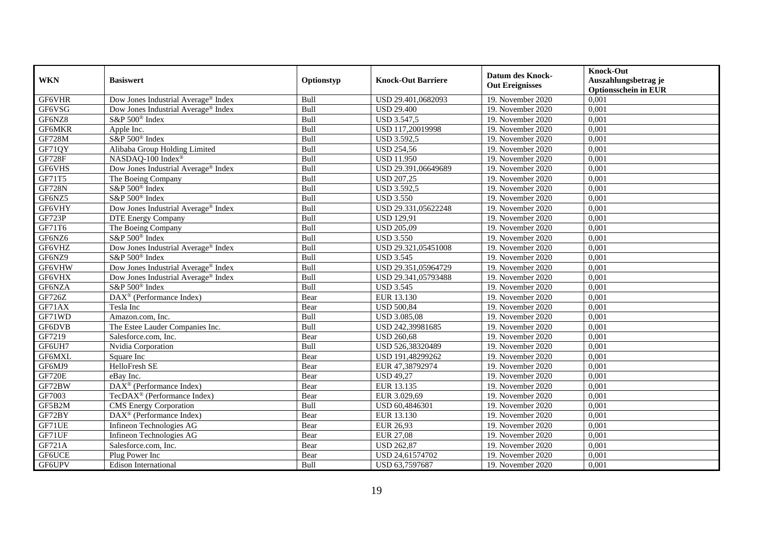| WKN | Basiswert | Optionstyp | Knock-Out Barriere | Datum des Knock-Out Ereignisses | Knock-Out Auszahlungsbetrag je Optionsschein in EUR |
|---|---|---|---|---|---|
| GF6VHR | Dow Jones Industrial Average® Index | Bull | USD 29.401,0682093 | 19. November 2020 | 0,001 |
| GF6VSG | Dow Jones Industrial Average® Index | Bull | USD 29.400 | 19. November 2020 | 0,001 |
| GF6NZ8 | S&P 500® Index | Bull | USD 3.547,5 | 19. November 2020 | 0,001 |
| GF6MKR | Apple Inc. | Bull | USD 117,20019998 | 19. November 2020 | 0,001 |
| GF728M | S&P 500® Index | Bull | USD 3.592,5 | 19. November 2020 | 0,001 |
| GF71QY | Alibaba Group Holding Limited | Bull | USD 254,56 | 19. November 2020 | 0,001 |
| GF728F | NASDAQ-100 Index® | Bull | USD 11.950 | 19. November 2020 | 0,001 |
| GF6VHS | Dow Jones Industrial Average® Index | Bull | USD 29.391,06649689 | 19. November 2020 | 0,001 |
| GF71T5 | The Boeing Company | Bull | USD 207,25 | 19. November 2020 | 0,001 |
| GF728N | S&P 500® Index | Bull | USD 3.592,5 | 19. November 2020 | 0,001 |
| GF6NZ5 | S&P 500® Index | Bull | USD 3.550 | 19. November 2020 | 0,001 |
| GF6VHY | Dow Jones Industrial Average® Index | Bull | USD 29.331,05622248 | 19. November 2020 | 0,001 |
| GF723P | DTE Energy Company | Bull | USD 129,91 | 19. November 2020 | 0,001 |
| GF71T6 | The Boeing Company | Bull | USD 205,09 | 19. November 2020 | 0,001 |
| GF6NZ6 | S&P 500® Index | Bull | USD 3.550 | 19. November 2020 | 0,001 |
| GF6VHZ | Dow Jones Industrial Average® Index | Bull | USD 29.321,05451008 | 19. November 2020 | 0,001 |
| GF6NZ9 | S&P 500® Index | Bull | USD 3.545 | 19. November 2020 | 0,001 |
| GF6VHW | Dow Jones Industrial Average® Index | Bull | USD 29.351,05964729 | 19. November 2020 | 0,001 |
| GF6VHX | Dow Jones Industrial Average® Index | Bull | USD 29.341,05793488 | 19. November 2020 | 0,001 |
| GF6NZA | S&P 500® Index | Bull | USD 3.545 | 19. November 2020 | 0,001 |
| GF726Z | DAX® (Performance Index) | Bear | EUR 13.130 | 19. November 2020 | 0,001 |
| GF71AX | Tesla Inc | Bear | USD 500,84 | 19. November 2020 | 0,001 |
| GF71WD | Amazon.com, Inc. | Bull | USD 3.085,08 | 19. November 2020 | 0,001 |
| GF6DVB | The Estee Lauder Companies Inc. | Bull | USD 242,39981685 | 19. November 2020 | 0,001 |
| GF7219 | Salesforce.com, Inc. | Bear | USD 260,68 | 19. November 2020 | 0,001 |
| GF6UH7 | Nvidia Corporation | Bull | USD 526,38320489 | 19. November 2020 | 0,001 |
| GF6MXL | Square Inc | Bear | USD 191,48299262 | 19. November 2020 | 0,001 |
| GF6MJ9 | HelloFresh SE | Bear | EUR 47,38792974 | 19. November 2020 | 0,001 |
| GF720E | eBay Inc. | Bear | USD 49,27 | 19. November 2020 | 0,001 |
| GF72BW | DAX® (Performance Index) | Bear | EUR 13.135 | 19. November 2020 | 0,001 |
| GF7003 | TecDAX® (Performance Index) | Bear | EUR 3.029,69 | 19. November 2020 | 0,001 |
| GF5B2M | CMS Energy Corporation | Bull | USD 60,4846301 | 19. November 2020 | 0,001 |
| GF72BY | DAX® (Performance Index) | Bear | EUR 13.130 | 19. November 2020 | 0,001 |
| GF71UE | Infineon Technologies AG | Bear | EUR 26,93 | 19. November 2020 | 0,001 |
| GF71UF | Infineon Technologies AG | Bear | EUR 27,08 | 19. November 2020 | 0,001 |
| GF721A | Salesforce.com, Inc. | Bear | USD 262,87 | 19. November 2020 | 0,001 |
| GF6UCE | Plug Power Inc | Bear | USD 24,61574702 | 19. November 2020 | 0,001 |
| GF6UPV | Edison International | Bull | USD 63,7597687 | 19. November 2020 | 0,001 |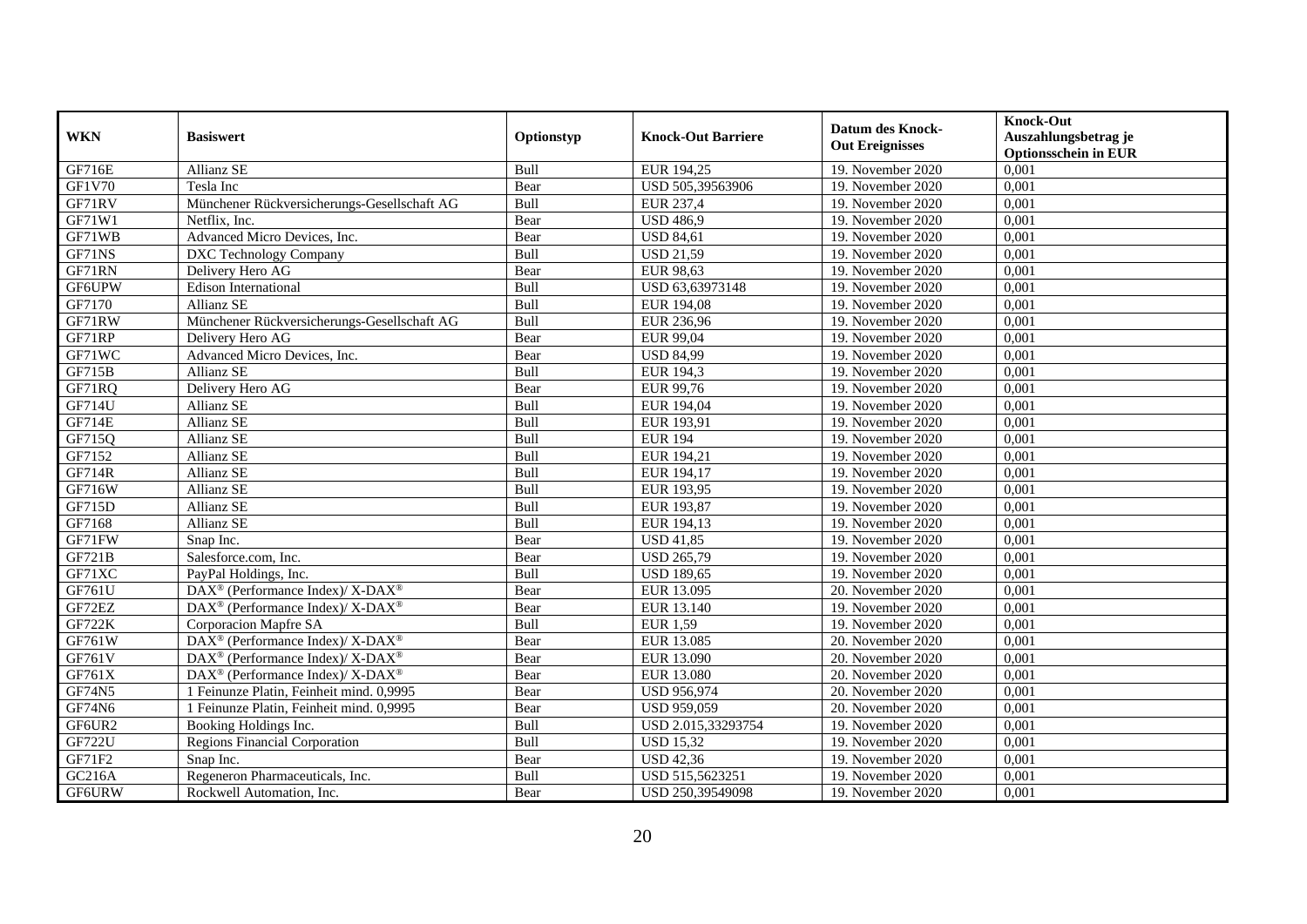| WKN | Basiswert | Optionstyp | Knock-Out Barriere | Datum des Knock-Out Ereignisses | Knock-Out Auszahlungsbetrag je Optionsschein in EUR |
|---|---|---|---|---|---|
| GF716E | Allianz SE | Bull | EUR 194,25 | 19. November 2020 | 0,001 |
| GF1V70 | Tesla Inc | Bear | USD 505,39563906 | 19. November 2020 | 0,001 |
| GF71RV | Münchener Rückversicherungs-Gesellschaft AG | Bull | EUR 237,4 | 19. November 2020 | 0,001 |
| GF71W1 | Netflix, Inc. | Bear | USD 486,9 | 19. November 2020 | 0,001 |
| GF71WB | Advanced Micro Devices, Inc. | Bear | USD 84,61 | 19. November 2020 | 0,001 |
| GF71NS | DXC Technology Company | Bull | USD 21,59 | 19. November 2020 | 0,001 |
| GF71RN | Delivery Hero AG | Bear | EUR 98,63 | 19. November 2020 | 0,001 |
| GF6UPW | Edison International | Bull | USD 63,63973148 | 19. November 2020 | 0,001 |
| GF7170 | Allianz SE | Bull | EUR 194,08 | 19. November 2020 | 0,001 |
| GF71RW | Münchener Rückversicherungs-Gesellschaft AG | Bull | EUR 236,96 | 19. November 2020 | 0,001 |
| GF71RP | Delivery Hero AG | Bear | EUR 99,04 | 19. November 2020 | 0,001 |
| GF71WC | Advanced Micro Devices, Inc. | Bear | USD 84,99 | 19. November 2020 | 0,001 |
| GF715B | Allianz SE | Bull | EUR 194,3 | 19. November 2020 | 0,001 |
| GF71RQ | Delivery Hero AG | Bear | EUR 99,76 | 19. November 2020 | 0,001 |
| GF714U | Allianz SE | Bull | EUR 194,04 | 19. November 2020 | 0,001 |
| GF714E | Allianz SE | Bull | EUR 193,91 | 19. November 2020 | 0,001 |
| GF715Q | Allianz SE | Bull | EUR 194 | 19. November 2020 | 0,001 |
| GF7152 | Allianz SE | Bull | EUR 194,21 | 19. November 2020 | 0,001 |
| GF714R | Allianz SE | Bull | EUR 194,17 | 19. November 2020 | 0,001 |
| GF716W | Allianz SE | Bull | EUR 193,95 | 19. November 2020 | 0,001 |
| GF715D | Allianz SE | Bull | EUR 193,87 | 19. November 2020 | 0,001 |
| GF7168 | Allianz SE | Bull | EUR 194,13 | 19. November 2020 | 0,001 |
| GF71FW | Snap Inc. | Bear | USD 41,85 | 19. November 2020 | 0,001 |
| GF721B | Salesforce.com, Inc. | Bear | USD 265,79 | 19. November 2020 | 0,001 |
| GF71XC | PayPal Holdings, Inc. | Bull | USD 189,65 | 19. November 2020 | 0,001 |
| GF761U | DAX® (Performance Index)/ X-DAX® | Bear | EUR 13.095 | 20. November 2020 | 0,001 |
| GF72EZ | DAX® (Performance Index)/ X-DAX® | Bear | EUR 13.140 | 19. November 2020 | 0,001 |
| GF722K | Corporacion Mapfre SA | Bull | EUR 1,59 | 19. November 2020 | 0,001 |
| GF761W | DAX® (Performance Index)/ X-DAX® | Bear | EUR 13.085 | 20. November 2020 | 0,001 |
| GF761V | DAX® (Performance Index)/ X-DAX® | Bear | EUR 13.090 | 20. November 2020 | 0,001 |
| GF761X | DAX® (Performance Index)/ X-DAX® | Bear | EUR 13.080 | 20. November 2020 | 0,001 |
| GF74N5 | 1 Feinunze Platin, Feinheit mind. 0,9995 | Bear | USD 956,974 | 20. November 2020 | 0,001 |
| GF74N6 | 1 Feinunze Platin, Feinheit mind. 0,9995 | Bear | USD 959,059 | 20. November 2020 | 0,001 |
| GF6UR2 | Booking Holdings Inc. | Bull | USD 2.015,33293754 | 19. November 2020 | 0,001 |
| GF722U | Regions Financial Corporation | Bull | USD 15,32 | 19. November 2020 | 0,001 |
| GF71F2 | Snap Inc. | Bear | USD 42,36 | 19. November 2020 | 0,001 |
| GC216A | Regeneron Pharmaceuticals, Inc. | Bull | USD 515,5623251 | 19. November 2020 | 0,001 |
| GF6URW | Rockwell Automation, Inc. | Bear | USD 250,39549098 | 19. November 2020 | 0,001 |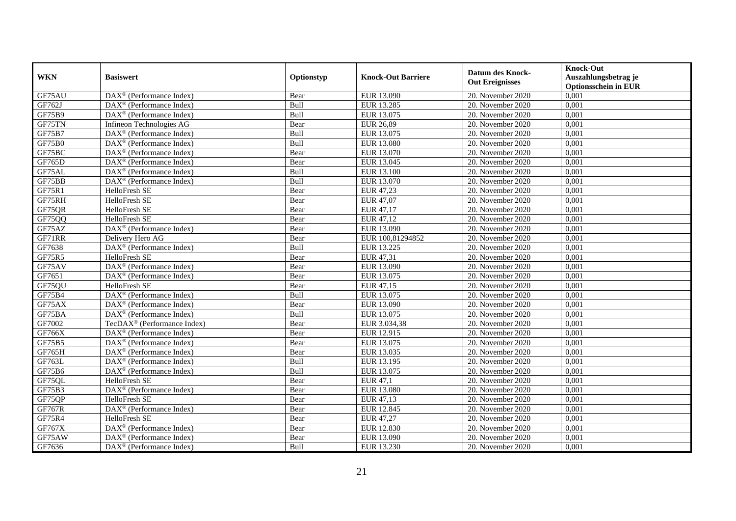| WKN | Basiswert | Optionstyp | Knock-Out Barriere | Datum des Knock-Out Ereignisses | Knock-Out Auszahlungsbetrag je Optionsschein in EUR |
|---|---|---|---|---|---|
| GF75AU | DAX® (Performance Index) | Bear | EUR 13.090 | 20. November 2020 | 0,001 |
| GF762J | DAX® (Performance Index) | Bull | EUR 13.285 | 20. November 2020 | 0,001 |
| GF75B9 | DAX® (Performance Index) | Bull | EUR 13.075 | 20. November 2020 | 0,001 |
| GF75TN | Infineon Technologies AG | Bear | EUR 26,89 | 20. November 2020 | 0,001 |
| GF75B7 | DAX® (Performance Index) | Bull | EUR 13.075 | 20. November 2020 | 0,001 |
| GF75B0 | DAX® (Performance Index) | Bull | EUR 13.080 | 20. November 2020 | 0,001 |
| GF75BC | DAX® (Performance Index) | Bear | EUR 13.070 | 20. November 2020 | 0,001 |
| GF765D | DAX® (Performance Index) | Bear | EUR 13.045 | 20. November 2020 | 0,001 |
| GF75AL | DAX® (Performance Index) | Bull | EUR 13.100 | 20. November 2020 | 0,001 |
| GF75BB | DAX® (Performance Index) | Bull | EUR 13.070 | 20. November 2020 | 0,001 |
| GF75R1 | HelloFresh SE | Bear | EUR 47,23 | 20. November 2020 | 0,001 |
| GF75RH | HelloFresh SE | Bear | EUR 47,07 | 20. November 2020 | 0,001 |
| GF75QR | HelloFresh SE | Bear | EUR 47,17 | 20. November 2020 | 0,001 |
| GF75QQ | HelloFresh SE | Bear | EUR 47,12 | 20. November 2020 | 0,001 |
| GF75AZ | DAX® (Performance Index) | Bear | EUR 13.090 | 20. November 2020 | 0,001 |
| GF71RR | Delivery Hero AG | Bear | EUR 100,81294852 | 20. November 2020 | 0,001 |
| GF7638 | DAX® (Performance Index) | Bull | EUR 13.225 | 20. November 2020 | 0,001 |
| GF75R5 | HelloFresh SE | Bear | EUR 47,31 | 20. November 2020 | 0,001 |
| GF75AV | DAX® (Performance Index) | Bear | EUR 13.090 | 20. November 2020 | 0,001 |
| GF7651 | DAX® (Performance Index) | Bear | EUR 13.075 | 20. November 2020 | 0,001 |
| GF75QU | HelloFresh SE | Bear | EUR 47,15 | 20. November 2020 | 0,001 |
| GF75B4 | DAX® (Performance Index) | Bull | EUR 13.075 | 20. November 2020 | 0,001 |
| GF75AX | DAX® (Performance Index) | Bear | EUR 13.090 | 20. November 2020 | 0,001 |
| GF75BA | DAX® (Performance Index) | Bull | EUR 13.075 | 20. November 2020 | 0,001 |
| GF7002 | TecDAX® (Performance Index) | Bear | EUR 3.034,38 | 20. November 2020 | 0,001 |
| GF766X | DAX® (Performance Index) | Bear | EUR 12.915 | 20. November 2020 | 0,001 |
| GF75B5 | DAX® (Performance Index) | Bear | EUR 13.075 | 20. November 2020 | 0,001 |
| GF765H | DAX® (Performance Index) | Bear | EUR 13.035 | 20. November 2020 | 0,001 |
| GF763L | DAX® (Performance Index) | Bull | EUR 13.195 | 20. November 2020 | 0,001 |
| GF75B6 | DAX® (Performance Index) | Bull | EUR 13.075 | 20. November 2020 | 0,001 |
| GF75QL | HelloFresh SE | Bear | EUR 47,1 | 20. November 2020 | 0,001 |
| GF75B3 | DAX® (Performance Index) | Bear | EUR 13.080 | 20. November 2020 | 0,001 |
| GF75QP | HelloFresh SE | Bear | EUR 47,13 | 20. November 2020 | 0,001 |
| GF767R | DAX® (Performance Index) | Bear | EUR 12.845 | 20. November 2020 | 0,001 |
| GF75R4 | HelloFresh SE | Bear | EUR 47,27 | 20. November 2020 | 0,001 |
| GF767X | DAX® (Performance Index) | Bear | EUR 12.830 | 20. November 2020 | 0,001 |
| GF75AW | DAX® (Performance Index) | Bear | EUR 13.090 | 20. November 2020 | 0,001 |
| GF7636 | DAX® (Performance Index) | Bull | EUR 13.230 | 20. November 2020 | 0,001 |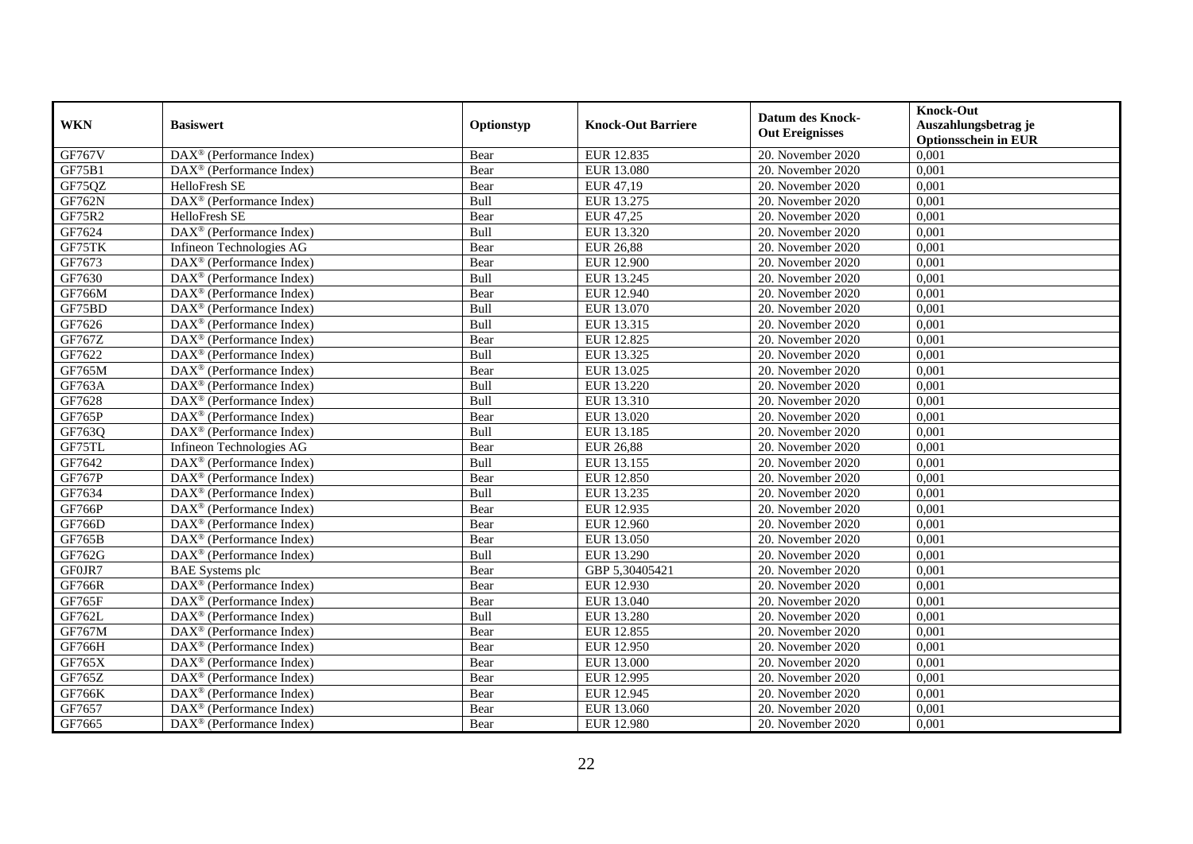| WKN | Basiswert | Optionstyp | Knock-Out Barriere | Datum des Knock-Out Ereignisses | Knock-Out Auszahlungsbetrag je Optionsschein in EUR |
|---|---|---|---|---|---|
| GF767V | DAX® (Performance Index) | Bear | EUR 12.835 | 20. November 2020 | 0,001 |
| GF75B1 | DAX® (Performance Index) | Bear | EUR 13.080 | 20. November 2020 | 0,001 |
| GF75QZ | HelloFresh SE | Bear | EUR 47,19 | 20. November 2020 | 0,001 |
| GF762N | DAX® (Performance Index) | Bull | EUR 13.275 | 20. November 2020 | 0,001 |
| GF75R2 | HelloFresh SE | Bear | EUR 47,25 | 20. November 2020 | 0,001 |
| GF7624 | DAX® (Performance Index) | Bull | EUR 13.320 | 20. November 2020 | 0,001 |
| GF75TK | Infineon Technologies AG | Bear | EUR 26,88 | 20. November 2020 | 0,001 |
| GF7673 | DAX® (Performance Index) | Bear | EUR 12.900 | 20. November 2020 | 0,001 |
| GF7630 | DAX® (Performance Index) | Bull | EUR 13.245 | 20. November 2020 | 0,001 |
| GF766M | DAX® (Performance Index) | Bear | EUR 12.940 | 20. November 2020 | 0,001 |
| GF75BD | DAX® (Performance Index) | Bull | EUR 13.070 | 20. November 2020 | 0,001 |
| GF7626 | DAX® (Performance Index) | Bull | EUR 13.315 | 20. November 2020 | 0,001 |
| GF767Z | DAX® (Performance Index) | Bear | EUR 12.825 | 20. November 2020 | 0,001 |
| GF7622 | DAX® (Performance Index) | Bull | EUR 13.325 | 20. November 2020 | 0,001 |
| GF765M | DAX® (Performance Index) | Bear | EUR 13.025 | 20. November 2020 | 0,001 |
| GF763A | DAX® (Performance Index) | Bull | EUR 13.220 | 20. November 2020 | 0,001 |
| GF7628 | DAX® (Performance Index) | Bull | EUR 13.310 | 20. November 2020 | 0,001 |
| GF765P | DAX® (Performance Index) | Bear | EUR 13.020 | 20. November 2020 | 0,001 |
| GF763Q | DAX® (Performance Index) | Bull | EUR 13.185 | 20. November 2020 | 0,001 |
| GF75TL | Infineon Technologies AG | Bear | EUR 26,88 | 20. November 2020 | 0,001 |
| GF7642 | DAX® (Performance Index) | Bull | EUR 13.155 | 20. November 2020 | 0,001 |
| GF767P | DAX® (Performance Index) | Bear | EUR 12.850 | 20. November 2020 | 0,001 |
| GF7634 | DAX® (Performance Index) | Bull | EUR 13.235 | 20. November 2020 | 0,001 |
| GF766P | DAX® (Performance Index) | Bear | EUR 12.935 | 20. November 2020 | 0,001 |
| GF766D | DAX® (Performance Index) | Bear | EUR 12.960 | 20. November 2020 | 0,001 |
| GF765B | DAX® (Performance Index) | Bear | EUR 13.050 | 20. November 2020 | 0,001 |
| GF762G | DAX® (Performance Index) | Bull | EUR 13.290 | 20. November 2020 | 0,001 |
| GF0JR7 | BAE Systems plc | Bear | GBP 5,30405421 | 20. November 2020 | 0,001 |
| GF766R | DAX® (Performance Index) | Bear | EUR 12.930 | 20. November 2020 | 0,001 |
| GF765F | DAX® (Performance Index) | Bear | EUR 13.040 | 20. November 2020 | 0,001 |
| GF762L | DAX® (Performance Index) | Bull | EUR 13.280 | 20. November 2020 | 0,001 |
| GF767M | DAX® (Performance Index) | Bear | EUR 12.855 | 20. November 2020 | 0,001 |
| GF766H | DAX® (Performance Index) | Bear | EUR 12.950 | 20. November 2020 | 0,001 |
| GF765X | DAX® (Performance Index) | Bear | EUR 13.000 | 20. November 2020 | 0,001 |
| GF765Z | DAX® (Performance Index) | Bear | EUR 12.995 | 20. November 2020 | 0,001 |
| GF766K | DAX® (Performance Index) | Bear | EUR 12.945 | 20. November 2020 | 0,001 |
| GF7657 | DAX® (Performance Index) | Bear | EUR 13.060 | 20. November 2020 | 0,001 |
| GF7665 | DAX® (Performance Index) | Bear | EUR 12.980 | 20. November 2020 | 0,001 |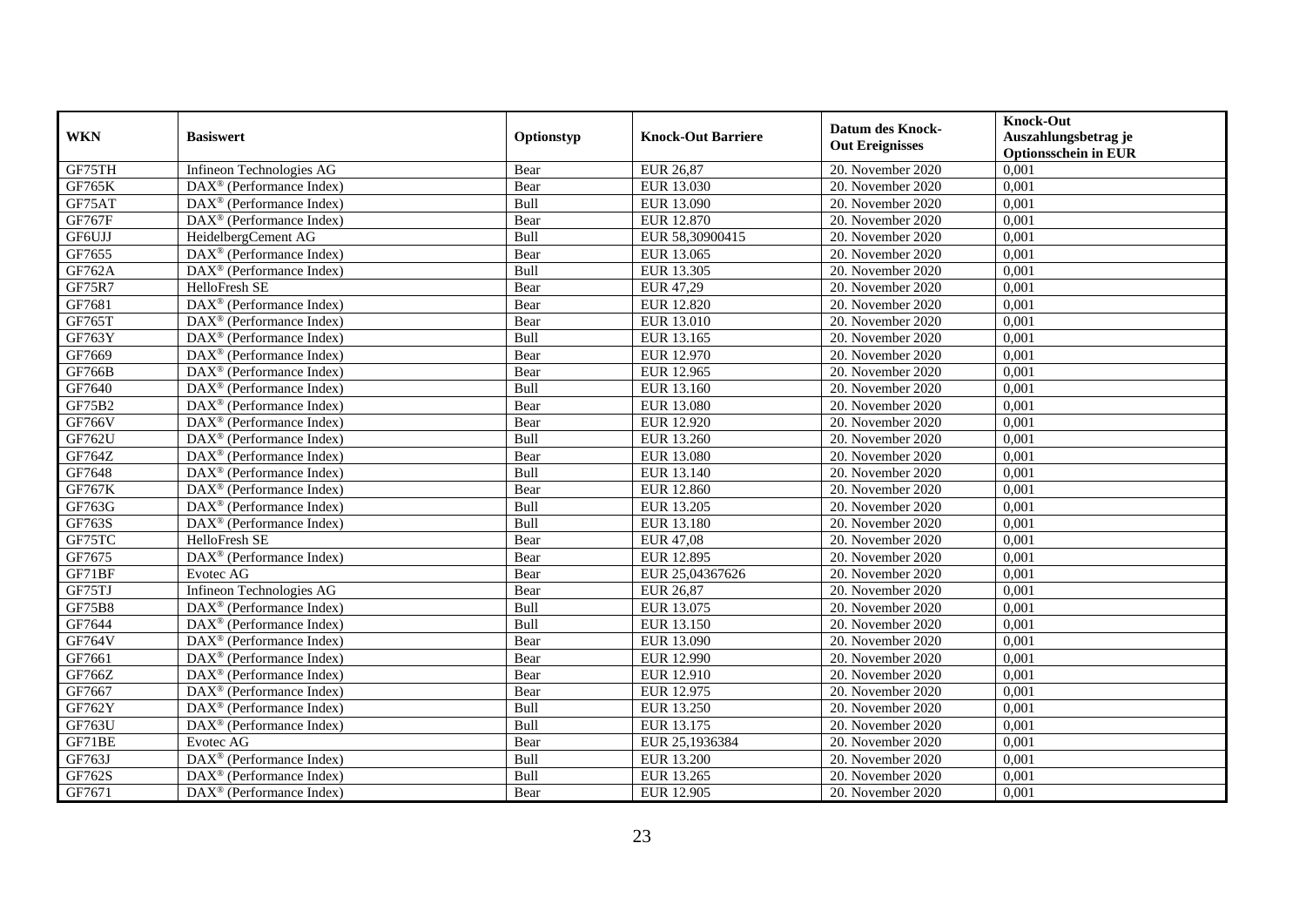| WKN | Basiswert | Optionstyp | Knock-Out Barriere | Datum des Knock-Out Ereignisses | Knock-Out Auszahlungsbetrag je Optionsschein in EUR |
|---|---|---|---|---|---|
| GF75TH | Infineon Technologies AG | Bear | EUR 26,87 | 20. November 2020 | 0,001 |
| GF765K | DAX® (Performance Index) | Bear | EUR 13.030 | 20. November 2020 | 0,001 |
| GF75AT | DAX® (Performance Index) | Bull | EUR 13.090 | 20. November 2020 | 0,001 |
| GF767F | DAX® (Performance Index) | Bear | EUR 12.870 | 20. November 2020 | 0,001 |
| GF6UJJ | HeidelbergCement AG | Bull | EUR 58,30900415 | 20. November 2020 | 0,001 |
| GF7655 | DAX® (Performance Index) | Bear | EUR 13.065 | 20. November 2020 | 0,001 |
| GF762A | DAX® (Performance Index) | Bull | EUR 13.305 | 20. November 2020 | 0,001 |
| GF75R7 | HelloFresh SE | Bear | EUR 47,29 | 20. November 2020 | 0,001 |
| GF7681 | DAX® (Performance Index) | Bear | EUR 12.820 | 20. November 2020 | 0,001 |
| GF765T | DAX® (Performance Index) | Bear | EUR 13.010 | 20. November 2020 | 0,001 |
| GF763Y | DAX® (Performance Index) | Bull | EUR 13.165 | 20. November 2020 | 0,001 |
| GF7669 | DAX® (Performance Index) | Bear | EUR 12.970 | 20. November 2020 | 0,001 |
| GF766B | DAX® (Performance Index) | Bear | EUR 12.965 | 20. November 2020 | 0,001 |
| GF7640 | DAX® (Performance Index) | Bull | EUR 13.160 | 20. November 2020 | 0,001 |
| GF75B2 | DAX® (Performance Index) | Bear | EUR 13.080 | 20. November 2020 | 0,001 |
| GF766V | DAX® (Performance Index) | Bear | EUR 12.920 | 20. November 2020 | 0,001 |
| GF762U | DAX® (Performance Index) | Bull | EUR 13.260 | 20. November 2020 | 0,001 |
| GF764Z | DAX® (Performance Index) | Bear | EUR 13.080 | 20. November 2020 | 0,001 |
| GF7648 | DAX® (Performance Index) | Bull | EUR 13.140 | 20. November 2020 | 0,001 |
| GF767K | DAX® (Performance Index) | Bear | EUR 12.860 | 20. November 2020 | 0,001 |
| GF763G | DAX® (Performance Index) | Bull | EUR 13.205 | 20. November 2020 | 0,001 |
| GF763S | DAX® (Performance Index) | Bull | EUR 13.180 | 20. November 2020 | 0,001 |
| GF75TC | HelloFresh SE | Bear | EUR 47,08 | 20. November 2020 | 0,001 |
| GF7675 | DAX® (Performance Index) | Bear | EUR 12.895 | 20. November 2020 | 0,001 |
| GF71BF | Evotec AG | Bear | EUR 25,04367626 | 20. November 2020 | 0,001 |
| GF75TJ | Infineon Technologies AG | Bear | EUR 26,87 | 20. November 2020 | 0,001 |
| GF75B8 | DAX® (Performance Index) | Bull | EUR 13.075 | 20. November 2020 | 0,001 |
| GF7644 | DAX® (Performance Index) | Bull | EUR 13.150 | 20. November 2020 | 0,001 |
| GF764V | DAX® (Performance Index) | Bear | EUR 13.090 | 20. November 2020 | 0,001 |
| GF7661 | DAX® (Performance Index) | Bear | EUR 12.990 | 20. November 2020 | 0,001 |
| GF766Z | DAX® (Performance Index) | Bear | EUR 12.910 | 20. November 2020 | 0,001 |
| GF7667 | DAX® (Performance Index) | Bear | EUR 12.975 | 20. November 2020 | 0,001 |
| GF762Y | DAX® (Performance Index) | Bull | EUR 13.250 | 20. November 2020 | 0,001 |
| GF763U | DAX® (Performance Index) | Bull | EUR 13.175 | 20. November 2020 | 0,001 |
| GF71BE | Evotec AG | Bear | EUR 25,1936384 | 20. November 2020 | 0,001 |
| GF763J | DAX® (Performance Index) | Bull | EUR 13.200 | 20. November 2020 | 0,001 |
| GF762S | DAX® (Performance Index) | Bull | EUR 13.265 | 20. November 2020 | 0,001 |
| GF7671 | DAX® (Performance Index) | Bear | EUR 12.905 | 20. November 2020 | 0,001 |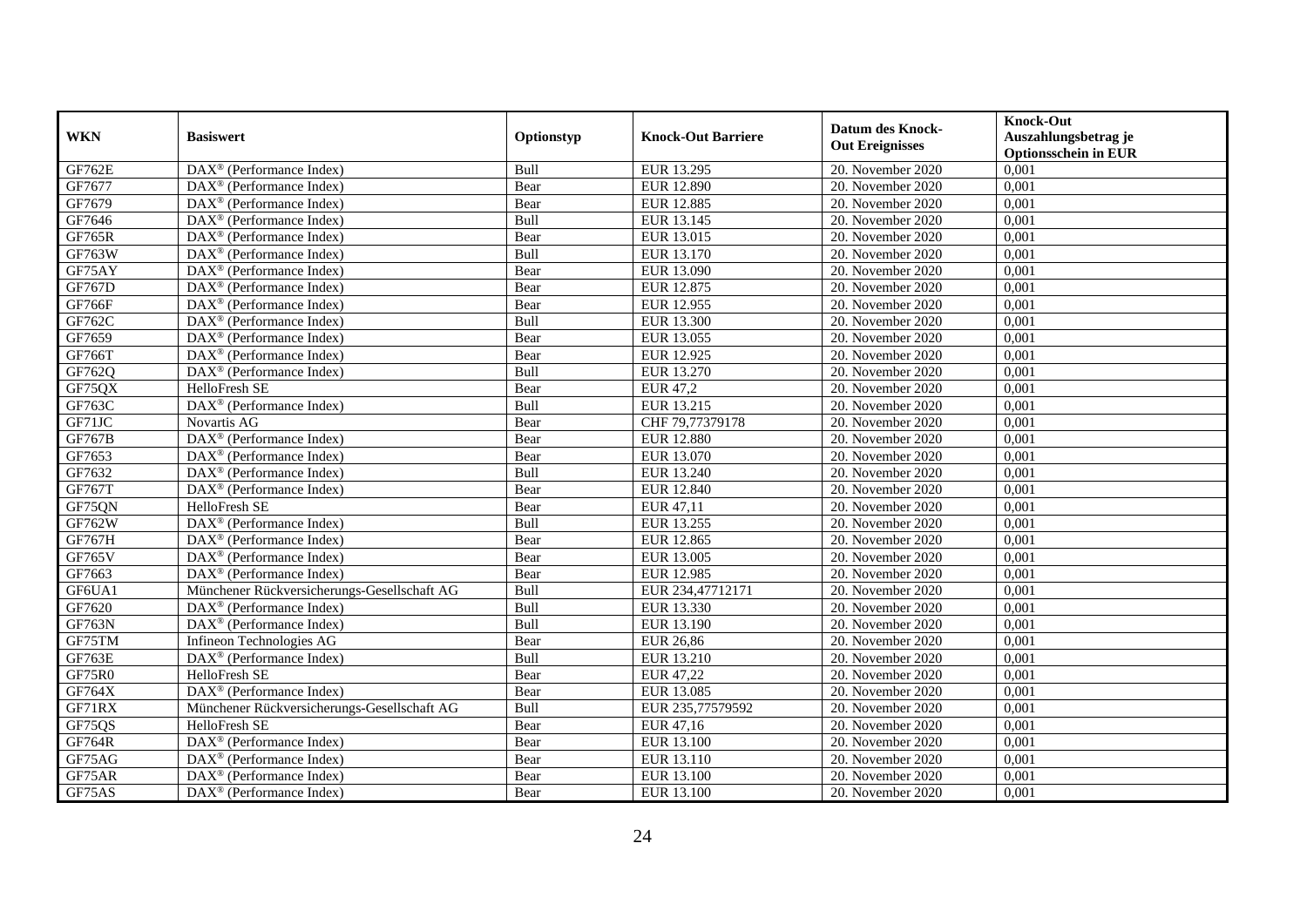| WKN | Basiswert | Optionstyp | Knock-Out Barriere | Datum des Knock-Out Ereignisses | Knock-Out Auszahlungsbetrag je Optionsschein in EUR |
|---|---|---|---|---|---|
| GF762E | DAX® (Performance Index) | Bull | EUR 13.295 | 20. November 2020 | 0,001 |
| GF7677 | DAX® (Performance Index) | Bear | EUR 12.890 | 20. November 2020 | 0,001 |
| GF7679 | DAX® (Performance Index) | Bear | EUR 12.885 | 20. November 2020 | 0,001 |
| GF7646 | DAX® (Performance Index) | Bull | EUR 13.145 | 20. November 2020 | 0,001 |
| GF765R | DAX® (Performance Index) | Bear | EUR 13.015 | 20. November 2020 | 0,001 |
| GF763W | DAX® (Performance Index) | Bull | EUR 13.170 | 20. November 2020 | 0,001 |
| GF75AY | DAX® (Performance Index) | Bear | EUR 13.090 | 20. November 2020 | 0,001 |
| GF767D | DAX® (Performance Index) | Bear | EUR 12.875 | 20. November 2020 | 0,001 |
| GF766F | DAX® (Performance Index) | Bear | EUR 12.955 | 20. November 2020 | 0,001 |
| GF762C | DAX® (Performance Index) | Bull | EUR 13.300 | 20. November 2020 | 0,001 |
| GF7659 | DAX® (Performance Index) | Bear | EUR 13.055 | 20. November 2020 | 0,001 |
| GF766T | DAX® (Performance Index) | Bear | EUR 12.925 | 20. November 2020 | 0,001 |
| GF762Q | DAX® (Performance Index) | Bull | EUR 13.270 | 20. November 2020 | 0,001 |
| GF75QX | HelloFresh SE | Bear | EUR 47,2 | 20. November 2020 | 0,001 |
| GF763C | DAX® (Performance Index) | Bull | EUR 13.215 | 20. November 2020 | 0,001 |
| GF71JC | Novartis AG | Bear | CHF 79,77379178 | 20. November 2020 | 0,001 |
| GF767B | DAX® (Performance Index) | Bear | EUR 12.880 | 20. November 2020 | 0,001 |
| GF7653 | DAX® (Performance Index) | Bear | EUR 13.070 | 20. November 2020 | 0,001 |
| GF7632 | DAX® (Performance Index) | Bull | EUR 13.240 | 20. November 2020 | 0,001 |
| GF767T | DAX® (Performance Index) | Bear | EUR 12.840 | 20. November 2020 | 0,001 |
| GF75QN | HelloFresh SE | Bear | EUR 47,11 | 20. November 2020 | 0,001 |
| GF762W | DAX® (Performance Index) | Bull | EUR 13.255 | 20. November 2020 | 0,001 |
| GF767H | DAX® (Performance Index) | Bear | EUR 12.865 | 20. November 2020 | 0,001 |
| GF765V | DAX® (Performance Index) | Bear | EUR 13.005 | 20. November 2020 | 0,001 |
| GF7663 | DAX® (Performance Index) | Bear | EUR 12.985 | 20. November 2020 | 0,001 |
| GF6UA1 | Münchener Rückversicherungs-Gesellschaft AG | Bull | EUR 234,47712171 | 20. November 2020 | 0,001 |
| GF7620 | DAX® (Performance Index) | Bull | EUR 13.330 | 20. November 2020 | 0,001 |
| GF763N | DAX® (Performance Index) | Bull | EUR 13.190 | 20. November 2020 | 0,001 |
| GF75TM | Infineon Technologies AG | Bear | EUR 26,86 | 20. November 2020 | 0,001 |
| GF763E | DAX® (Performance Index) | Bull | EUR 13.210 | 20. November 2020 | 0,001 |
| GF75R0 | HelloFresh SE | Bear | EUR 47,22 | 20. November 2020 | 0,001 |
| GF764X | DAX® (Performance Index) | Bear | EUR 13.085 | 20. November 2020 | 0,001 |
| GF71RX | Münchener Rückversicherungs-Gesellschaft AG | Bull | EUR 235,77579592 | 20. November 2020 | 0,001 |
| GF75QS | HelloFresh SE | Bear | EUR 47,16 | 20. November 2020 | 0,001 |
| GF764R | DAX® (Performance Index) | Bear | EUR 13.100 | 20. November 2020 | 0,001 |
| GF75AG | DAX® (Performance Index) | Bear | EUR 13.110 | 20. November 2020 | 0,001 |
| GF75AR | DAX® (Performance Index) | Bear | EUR 13.100 | 20. November 2020 | 0,001 |
| GF75AS | DAX® (Performance Index) | Bear | EUR 13.100 | 20. November 2020 | 0,001 |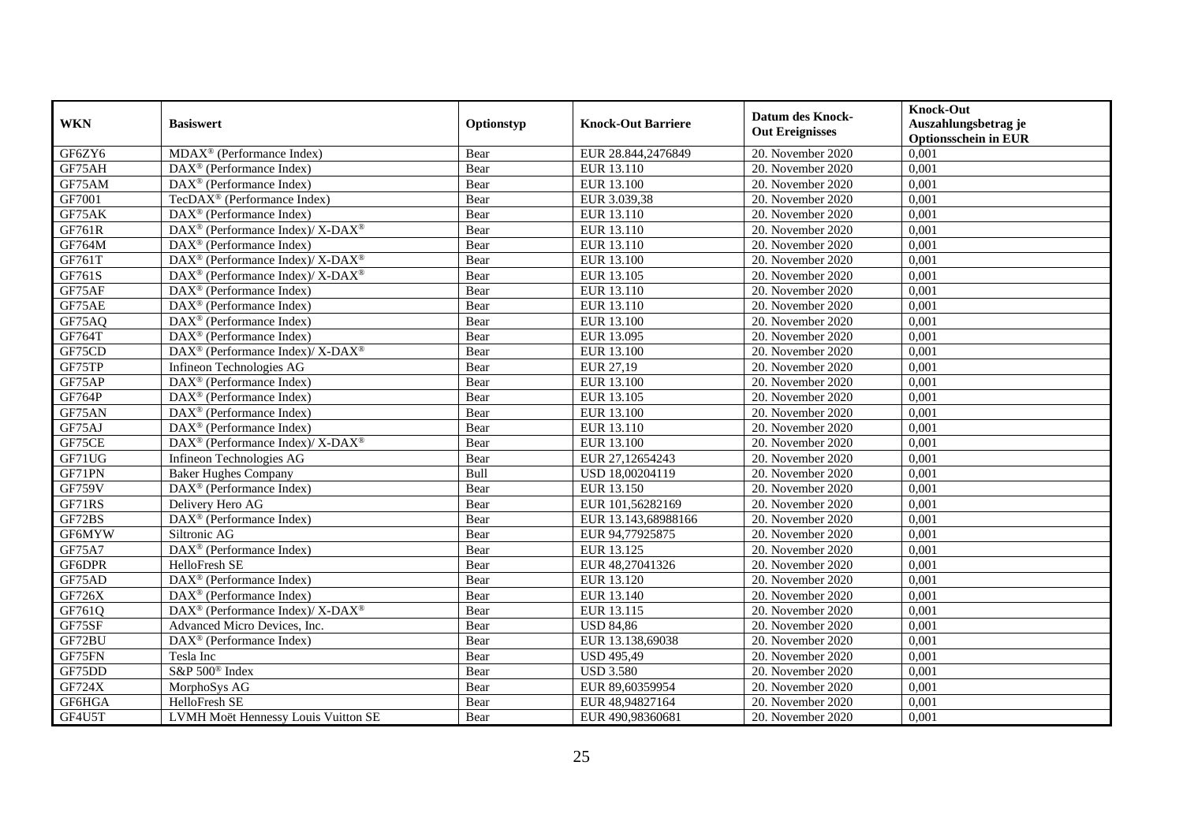| WKN | Basiswert | Optionstyp | Knock-Out Barriere | Datum des Knock-Out Ereignisses | Knock-Out Auszahlungsbetrag je Optionsschein in EUR |
|---|---|---|---|---|---|
| GF6ZY6 | MDAX® (Performance Index) | Bear | EUR 28.844,2476849 | 20. November 2020 | 0,001 |
| GF75AH | DAX® (Performance Index) | Bear | EUR 13.110 | 20. November 2020 | 0,001 |
| GF75AM | DAX® (Performance Index) | Bear | EUR 13.100 | 20. November 2020 | 0,001 |
| GF7001 | TecDAX® (Performance Index) | Bear | EUR 3.039,38 | 20. November 2020 | 0,001 |
| GF75AK | DAX® (Performance Index) | Bear | EUR 13.110 | 20. November 2020 | 0,001 |
| GF761R | DAX® (Performance Index)/ X-DAX® | Bear | EUR 13.110 | 20. November 2020 | 0,001 |
| GF764M | DAX® (Performance Index) | Bear | EUR 13.110 | 20. November 2020 | 0,001 |
| GF761T | DAX® (Performance Index)/ X-DAX® | Bear | EUR 13.100 | 20. November 2020 | 0,001 |
| GF761S | DAX® (Performance Index)/ X-DAX® | Bear | EUR 13.105 | 20. November 2020 | 0,001 |
| GF75AF | DAX® (Performance Index) | Bear | EUR 13.110 | 20. November 2020 | 0,001 |
| GF75AE | DAX® (Performance Index) | Bear | EUR 13.110 | 20. November 2020 | 0,001 |
| GF75AQ | DAX® (Performance Index) | Bear | EUR 13.100 | 20. November 2020 | 0,001 |
| GF764T | DAX® (Performance Index) | Bear | EUR 13.095 | 20. November 2020 | 0,001 |
| GF75CD | DAX® (Performance Index)/ X-DAX® | Bear | EUR 13.100 | 20. November 2020 | 0,001 |
| GF75TP | Infineon Technologies AG | Bear | EUR 27,19 | 20. November 2020 | 0,001 |
| GF75AP | DAX® (Performance Index) | Bear | EUR 13.100 | 20. November 2020 | 0,001 |
| GF764P | DAX® (Performance Index) | Bear | EUR 13.105 | 20. November 2020 | 0,001 |
| GF75AN | DAX® (Performance Index) | Bear | EUR 13.100 | 20. November 2020 | 0,001 |
| GF75AJ | DAX® (Performance Index) | Bear | EUR 13.110 | 20. November 2020 | 0,001 |
| GF75CE | DAX® (Performance Index)/ X-DAX® | Bear | EUR 13.100 | 20. November 2020 | 0,001 |
| GF71UG | Infineon Technologies AG | Bear | EUR 27,12654243 | 20. November 2020 | 0,001 |
| GF71PN | Baker Hughes Company | Bull | USD 18,00204119 | 20. November 2020 | 0,001 |
| GF759V | DAX® (Performance Index) | Bear | EUR 13.150 | 20. November 2020 | 0,001 |
| GF71RS | Delivery Hero AG | Bear | EUR 101,56282169 | 20. November 2020 | 0,001 |
| GF72BS | DAX® (Performance Index) | Bear | EUR 13.143,68988166 | 20. November 2020 | 0,001 |
| GF6MYW | Siltronic AG | Bear | EUR 94,77925875 | 20. November 2020 | 0,001 |
| GF75A7 | DAX® (Performance Index) | Bear | EUR 13.125 | 20. November 2020 | 0,001 |
| GF6DPR | HelloFresh SE | Bear | EUR 48,27041326 | 20. November 2020 | 0,001 |
| GF75AD | DAX® (Performance Index) | Bear | EUR 13.120 | 20. November 2020 | 0,001 |
| GF726X | DAX® (Performance Index) | Bear | EUR 13.140 | 20. November 2020 | 0,001 |
| GF761Q | DAX® (Performance Index)/ X-DAX® | Bear | EUR 13.115 | 20. November 2020 | 0,001 |
| GF75SF | Advanced Micro Devices, Inc. | Bear | USD 84,86 | 20. November 2020 | 0,001 |
| GF72BU | DAX® (Performance Index) | Bear | EUR 13.138,69038 | 20. November 2020 | 0,001 |
| GF75FN | Tesla Inc | Bear | USD 495,49 | 20. November 2020 | 0,001 |
| GF75DD | S&P 500® Index | Bear | USD 3.580 | 20. November 2020 | 0,001 |
| GF724X | MorphoSys AG | Bear | EUR 89,60359954 | 20. November 2020 | 0,001 |
| GF6HGA | HelloFresh SE | Bear | EUR 48,94827164 | 20. November 2020 | 0,001 |
| GF4U5T | LVMH Moët Hennessy Louis Vuitton SE | Bear | EUR 490,98360681 | 20. November 2020 | 0,001 |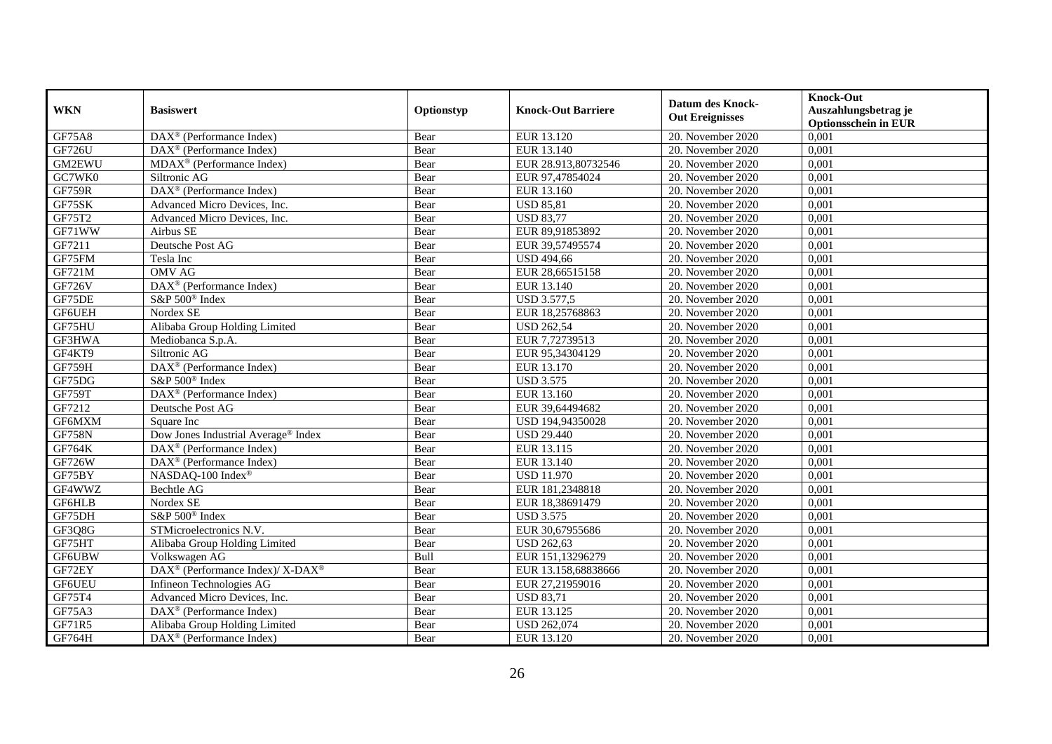| WKN | Basiswert | Optionstyp | Knock-Out Barriere | Datum des Knock-Out Ereignisses | Knock-Out Auszahlungsbetrag je Optionsschein in EUR |
|---|---|---|---|---|---|
| GF75A8 | DAX® (Performance Index) | Bear | EUR 13.120 | 20. November 2020 | 0,001 |
| GF726U | DAX® (Performance Index) | Bear | EUR 13.140 | 20. November 2020 | 0,001 |
| GM2EWU | MDAX® (Performance Index) | Bear | EUR 28.913,80732546 | 20. November 2020 | 0,001 |
| GC7WK0 | Siltronic AG | Bear | EUR 97,47854024 | 20. November 2020 | 0,001 |
| GF759R | DAX® (Performance Index) | Bear | EUR 13.160 | 20. November 2020 | 0,001 |
| GF75SK | Advanced Micro Devices, Inc. | Bear | USD 85,81 | 20. November 2020 | 0,001 |
| GF75T2 | Advanced Micro Devices, Inc. | Bear | USD 83,77 | 20. November 2020 | 0,001 |
| GF71WW | Airbus SE | Bear | EUR 89,91853892 | 20. November 2020 | 0,001 |
| GF7211 | Deutsche Post AG | Bear | EUR 39,57495574 | 20. November 2020 | 0,001 |
| GF75FM | Tesla Inc | Bear | USD 494,66 | 20. November 2020 | 0,001 |
| GF721M | OMV AG | Bear | EUR 28,66515158 | 20. November 2020 | 0,001 |
| GF726V | DAX® (Performance Index) | Bear | EUR 13.140 | 20. November 2020 | 0,001 |
| GF75DE | S&P 500® Index | Bear | USD 3.577,5 | 20. November 2020 | 0,001 |
| GF6UEH | Nordex SE | Bear | EUR 18,25768863 | 20. November 2020 | 0,001 |
| GF75HU | Alibaba Group Holding Limited | Bear | USD 262,54 | 20. November 2020 | 0,001 |
| GF3HWA | Mediobanca S.p.A. | Bear | EUR 7,72739513 | 20. November 2020 | 0,001 |
| GF4KT9 | Siltronic AG | Bear | EUR 95,34304129 | 20. November 2020 | 0,001 |
| GF759H | DAX® (Performance Index) | Bear | EUR 13.170 | 20. November 2020 | 0,001 |
| GF75DG | S&P 500® Index | Bear | USD 3.575 | 20. November 2020 | 0,001 |
| GF759T | DAX® (Performance Index) | Bear | EUR 13.160 | 20. November 2020 | 0,001 |
| GF7212 | Deutsche Post AG | Bear | EUR 39,64494682 | 20. November 2020 | 0,001 |
| GF6MXM | Square Inc | Bear | USD 194,94350028 | 20. November 2020 | 0,001 |
| GF758N | Dow Jones Industrial Average® Index | Bear | USD 29.440 | 20. November 2020 | 0,001 |
| GF764K | DAX® (Performance Index) | Bear | EUR 13.115 | 20. November 2020 | 0,001 |
| GF726W | DAX® (Performance Index) | Bear | EUR 13.140 | 20. November 2020 | 0,001 |
| GF75BY | NASDAQ-100 Index® | Bear | USD 11.970 | 20. November 2020 | 0,001 |
| GF4WWZ | Bechtle AG | Bear | EUR 181,2348818 | 20. November 2020 | 0,001 |
| GF6HLB | Nordex SE | Bear | EUR 18,38691479 | 20. November 2020 | 0,001 |
| GF75DH | S&P 500® Index | Bear | USD 3.575 | 20. November 2020 | 0,001 |
| GF3Q8G | STMicroelectronics N.V. | Bear | EUR 30,67955686 | 20. November 2020 | 0,001 |
| GF75HT | Alibaba Group Holding Limited | Bear | USD 262,63 | 20. November 2020 | 0,001 |
| GF6UBW | Volkswagen AG | Bull | EUR 151,13296279 | 20. November 2020 | 0,001 |
| GF72EY | DAX® (Performance Index)/ X-DAX® | Bear | EUR 13.158,68838666 | 20. November 2020 | 0,001 |
| GF6UEU | Infineon Technologies AG | Bear | EUR 27,21959016 | 20. November 2020 | 0,001 |
| GF75T4 | Advanced Micro Devices, Inc. | Bear | USD 83,71 | 20. November 2020 | 0,001 |
| GF75A3 | DAX® (Performance Index) | Bear | EUR 13.125 | 20. November 2020 | 0,001 |
| GF71R5 | Alibaba Group Holding Limited | Bear | USD 262,074 | 20. November 2020 | 0,001 |
| GF764H | DAX® (Performance Index) | Bear | EUR 13.120 | 20. November 2020 | 0,001 |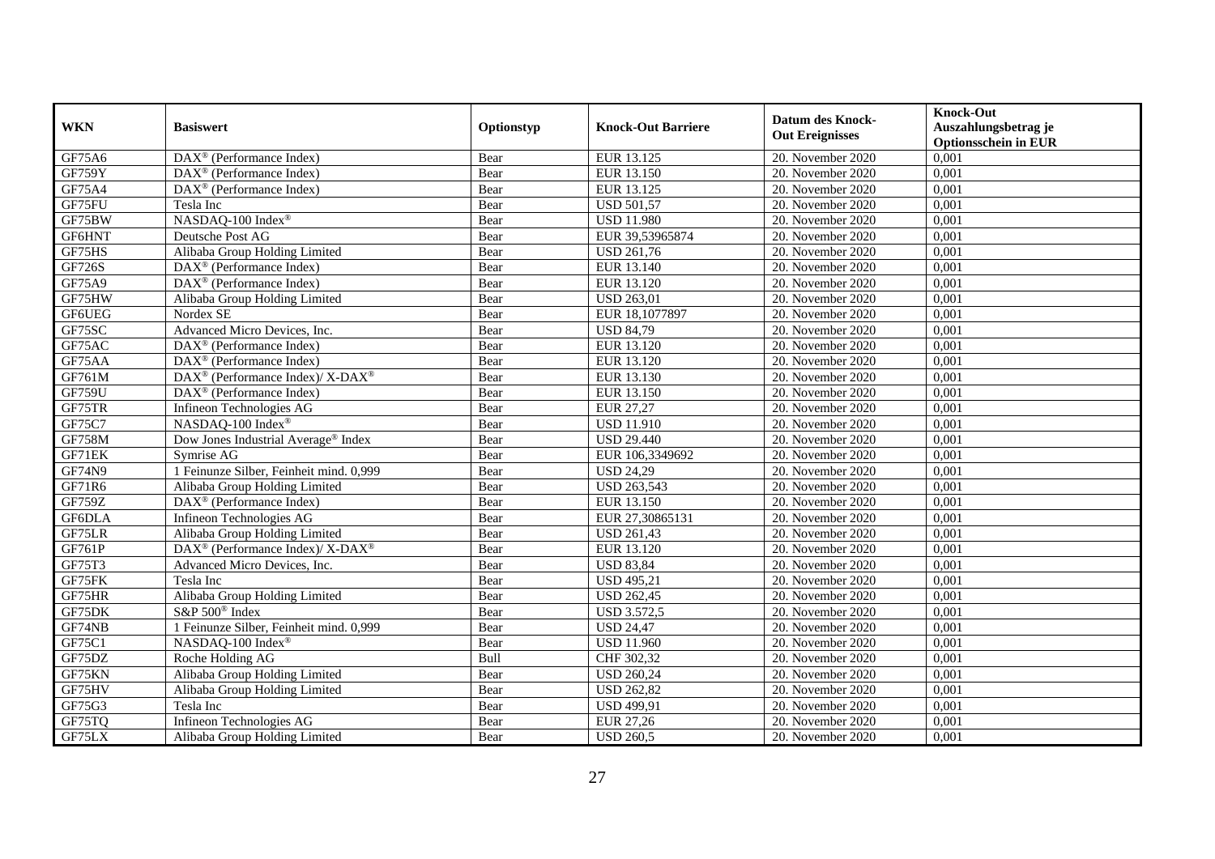| WKN | Basiswert | Optionstyp | Knock-Out Barriere | Datum des Knock-Out Ereignisses | Knock-Out Auszahlungsbetrag je Optionsschein in EUR |
|---|---|---|---|---|---|
| GF75A6 | DAX® (Performance Index) | Bear | EUR 13.125 | 20. November 2020 | 0,001 |
| GF759Y | DAX® (Performance Index) | Bear | EUR 13.150 | 20. November 2020 | 0,001 |
| GF75A4 | DAX® (Performance Index) | Bear | EUR 13.125 | 20. November 2020 | 0,001 |
| GF75FU | Tesla Inc | Bear | USD 501,57 | 20. November 2020 | 0,001 |
| GF75BW | NASDAQ-100 Index® | Bear | USD 11.980 | 20. November 2020 | 0,001 |
| GF6HNT | Deutsche Post AG | Bear | EUR 39,53965874 | 20. November 2020 | 0,001 |
| GF75HS | Alibaba Group Holding Limited | Bear | USD 261,76 | 20. November 2020 | 0,001 |
| GF726S | DAX® (Performance Index) | Bear | EUR 13.140 | 20. November 2020 | 0,001 |
| GF75A9 | DAX® (Performance Index) | Bear | EUR 13.120 | 20. November 2020 | 0,001 |
| GF75HW | Alibaba Group Holding Limited | Bear | USD 263,01 | 20. November 2020 | 0,001 |
| GF6UEG | Nordex SE | Bear | EUR 18,1077897 | 20. November 2020 | 0,001 |
| GF75SC | Advanced Micro Devices, Inc. | Bear | USD 84,79 | 20. November 2020 | 0,001 |
| GF75AC | DAX® (Performance Index) | Bear | EUR 13.120 | 20. November 2020 | 0,001 |
| GF75AA | DAX® (Performance Index) | Bear | EUR 13.120 | 20. November 2020 | 0,001 |
| GF761M | DAX® (Performance Index)/ X-DAX® | Bear | EUR 13.130 | 20. November 2020 | 0,001 |
| GF759U | DAX® (Performance Index) | Bear | EUR 13.150 | 20. November 2020 | 0,001 |
| GF75TR | Infineon Technologies AG | Bear | EUR 27,27 | 20. November 2020 | 0,001 |
| GF75C7 | NASDAQ-100 Index® | Bear | USD 11.910 | 20. November 2020 | 0,001 |
| GF758M | Dow Jones Industrial Average® Index | Bear | USD 29.440 | 20. November 2020 | 0,001 |
| GF71EK | Symrise AG | Bear | EUR 106,3349692 | 20. November 2020 | 0,001 |
| GF74N9 | 1 Feinunze Silber, Feinheit mind. 0,999 | Bear | USD 24,29 | 20. November 2020 | 0,001 |
| GF71R6 | Alibaba Group Holding Limited | Bear | USD 263,543 | 20. November 2020 | 0,001 |
| GF759Z | DAX® (Performance Index) | Bear | EUR 13.150 | 20. November 2020 | 0,001 |
| GF6DLA | Infineon Technologies AG | Bear | EUR 27,30865131 | 20. November 2020 | 0,001 |
| GF75LR | Alibaba Group Holding Limited | Bear | USD 261,43 | 20. November 2020 | 0,001 |
| GF761P | DAX® (Performance Index)/ X-DAX® | Bear | EUR 13.120 | 20. November 2020 | 0,001 |
| GF75T3 | Advanced Micro Devices, Inc. | Bear | USD 83,84 | 20. November 2020 | 0,001 |
| GF75FK | Tesla Inc | Bear | USD 495,21 | 20. November 2020 | 0,001 |
| GF75HR | Alibaba Group Holding Limited | Bear | USD 262,45 | 20. November 2020 | 0,001 |
| GF75DK | S&P 500® Index | Bear | USD 3.572,5 | 20. November 2020 | 0,001 |
| GF74NB | 1 Feinunze Silber, Feinheit mind. 0,999 | Bear | USD 24,47 | 20. November 2020 | 0,001 |
| GF75C1 | NASDAQ-100 Index® | Bear | USD 11.960 | 20. November 2020 | 0,001 |
| GF75DZ | Roche Holding AG | Bull | CHF 302,32 | 20. November 2020 | 0,001 |
| GF75KN | Alibaba Group Holding Limited | Bear | USD 260,24 | 20. November 2020 | 0,001 |
| GF75HV | Alibaba Group Holding Limited | Bear | USD 262,82 | 20. November 2020 | 0,001 |
| GF75G3 | Tesla Inc | Bear | USD 499,91 | 20. November 2020 | 0,001 |
| GF75TQ | Infineon Technologies AG | Bear | EUR 27,26 | 20. November 2020 | 0,001 |
| GF75LX | Alibaba Group Holding Limited | Bear | USD 260,5 | 20. November 2020 | 0,001 |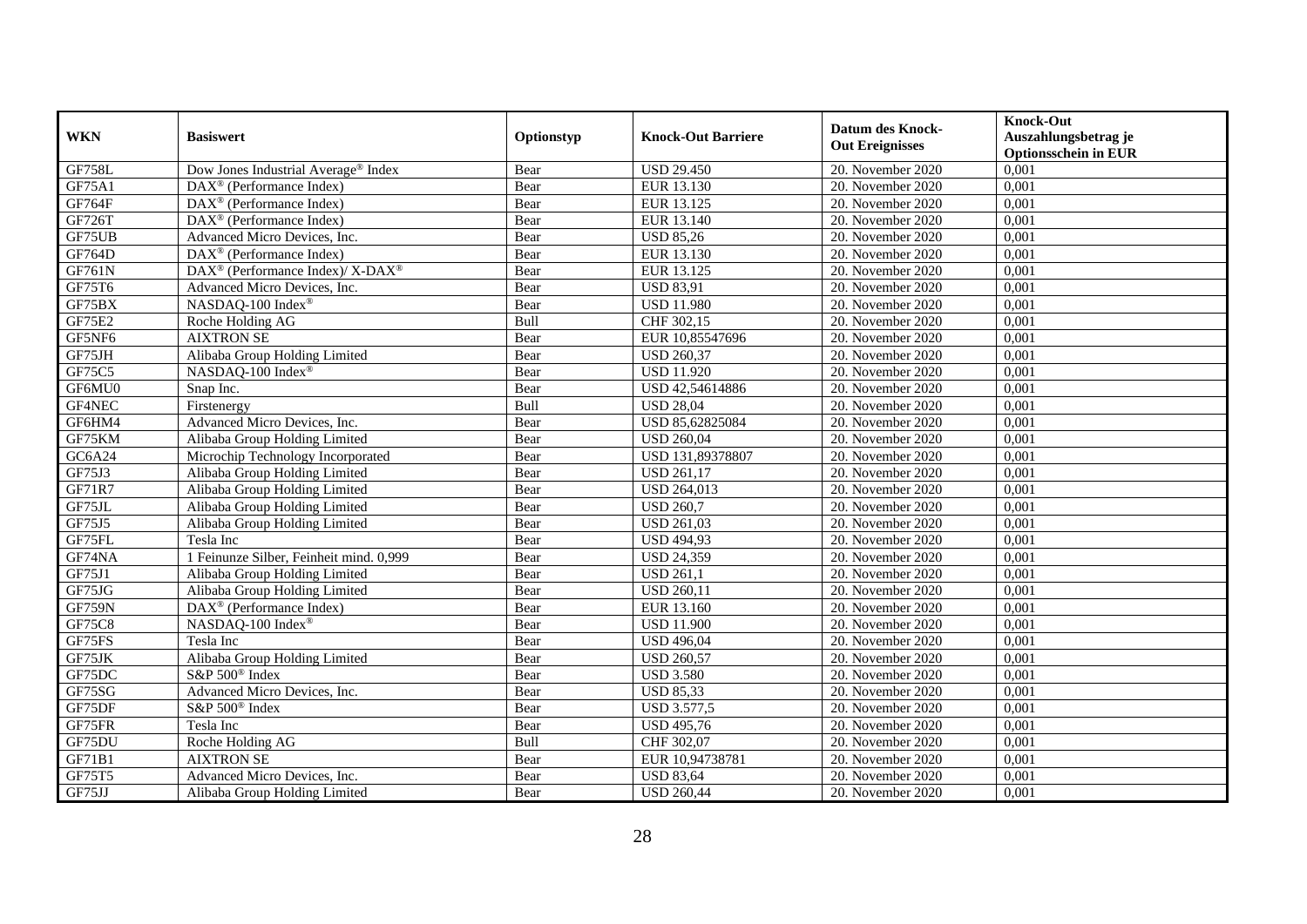| WKN | Basiswert | Optionstyp | Knock-Out Barriere | Datum des Knock-Out Ereignisses | Knock-Out Auszahlungsbetrag je Optionsschein in EUR |
|---|---|---|---|---|---|
| GF758L | Dow Jones Industrial Average® Index | Bear | USD 29.450 | 20. November 2020 | 0,001 |
| GF75A1 | DAX® (Performance Index) | Bear | EUR 13.130 | 20. November 2020 | 0,001 |
| GF764F | DAX® (Performance Index) | Bear | EUR 13.125 | 20. November 2020 | 0,001 |
| GF726T | DAX® (Performance Index) | Bear | EUR 13.140 | 20. November 2020 | 0,001 |
| GF75UB | Advanced Micro Devices, Inc. | Bear | USD 85,26 | 20. November 2020 | 0,001 |
| GF764D | DAX® (Performance Index) | Bear | EUR 13.130 | 20. November 2020 | 0,001 |
| GF761N | DAX® (Performance Index)/ X-DAX® | Bear | EUR 13.125 | 20. November 2020 | 0,001 |
| GF75T6 | Advanced Micro Devices, Inc. | Bear | USD 83,91 | 20. November 2020 | 0,001 |
| GF75BX | NASDAQ-100 Index® | Bear | USD 11.980 | 20. November 2020 | 0,001 |
| GF75E2 | Roche Holding AG | Bull | CHF 302,15 | 20. November 2020 | 0,001 |
| GF5NF6 | AIXTRON SE | Bear | EUR 10,85547696 | 20. November 2020 | 0,001 |
| GF75JH | Alibaba Group Holding Limited | Bear | USD 260,37 | 20. November 2020 | 0,001 |
| GF75C5 | NASDAQ-100 Index® | Bear | USD 11.920 | 20. November 2020 | 0,001 |
| GF6MU0 | Snap Inc. | Bear | USD 42,54614886 | 20. November 2020 | 0,001 |
| GF4NEC | Firstenergy | Bull | USD 28,04 | 20. November 2020 | 0,001 |
| GF6HM4 | Advanced Micro Devices, Inc. | Bear | USD 85,62825084 | 20. November 2020 | 0,001 |
| GF75KM | Alibaba Group Holding Limited | Bear | USD 260,04 | 20. November 2020 | 0,001 |
| GC6A24 | Microchip Technology Incorporated | Bear | USD 131,89378807 | 20. November 2020 | 0,001 |
| GF75J3 | Alibaba Group Holding Limited | Bear | USD 261,17 | 20. November 2020 | 0,001 |
| GF71R7 | Alibaba Group Holding Limited | Bear | USD 264,013 | 20. November 2020 | 0,001 |
| GF75JL | Alibaba Group Holding Limited | Bear | USD 260,7 | 20. November 2020 | 0,001 |
| GF75J5 | Alibaba Group Holding Limited | Bear | USD 261,03 | 20. November 2020 | 0,001 |
| GF75FL | Tesla Inc | Bear | USD 494,93 | 20. November 2020 | 0,001 |
| GF74NA | 1 Feinunze Silber, Feinheit mind. 0,999 | Bear | USD 24,359 | 20. November 2020 | 0,001 |
| GF75J1 | Alibaba Group Holding Limited | Bear | USD 261,1 | 20. November 2020 | 0,001 |
| GF75JG | Alibaba Group Holding Limited | Bear | USD 260,11 | 20. November 2020 | 0,001 |
| GF759N | DAX® (Performance Index) | Bear | EUR 13.160 | 20. November 2020 | 0,001 |
| GF75C8 | NASDAQ-100 Index® | Bear | USD 11.900 | 20. November 2020 | 0,001 |
| GF75FS | Tesla Inc | Bear | USD 496,04 | 20. November 2020 | 0,001 |
| GF75JK | Alibaba Group Holding Limited | Bear | USD 260,57 | 20. November 2020 | 0,001 |
| GF75DC | S&P 500® Index | Bear | USD 3.580 | 20. November 2020 | 0,001 |
| GF75SG | Advanced Micro Devices, Inc. | Bear | USD 85,33 | 20. November 2020 | 0,001 |
| GF75DF | S&P 500® Index | Bear | USD 3.577,5 | 20. November 2020 | 0,001 |
| GF75FR | Tesla Inc | Bear | USD 495,76 | 20. November 2020 | 0,001 |
| GF75DU | Roche Holding AG | Bull | CHF 302,07 | 20. November 2020 | 0,001 |
| GF71B1 | AIXTRON SE | Bear | EUR 10,94738781 | 20. November 2020 | 0,001 |
| GF75T5 | Advanced Micro Devices, Inc. | Bear | USD 83,64 | 20. November 2020 | 0,001 |
| GF75JJ | Alibaba Group Holding Limited | Bear | USD 260,44 | 20. November 2020 | 0,001 |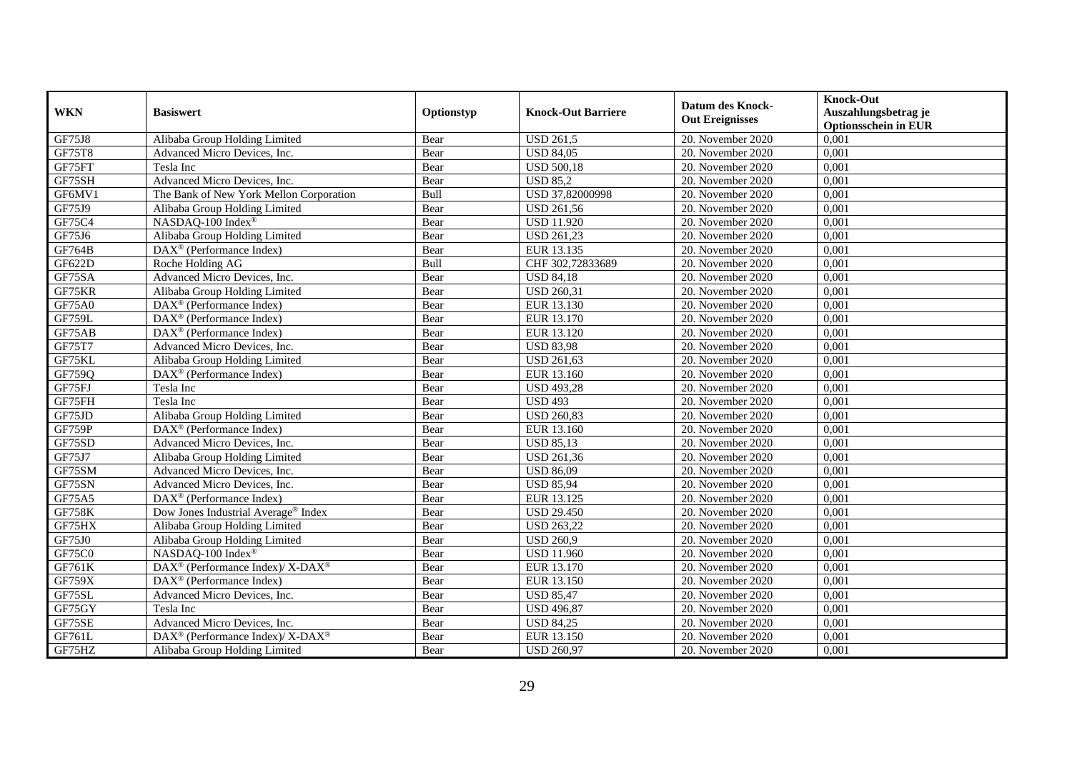| WKN | Basiswert | Optionstyp | Knock-Out Barriere | Datum des Knock-Out Ereignisses | Knock-Out Auszahlungsbetrag je Optionsschein in EUR |
|---|---|---|---|---|---|
| GF75J8 | Alibaba Group Holding Limited | Bear | USD 261,5 | 20. November 2020 | 0,001 |
| GF75T8 | Advanced Micro Devices, Inc. | Bear | USD 84,05 | 20. November 2020 | 0,001 |
| GF75FT | Tesla Inc | Bear | USD 500,18 | 20. November 2020 | 0,001 |
| GF75SH | Advanced Micro Devices, Inc. | Bear | USD 85,2 | 20. November 2020 | 0,001 |
| GF6MV1 | The Bank of New York Mellon Corporation | Bull | USD 37,82000998 | 20. November 2020 | 0,001 |
| GF75J9 | Alibaba Group Holding Limited | Bear | USD 261,56 | 20. November 2020 | 0,001 |
| GF75C4 | NASDAQ-100 Index® | Bear | USD 11.920 | 20. November 2020 | 0,001 |
| GF75J6 | Alibaba Group Holding Limited | Bear | USD 261,23 | 20. November 2020 | 0,001 |
| GF764B | DAX® (Performance Index) | Bear | EUR 13.135 | 20. November 2020 | 0,001 |
| GF622D | Roche Holding AG | Bull | CHF 302,72833689 | 20. November 2020 | 0,001 |
| GF75SA | Advanced Micro Devices, Inc. | Bear | USD 84,18 | 20. November 2020 | 0,001 |
| GF75KR | Alibaba Group Holding Limited | Bear | USD 260,31 | 20. November 2020 | 0,001 |
| GF75A0 | DAX® (Performance Index) | Bear | EUR 13.130 | 20. November 2020 | 0,001 |
| GF759L | DAX® (Performance Index) | Bear | EUR 13.170 | 20. November 2020 | 0,001 |
| GF75AB | DAX® (Performance Index) | Bear | EUR 13.120 | 20. November 2020 | 0,001 |
| GF75T7 | Advanced Micro Devices, Inc. | Bear | USD 83,98 | 20. November 2020 | 0,001 |
| GF75KL | Alibaba Group Holding Limited | Bear | USD 261,63 | 20. November 2020 | 0,001 |
| GF759Q | DAX® (Performance Index) | Bear | EUR 13.160 | 20. November 2020 | 0,001 |
| GF75FJ | Tesla Inc | Bear | USD 493,28 | 20. November 2020 | 0,001 |
| GF75FH | Tesla Inc | Bear | USD 493 | 20. November 2020 | 0,001 |
| GF75JD | Alibaba Group Holding Limited | Bear | USD 260,83 | 20. November 2020 | 0,001 |
| GF759P | DAX® (Performance Index) | Bear | EUR 13.160 | 20. November 2020 | 0,001 |
| GF75SD | Advanced Micro Devices, Inc. | Bear | USD 85,13 | 20. November 2020 | 0,001 |
| GF75J7 | Alibaba Group Holding Limited | Bear | USD 261,36 | 20. November 2020 | 0,001 |
| GF75SM | Advanced Micro Devices, Inc. | Bear | USD 86,09 | 20. November 2020 | 0,001 |
| GF75SN | Advanced Micro Devices, Inc. | Bear | USD 85,94 | 20. November 2020 | 0,001 |
| GF75A5 | DAX® (Performance Index) | Bear | EUR 13.125 | 20. November 2020 | 0,001 |
| GF758K | Dow Jones Industrial Average® Index | Bear | USD 29.450 | 20. November 2020 | 0,001 |
| GF75HX | Alibaba Group Holding Limited | Bear | USD 263,22 | 20. November 2020 | 0,001 |
| GF75J0 | Alibaba Group Holding Limited | Bear | USD 260,9 | 20. November 2020 | 0,001 |
| GF75C0 | NASDAQ-100 Index® | Bear | USD 11.960 | 20. November 2020 | 0,001 |
| GF761K | DAX® (Performance Index)/ X-DAX® | Bear | EUR 13.170 | 20. November 2020 | 0,001 |
| GF759X | DAX® (Performance Index) | Bear | EUR 13.150 | 20. November 2020 | 0,001 |
| GF75SL | Advanced Micro Devices, Inc. | Bear | USD 85,47 | 20. November 2020 | 0,001 |
| GF75GY | Tesla Inc | Bear | USD 496,87 | 20. November 2020 | 0,001 |
| GF75SE | Advanced Micro Devices, Inc. | Bear | USD 84,25 | 20. November 2020 | 0,001 |
| GF761L | DAX® (Performance Index)/ X-DAX® | Bear | EUR 13.150 | 20. November 2020 | 0,001 |
| GF75HZ | Alibaba Group Holding Limited | Bear | USD 260,97 | 20. November 2020 | 0,001 |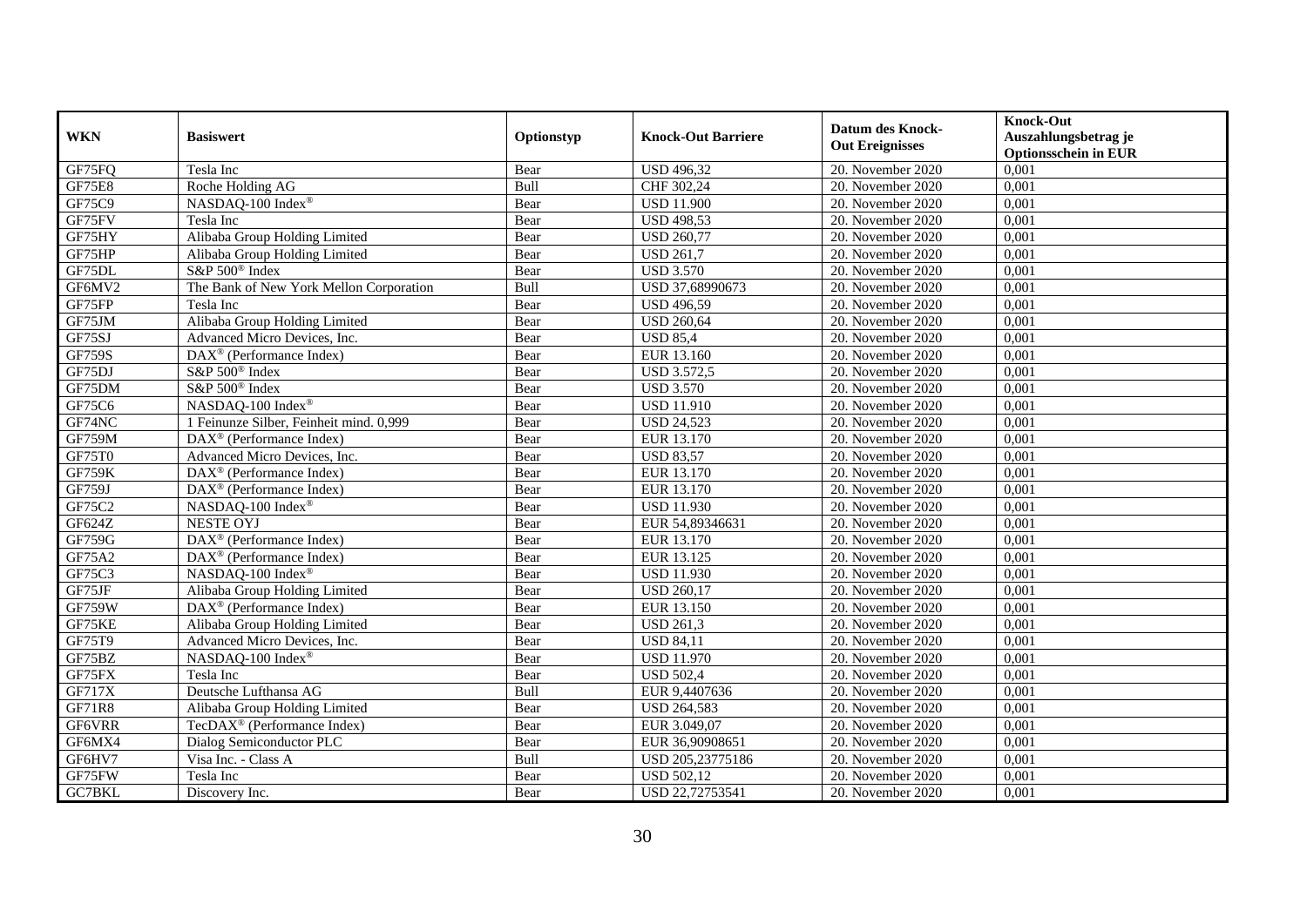| WKN | Basiswert | Optionstyp | Knock-Out Barriere | Datum des Knock-Out Ereignisses | Knock-Out Auszahlungsbetrag je Optionsschein in EUR |
|---|---|---|---|---|---|
| GF75FQ | Tesla Inc | Bear | USD 496,32 | 20. November 2020 | 0,001 |
| GF75E8 | Roche Holding AG | Bull | CHF 302,24 | 20. November 2020 | 0,001 |
| GF75C9 | NASDAQ-100 Index® | Bear | USD 11.900 | 20. November 2020 | 0,001 |
| GF75FV | Tesla Inc | Bear | USD 498,53 | 20. November 2020 | 0,001 |
| GF75HY | Alibaba Group Holding Limited | Bear | USD 260,77 | 20. November 2020 | 0,001 |
| GF75HP | Alibaba Group Holding Limited | Bear | USD 261,7 | 20. November 2020 | 0,001 |
| GF75DL | S&P 500® Index | Bear | USD 3.570 | 20. November 2020 | 0,001 |
| GF6MV2 | The Bank of New York Mellon Corporation | Bull | USD 37,68990673 | 20. November 2020 | 0,001 |
| GF75FP | Tesla Inc | Bear | USD 496,59 | 20. November 2020 | 0,001 |
| GF75JM | Alibaba Group Holding Limited | Bear | USD 260,64 | 20. November 2020 | 0,001 |
| GF75SJ | Advanced Micro Devices, Inc. | Bear | USD 85,4 | 20. November 2020 | 0,001 |
| GF759S | DAX® (Performance Index) | Bear | EUR 13.160 | 20. November 2020 | 0,001 |
| GF75DJ | S&P 500® Index | Bear | USD 3.572,5 | 20. November 2020 | 0,001 |
| GF75DM | S&P 500® Index | Bear | USD 3.570 | 20. November 2020 | 0,001 |
| GF75C6 | NASDAQ-100 Index® | Bear | USD 11.910 | 20. November 2020 | 0,001 |
| GF74NC | 1 Feinunze Silber, Feinheit mind. 0,999 | Bear | USD 24,523 | 20. November 2020 | 0,001 |
| GF759M | DAX® (Performance Index) | Bear | EUR 13.170 | 20. November 2020 | 0,001 |
| GF75T0 | Advanced Micro Devices, Inc. | Bear | USD 83,57 | 20. November 2020 | 0,001 |
| GF759K | DAX® (Performance Index) | Bear | EUR 13.170 | 20. November 2020 | 0,001 |
| GF759J | DAX® (Performance Index) | Bear | EUR 13.170 | 20. November 2020 | 0,001 |
| GF75C2 | NASDAQ-100 Index® | Bear | USD 11.930 | 20. November 2020 | 0,001 |
| GF624Z | NESTE OYJ | Bear | EUR 54,89346631 | 20. November 2020 | 0,001 |
| GF759G | DAX® (Performance Index) | Bear | EUR 13.170 | 20. November 2020 | 0,001 |
| GF75A2 | DAX® (Performance Index) | Bear | EUR 13.125 | 20. November 2020 | 0,001 |
| GF75C3 | NASDAQ-100 Index® | Bear | USD 11.930 | 20. November 2020 | 0,001 |
| GF75JF | Alibaba Group Holding Limited | Bear | USD 260,17 | 20. November 2020 | 0,001 |
| GF759W | DAX® (Performance Index) | Bear | EUR 13.150 | 20. November 2020 | 0,001 |
| GF75KE | Alibaba Group Holding Limited | Bear | USD 261,3 | 20. November 2020 | 0,001 |
| GF75T9 | Advanced Micro Devices, Inc. | Bear | USD 84,11 | 20. November 2020 | 0,001 |
| GF75BZ | NASDAQ-100 Index® | Bear | USD 11.970 | 20. November 2020 | 0,001 |
| GF75FX | Tesla Inc | Bear | USD 502,4 | 20. November 2020 | 0,001 |
| GF717X | Deutsche Lufthansa AG | Bull | EUR 9,4407636 | 20. November 2020 | 0,001 |
| GF71R8 | Alibaba Group Holding Limited | Bear | USD 264,583 | 20. November 2020 | 0,001 |
| GF6VRR | TecDAX® (Performance Index) | Bear | EUR 3.049,07 | 20. November 2020 | 0,001 |
| GF6MX4 | Dialog Semiconductor PLC | Bear | EUR 36,90908651 | 20. November 2020 | 0,001 |
| GF6HV7 | Visa Inc. - Class A | Bull | USD 205,23775186 | 20. November 2020 | 0,001 |
| GF75FW | Tesla Inc | Bear | USD 502,12 | 20. November 2020 | 0,001 |
| GC7BKL | Discovery Inc. | Bear | USD 22,72753541 | 20. November 2020 | 0,001 |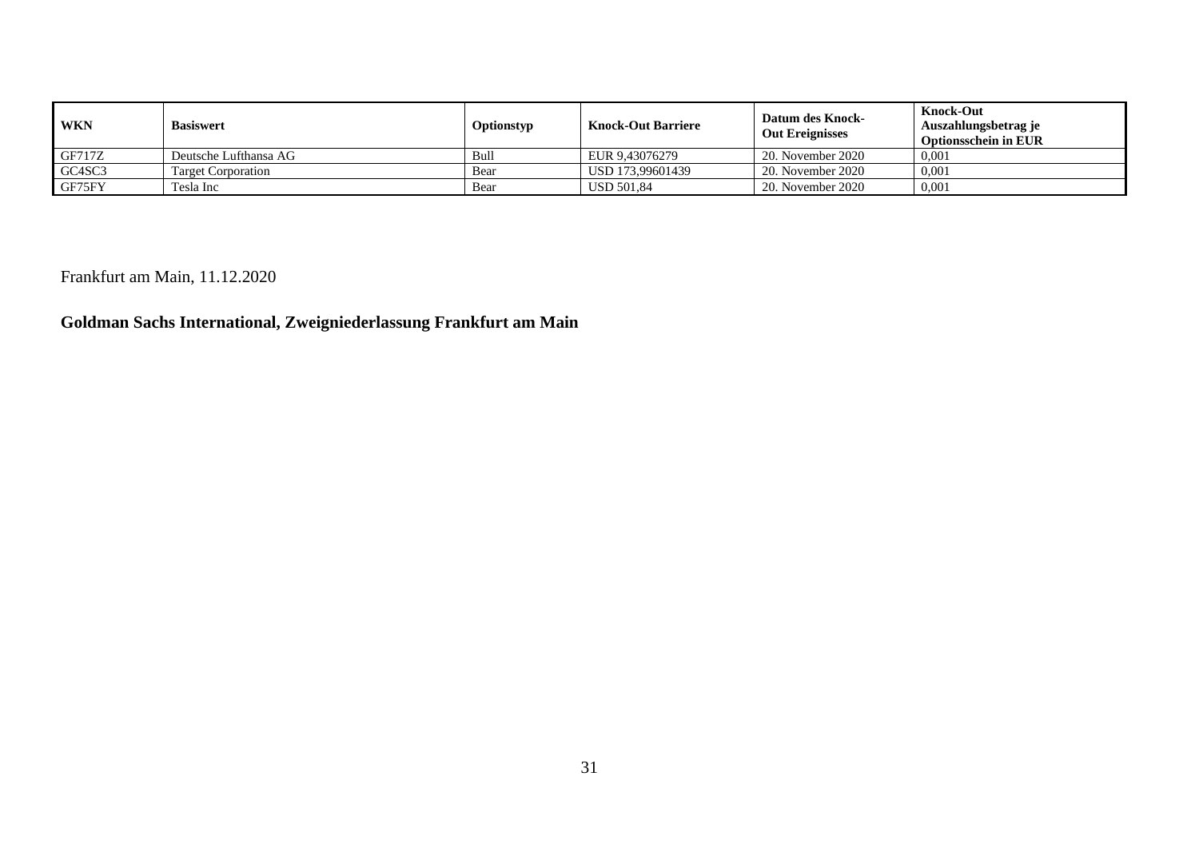| WKN | Basiswert | Optionstyp | Knock-Out Barriere | Datum des Knock-Out Ereignisses | Knock-Out Auszahlungsbetrag je Optionsschein in EUR |
|---|---|---|---|---|---|
| GF717Z | Deutsche Lufthansa AG | Bull | EUR 9,43076279 | 20. November 2020 | 0,001 |
| GC4SC3 | Target Corporation | Bear | USD 173,99601439 | 20. November 2020 | 0,001 |
| GF75FY | Tesla Inc | Bear | USD 501,84 | 20. November 2020 | 0,001 |

Frankfurt am Main, 11.12.2020

**Goldman Sachs International, Zweigniederlassung Frankfurt am Main**